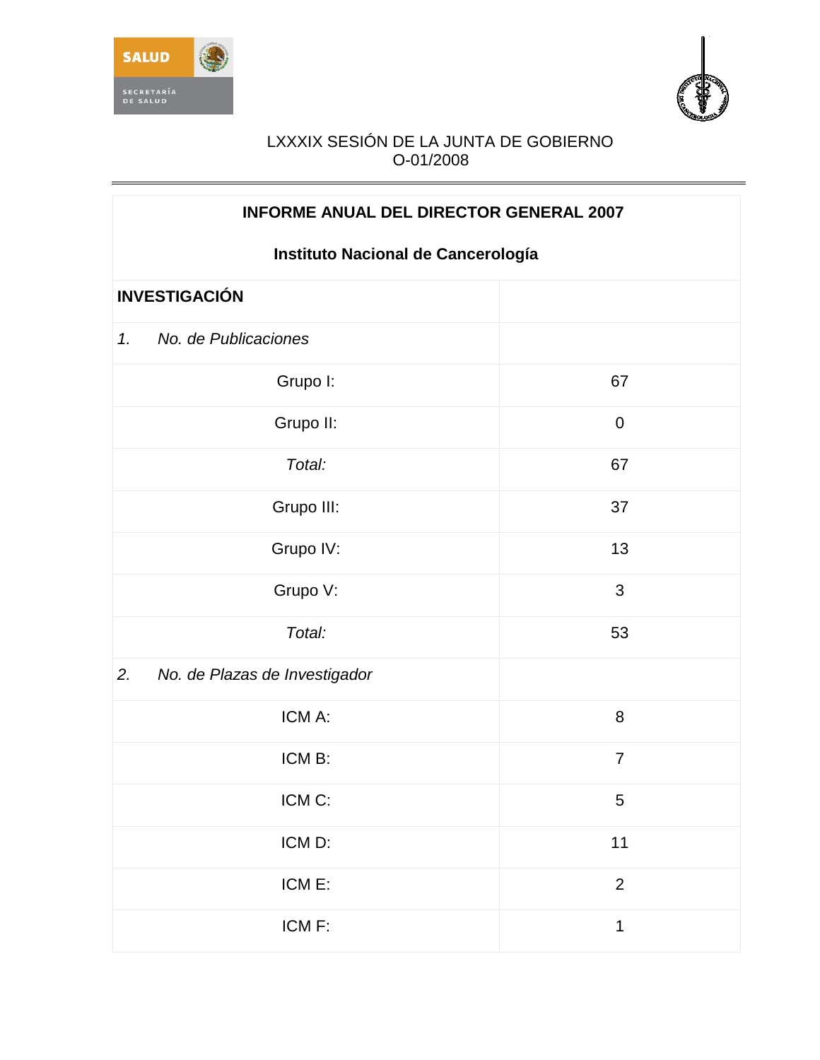LXXXIX SESIÓN DE LA JUNTA DE GOBIERNO
O-01/2008

| **INFORME ANUAL DEL DIRECTOR GENERAL 2007** | |
|---|---|
| **Instituto Nacional de Cancerología** | |
| **INVESTIGACIÓN** | |
| *1. No. de Publicaciones* | |
| Grupo I: | 67 |
| Grupo II: | 0 |
| *Total:* | 67 |
| Grupo III: | 37 |
| Grupo IV: | 13 |
| Grupo V: | 3 |
| *Total:* | 53 |
| *2. No. de Plazas de Investigador* | |
| ICM A: | 8 |
| ICM B: | 7 |
| ICM C: | 5 |
| ICM D: | 11 |
| ICM E: | 2 |
| ICM F: | 1 |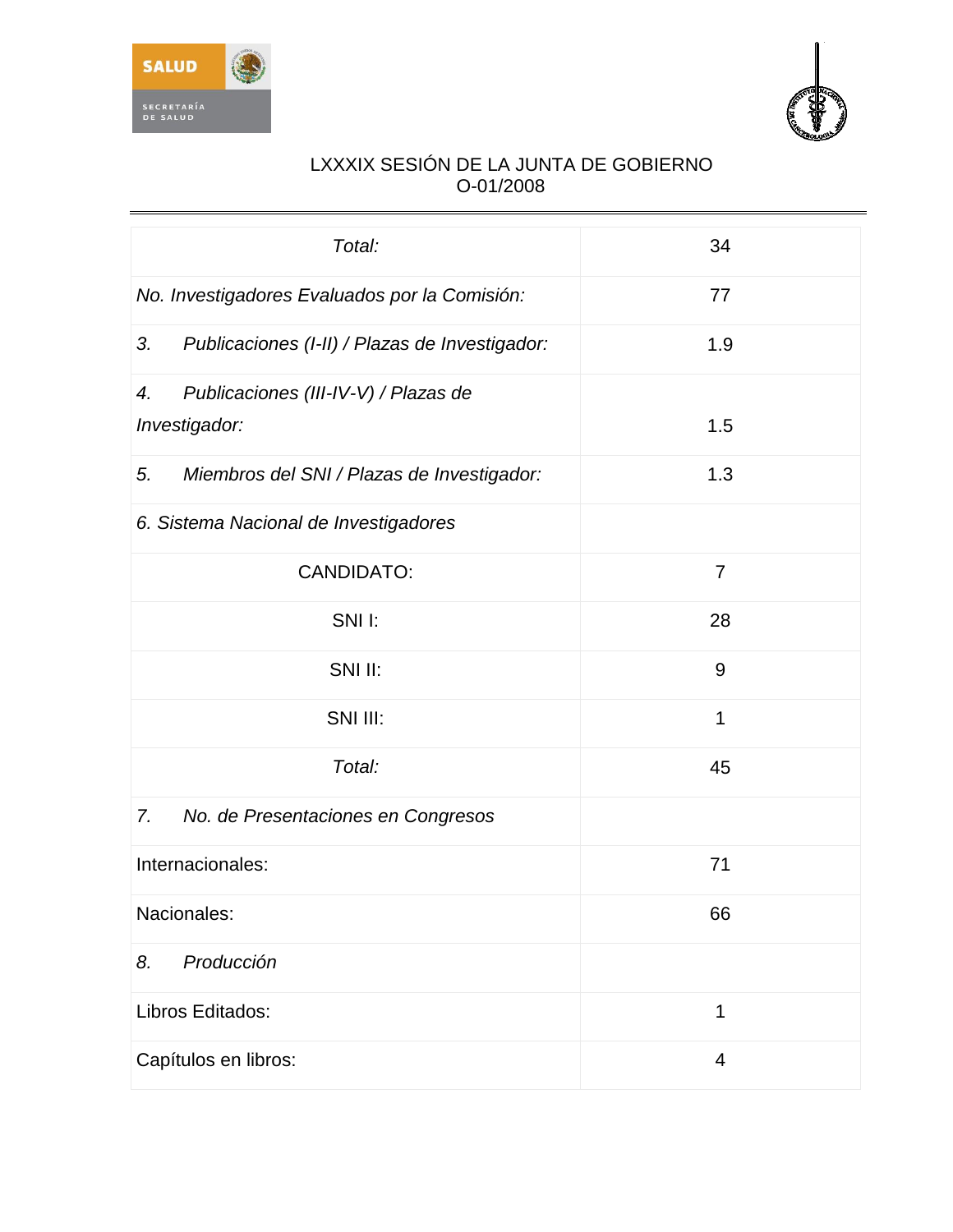LXXXIX SESIÓN DE LA JUNTA DE GOBIERNO
O-01/2008

| | |
|---|---|
| *Total:* | 34 |
| *No. Investigadores Evaluados por la Comisión:* | 77 |
| *3. Publicaciones (I-II) / Plazas de Investigador:* | 1.9 |
| *4. Publicaciones (III-IV-V) / Plazas de Investigador:* | 1.5 |
| *5. Miembros del SNI / Plazas de Investigador:* | 1.3 |
| *6. Sistema Nacional de Investigadores* | |
| CANDIDATO: | 7 |
| SNI I: | 28 |
| SNI II: | 9 |
| SNI III: | 1 |
| *Total:* | 45 |
| *7. No. de Presentaciones en Congresos* | |
| Internacionales: | 71 |
| Nacionales: | 66 |
| *8. Producción* | |
| Libros Editados: | 1 |
| Capítulos en libros: | 4 |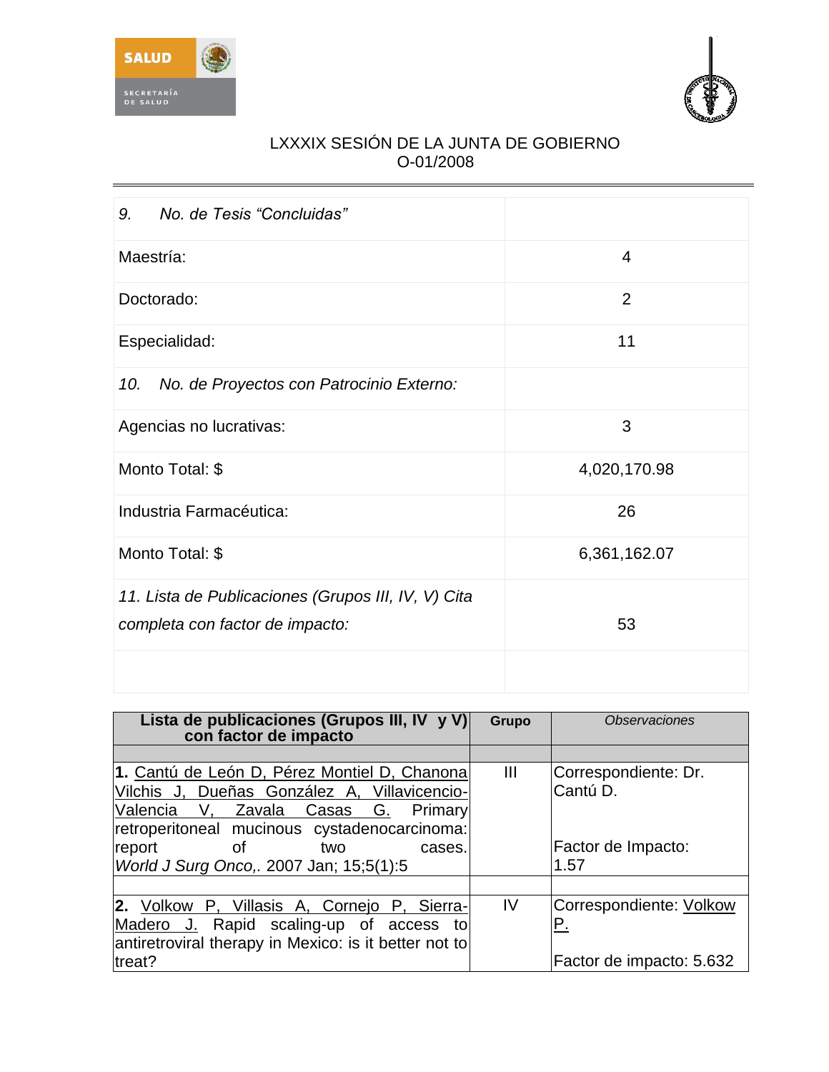LXXXIX SESIÓN DE LA JUNTA DE GOBIERNO
O-01/2008

| | |
|---|---|
| *9. No. de Tesis "Concluidas"* | |
| Maestría: | 4 |
| Doctorado: | 2 |
| Especialidad: | 11 |
| *10. No. de Proyectos con Patrocinio Externo:* | |
| Agencias no lucrativas: | 3 |
| Monto Total: $ | 4,020,170.98 |
| Industria Farmacéutica: | 26 |
| Monto Total: $ | 6,361,162.07 |
| *11. Lista de Publicaciones (Grupos III, IV, V) Cita completa con factor de impacto:* | 53 |
| | |

| **Lista de publicaciones (Grupos III, IV y V) con factor de impacto** | **Grupo** | *Observaciones* |
|---|---|---|
| | | |
| **1.** Cantú de León D, Pérez Montiel D, Chanona Vilchis J, Dueñas González A, Villavicencio-Valencia V, Zavala Casas G. Primary retroperitoneal mucinous cystadenocarcinoma: report of two cases. *World J Surg Onco,*. 2007 Jan; 15;5(1):5 | III | Correspondiente: Dr. Cantú D.<br><br>Factor de Impacto: 1.57 |
| | | |
| **2.** Volkow P, Villasis A, Cornejo P, Sierra-Madero J. Rapid scaling-up of access to antiretroviral therapy in Mexico: is it better not to treat? | IV | Correspondiente: Volkow P.<br><br>Factor de impacto: 5.632 |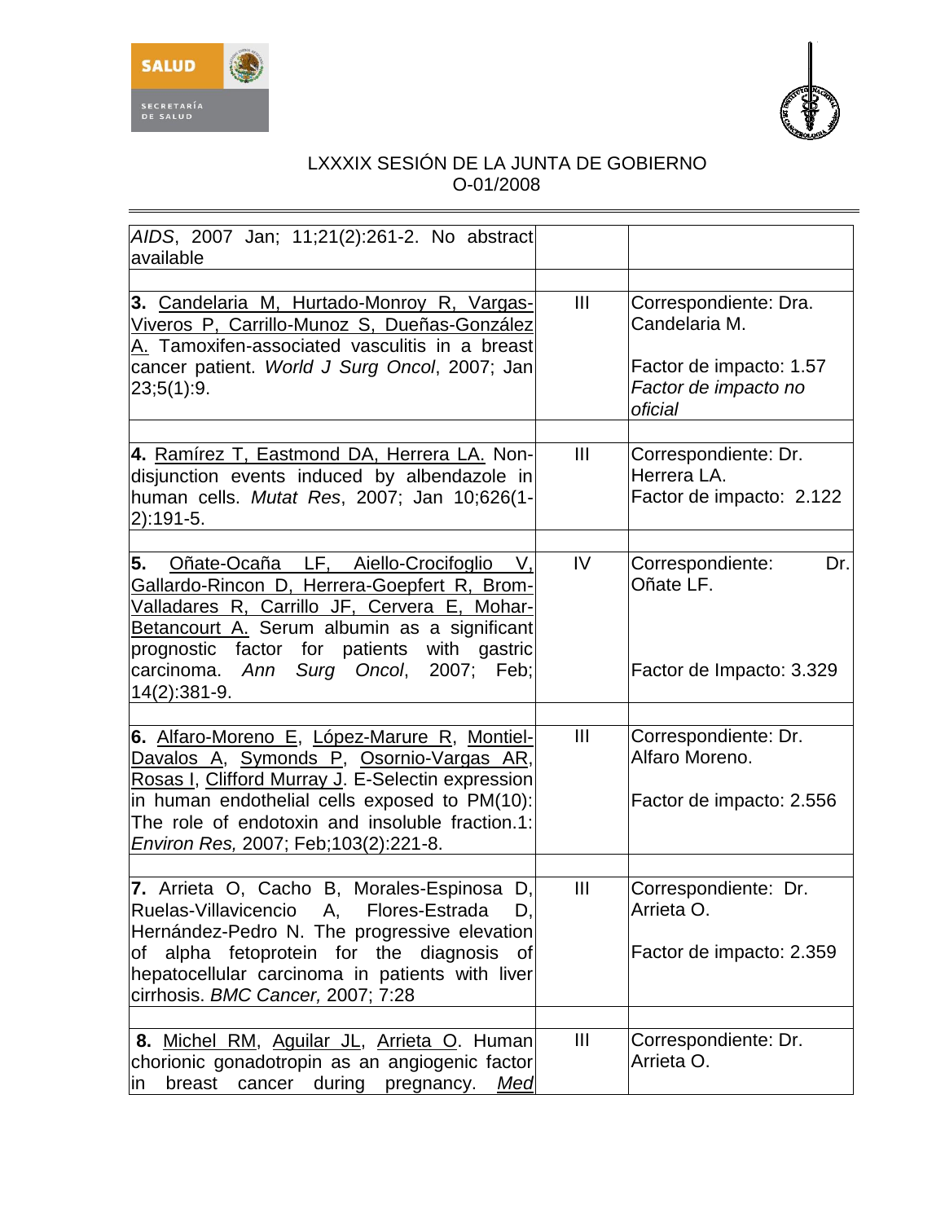LXXXIX SESIÓN DE LA JUNTA DE GOBIERNO
O-01/2008

| | | |
|---|---|---|
| *AIDS*, 2007 Jan; 11;21(2):261-2. No abstract available | | |
| | | |
| **3.** Candelaria M, Hurtado-Monroy R, Vargas-Viveros P, Carrillo-Munoz S, Dueñas-González A. Tamoxifen-associated vasculitis in a breast cancer patient. *World J Surg Oncol*, 2007; Jan 23;5(1):9. | III | Correspondiente: Dra. Candelaria M.<br><br>Factor de impacto: 1.57<br>*Factor de impacto no oficial* |
| | | |
| **4.** Ramírez T, Eastmond DA, Herrera LA. Non-disjunction events induced by albendazole in human cells. *Mutat Res*, 2007; Jan 10;626(1-2):191-5. | III | Correspondiente: Dr. Herrera LA.<br>Factor de impacto: 2.122 |
| | | |
| **5.** Oñate-Ocaña LF, Aiello-Crocifoglio V, Gallardo-Rincon D, Herrera-Goepfert R, Brom-Valladares R, Carrillo JF, Cervera E, Mohar-Betancourt A. Serum albumin as a significant prognostic factor for patients with gastric carcinoma. *Ann Surg Oncol*, 2007; Feb; 14(2):381-9. | IV | Correspondiente: Dr. Oñate LF.<br><br>Factor de Impacto: 3.329 |
| | | |
| **6.** Alfaro-Moreno E, López-Marure R, Montiel-Davalos A, Symonds P, Osornio-Vargas AR, Rosas I, Clifford Murray J. E-Selectin expression in human endothelial cells exposed to PM(10): The role of endotoxin and insoluble fraction.1: *Environ Res*, 2007; Feb;103(2):221-8. | III | Correspondiente: Dr. Alfaro Moreno.<br><br>Factor de impacto: 2.556 |
| | | |
| **7.** Arrieta O, Cacho B, Morales-Espinosa D, Ruelas-Villavicencio A, Flores-Estrada D, Hernández-Pedro N. The progressive elevation of alpha fetoprotein for the diagnosis of hepatocellular carcinoma in patients with liver cirrhosis. *BMC Cancer*, 2007; 7:28 | III | Correspondiente: Dr. Arrieta O.<br><br>Factor de impacto: 2.359 |
| | | |
| **8.** Michel RM, Aguilar JL, Arrieta O. Human chorionic gonadotropin as an angiogenic factor in breast cancer during pregnancy. *Med* | III | Correspondiente: Dr. Arrieta O. |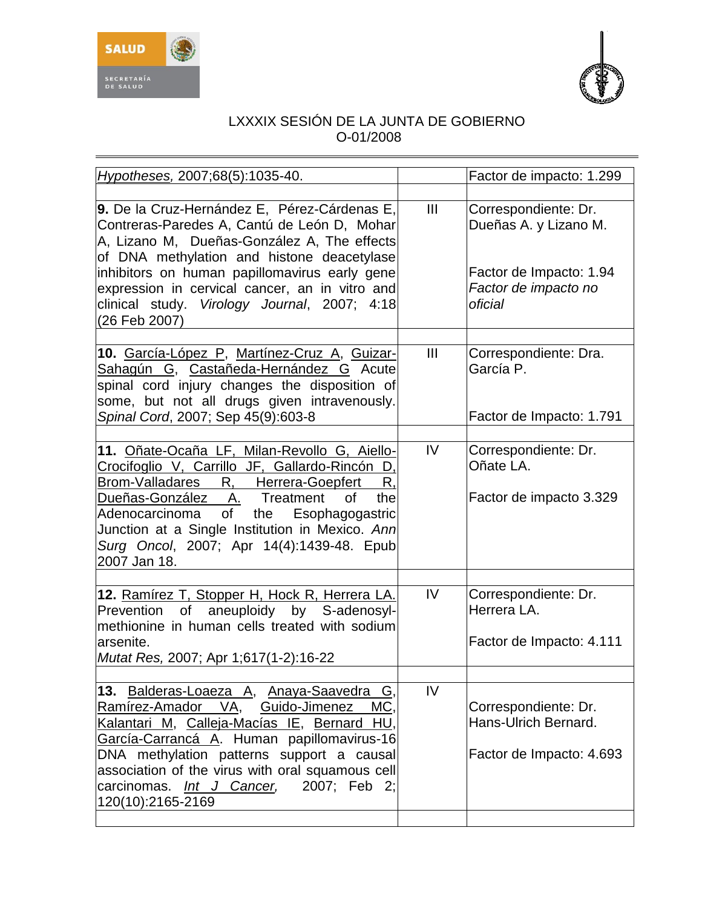| | | |
|---|---|---|
| *Hypotheses,* 2007;68(5):1035-40. | | Factor de impacto: 1.299 |
| | | |
| **9.** De la Cruz-Hernández E, Pérez-Cárdenas E, Contreras-Paredes A, Cantú de León D, Mohar A, Lizano M, Dueñas-González A, The effects of DNA methylation and histone deacetylase inhibitors on human papillomavirus early gene expression in cervical cancer, an in vitro and clinical study. *Virology Journal*, 2007; 4:18 (26 Feb 2007) | III | Correspondiente: Dr. Dueñas A. y Lizano M.<br><br>Factor de Impacto: 1.94<br>*Factor de impacto no oficial* |
| | | |
| **10.** García-López P, Martínez-Cruz A, Guizar-Sahagún G, Castañeda-Hernández G Acute spinal cord injury changes the disposition of some, but not all drugs given intravenously. *Spinal Cord*, 2007; Sep 45(9):603-8 | III | Correspondiente: Dra. García P.<br><br>Factor de Impacto: 1.791 |
| | | |
| **11.** Oñate-Ocaña LF, Milan-Revollo G, Aiello-Crocifoglio V, Carrillo JF, Gallardo-Rincón D, Brom-Valladares R, Herrera-Goepfert R, Dueñas-González A. Treatment of the Adenocarcinoma of the Esophagogastric Junction at a Single Institution in Mexico. *Ann Surg Oncol*, 2007; Apr 14(4):1439-48. Epub 2007 Jan 18. | IV | Correspondiente: Dr. Oñate LA.<br><br>Factor de impacto 3.329 |
| | | |
| **12.** Ramírez T, Stopper H, Hock R, Herrera LA. Prevention of aneuploidy by S-adenosyl-methionine in human cells treated with sodium arsenite.<br>*Mutat Res,* 2007; Apr 1;617(1-2):16-22 | IV | Correspondiente: Dr. Herrera LA.<br><br>Factor de Impacto: 4.111 |
| | | |
| **13.** Balderas-Loaeza A, Anaya-Saavedra G, Ramírez-Amador VA, Guido-Jimenez MC, Kalantari M, Calleja-Macías IE, Bernard HU, García-Carrancá A. Human papillomavirus-16 DNA methylation patterns support a causal association of the virus with oral squamous cell carcinomas. *Int J Cancer,* 2007; Feb 2; 120(10):2165-2169 | IV | Correspondiente: Dr. Hans-Ulrich Bernard.<br><br>Factor de Impacto: 4.693 |
| | | |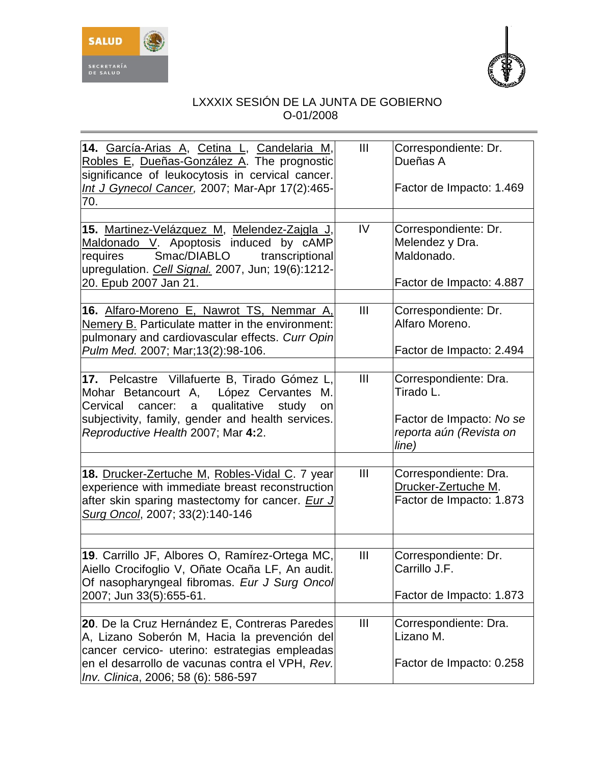LXXXIX SESIÓN DE LA JUNTA DE GOBIERNO
O-01/2008

| | | |
|---|---|---|
| **14.** García-Arias A, Cetina L, Candelaria M, Robles E, Dueñas-González A. The prognostic significance of leukocytosis in cervical cancer. *Int J Gynecol Cancer,* 2007; Mar-Apr 17(2):465-70. | III | Correspondiente: Dr. Dueñas A<br><br>Factor de Impacto: 1.469 |
| **15.** Martinez-Velázquez M, Melendez-Zajgla J, Maldonado V. Apoptosis induced by cAMP requires Smac/DIABLO transcriptional upregulation. *Cell Signal.* 2007, Jun; 19(6):1212-20. Epub 2007 Jan 21. | IV | Correspondiente: Dr. Melendez y Dra. Maldonado.<br><br>Factor de Impacto: 4.887 |
| **16.** Alfaro-Moreno E, Nawrot TS, Nemmar A, Nemery B. Particulate matter in the environment: pulmonary and cardiovascular effects. *Curr Opin Pulm Med.* 2007; Mar;13(2):98-106. | III | Correspondiente: Dr. Alfaro Moreno.<br><br>Factor de Impacto: 2.494 |
| **17.** Pelcastre Villafuerte B, Tirado Gómez L, Mohar Betancourt A, López Cervantes M. Cervical cancer: a qualitative study on subjectivity, family, gender and health services. *Reproductive Health* 2007; Mar **4:**2. | III | Correspondiente: Dra. Tirado L.<br><br>Factor de Impacto: *No se reporta aún (Revista on line)* |
| **18.** Drucker-Zertuche M, Robles-Vidal C. 7 year experience with immediate breast reconstruction after skin sparing mastectomy for cancer. *Eur J Surg Oncol*, 2007; 33(2):140-146 | III | Correspondiente: Dra. Drucker-Zertuche M.<br>Factor de Impacto: 1.873 |
| **19**. Carrillo JF, Albores O, Ramírez-Ortega MC, Aiello Crocifoglio V, Oñate Ocaña LF, An audit. Of nasopharyngeal fibromas. *Eur J Surg Oncol* 2007; Jun 33(5):655-61. | III | Correspondiente: Dr. Carrillo J.F.<br><br>Factor de Impacto: 1.873 |
| **20**. De la Cruz Hernández E, Contreras Paredes A, Lizano Soberón M, Hacia la prevención del cancer cervico- uterino: estrategias empleadas en el desarrollo de vacunas contra el VPH, *Rev. Inv. Clinica*, 2006; 58 (6): 586-597 | III | Correspondiente: Dra. Lizano M.<br><br>Factor de Impacto: 0.258 |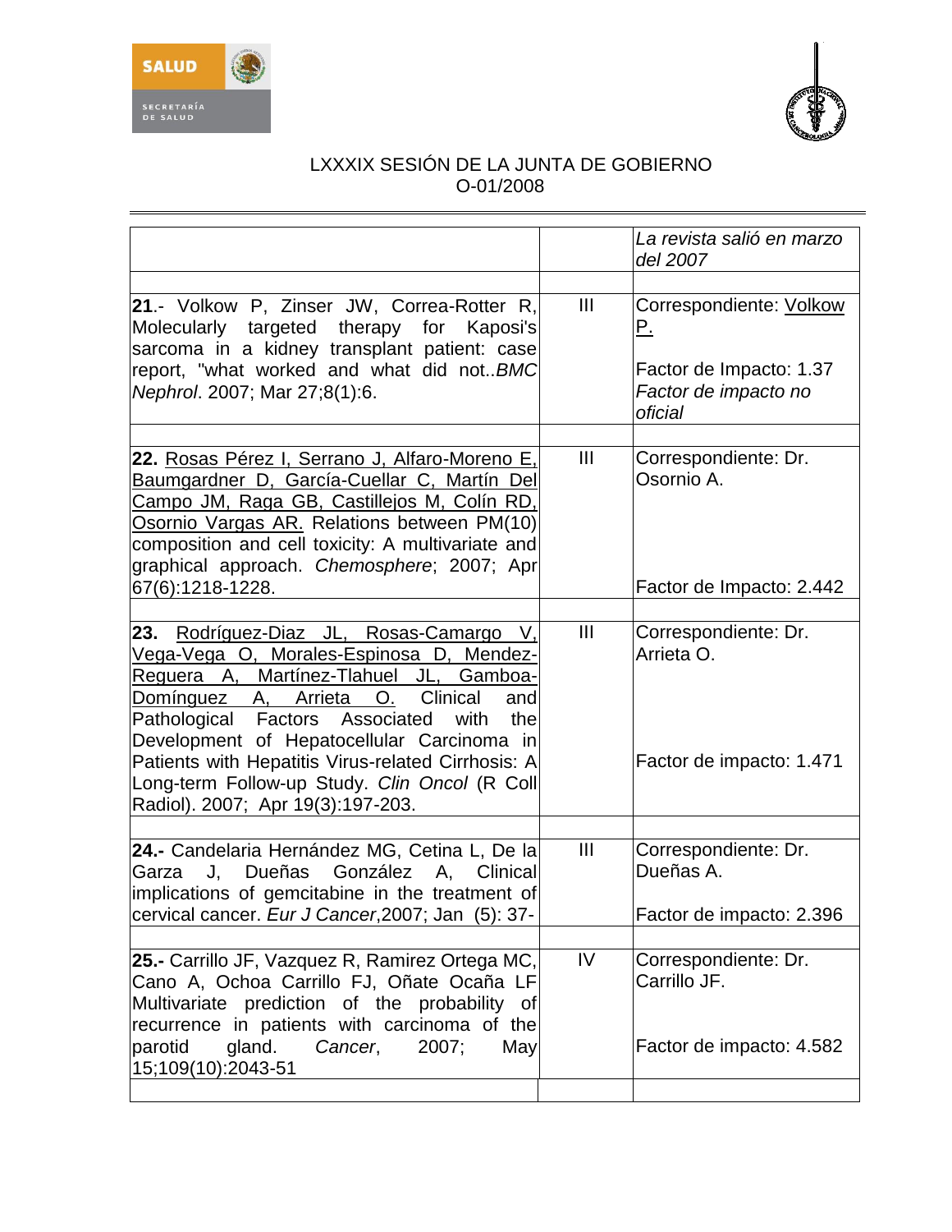LXXXIX SESIÓN DE LA JUNTA DE GOBIERNO
O-01/2008

| | | |
|---|---|---|
| | | *La revista salió en marzo del 2007* |
| | | |
| **21**.- Volkow P, Zinser JW, Correa-Rotter R, Molecularly targeted therapy for Kaposi's sarcoma in a kidney transplant patient: case report, "what worked and what did not..*BMC Nephrol*. 2007; Mar 27;8(1):6. | III | Correspondiente: Volkow P.<br><br>Factor de Impacto: 1.37<br>*Factor de impacto no oficial* |
| | | |
| **22.** Rosas Pérez I, Serrano J, Alfaro-Moreno E, Baumgardner D, García-Cuellar C, Martín Del Campo JM, Raga GB, Castillejos M, Colín RD, Osornio Vargas AR. Relations between PM(10) composition and cell toxicity: A multivariate and graphical approach. *Chemosphere*; 2007; Apr 67(6):1218-1228. | III | Correspondiente: Dr. Osornio A.<br><br>Factor de Impacto: 2.442 |
| | | |
| **23.** Rodríguez-Diaz JL, Rosas-Camargo V, Vega-Vega O, Morales-Espinosa D, Mendez-Reguera A, Martínez-Tlahuel JL, Gamboa-Domínguez A, Arrieta O. Clinical and Pathological Factors Associated with the Development of Hepatocellular Carcinoma in Patients with Hepatitis Virus-related Cirrhosis: A Long-term Follow-up Study. *Clin Oncol* (R Coll Radiol). 2007; Apr 19(3):197-203. | III | Correspondiente: Dr. Arrieta O.<br><br>Factor de impacto: 1.471 |
| | | |
| **24.-** Candelaria Hernández MG, Cetina L, De la Garza J, Dueñas González A, Clinical implications of gemcitabine in the treatment of cervical cancer. *Eur J Cancer*,2007; Jan (5): 37- | III | Correspondiente: Dr. Dueñas A.<br><br>Factor de impacto: 2.396 |
| | | |
| **25.-** Carrillo JF, Vazquez R, Ramirez Ortega MC, Cano A, Ochoa Carrillo FJ, Oñate Ocaña LF Multivariate prediction of the probability of recurrence in patients with carcinoma of the parotid gland. *Cancer*, 2007; May 15;109(10):2043-51 | IV | Correspondiente: Dr. Carrillo JF.<br><br>Factor de impacto: 4.582 |
| | | |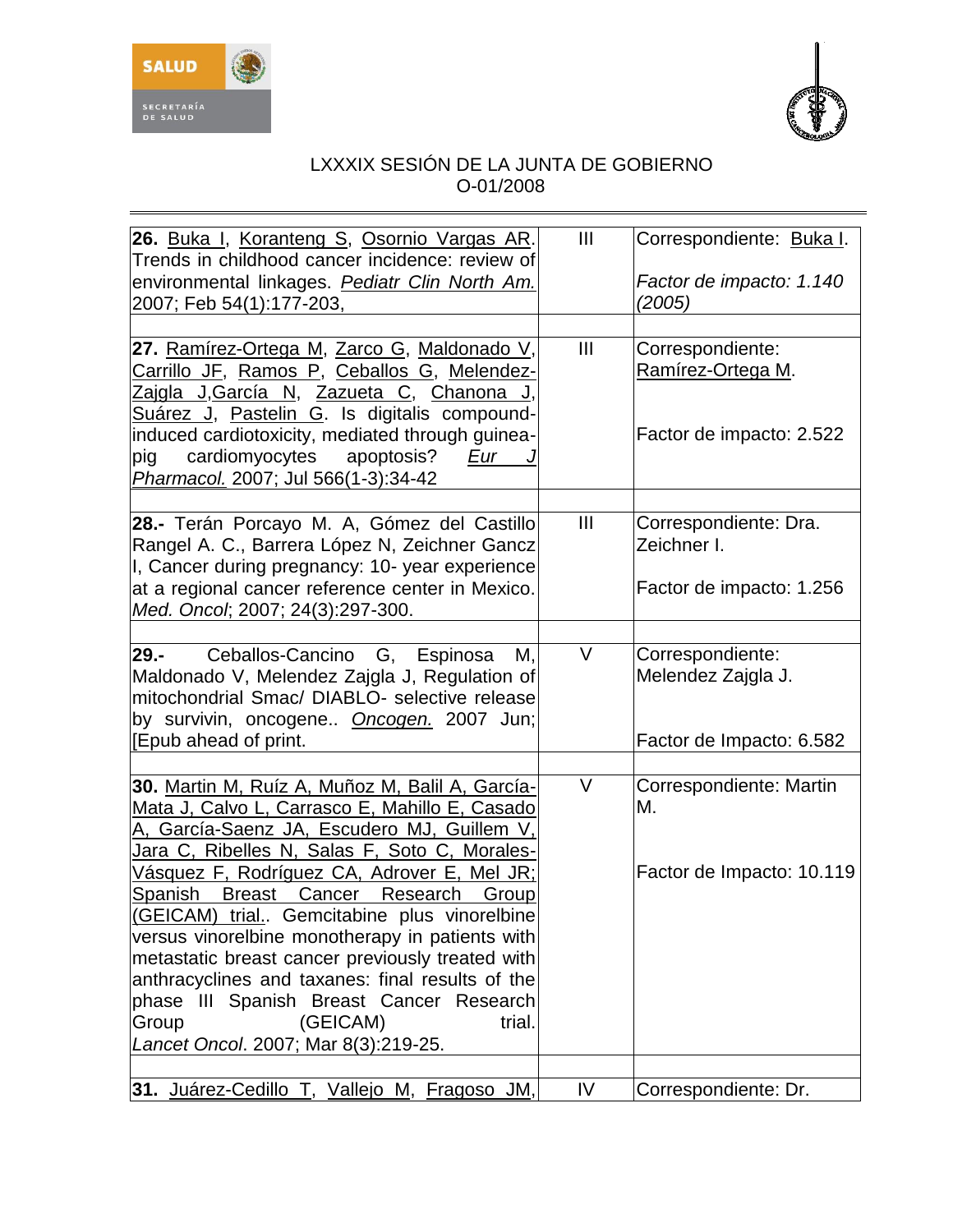| | | |
|---|---|---|
| **26.** Buka I, Koranteng S, Osornio Vargas AR. Trends in childhood cancer incidence: review of environmental linkages. *Pediatr Clin North Am.* 2007; Feb 54(1):177-203, | III | Correspondiente: Buka I. *Factor de impacto: 1.140 (2005)* |
| | | |
| **27.** Ramírez-Ortega M, Zarco G, Maldonado V, Carrillo JF, Ramos P, Ceballos G, Melendez-Zajgla J, García N, Zazueta C, Chanona J, Suárez J, Pastelin G. Is digitalis compound-induced cardiotoxicity, mediated through guinea-pig cardiomyocytes apoptosis? *Eur J Pharmacol.* 2007; Jul 566(1-3):34-42 | III | Correspondiente: Ramírez-Ortega M. Factor de impacto: 2.522 |
| | | |
| **28.-** Terán Porcayo M. A, Gómez del Castillo Rangel A. C., Barrera López N, Zeichner Gancz I, Cancer during pregnancy: 10- year experience at a regional cancer reference center in Mexico. *Med. Oncol*; 2007; 24(3):297-300. | III | Correspondiente: Dra. Zeichner I. Factor de impacto: 1.256 |
| | | |
| **29.-** Ceballos-Cancino G, Espinosa M, Maldonado V, Melendez Zajgla J, Regulation of mitochondrial Smac/ DIABLO- selective release by survivin, oncogene.. *Oncogen.* 2007 Jun; [Epub ahead of print. | V | Correspondiente: Melendez Zajgla J. Factor de Impacto: 6.582 |
| | | |
| **30.** Martin M, Ruíz A, Muñoz M, Balil A, García-Mata J, Calvo L, Carrasco E, Mahillo E, Casado A, García-Saenz JA, Escudero MJ, Guillem V, Jara C, Ribelles N, Salas F, Soto C, Morales-Vásquez F, Rodríguez CA, Adrover E, Mel JR; Spanish Breast Cancer Research Group (GEICAM) trial.. Gemcitabine plus vinorelbine versus vinorelbine monotherapy in patients with metastatic breast cancer previously treated with anthracyclines and taxanes: final results of the phase III Spanish Breast Cancer Research Group (GEICAM) trial. *Lancet Oncol*. 2007; Mar 8(3):219-25. | V | Correspondiente: Martin M. Factor de Impacto: 10.119 |
| | | |
| **31.** Juárez-Cedillo T, Vallejo M, Fragoso JM, | IV | Correspondiente: Dr. |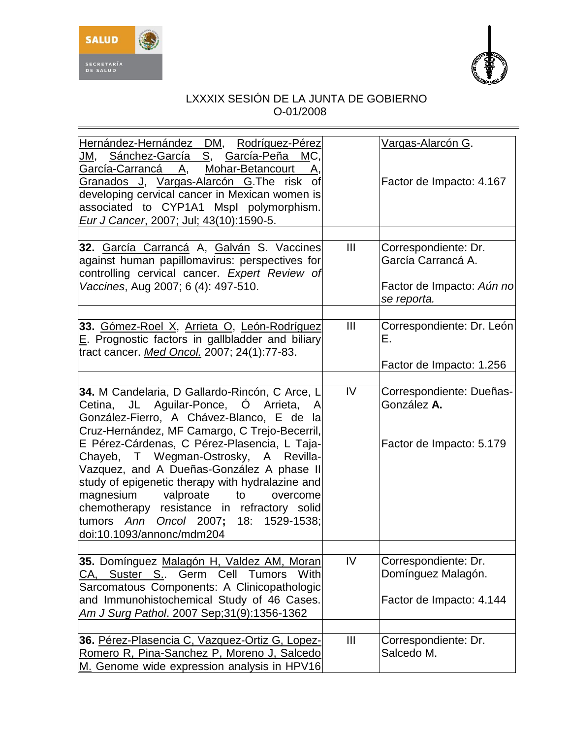| | | |
|---|---|---|
| Hernández-Hernández DM, Rodríguez-Pérez JM, Sánchez-García S, García-Peña MC, García-Carrancá A, Mohar-Betancourt A, Granados J, Vargas-Alarcón G.The risk of developing cervical cancer in Mexican women is associated to CYP1A1 MspI polymorphism. *Eur J Cancer*, 2007; Jul; 43(10):1590-5. | | Vargas-Alarcón G.<br><br>Factor de Impacto: 4.167 |
| | | |
| **32.** García Carrancá A, Galván S. Vaccines against human papillomavirus: perspectives for controlling cervical cancer. *Expert Review of Vaccines*, Aug 2007; 6 (4): 497-510. | III | Correspondiente: Dr. García Carrancá A.<br><br>Factor de Impacto: *Aún no se reporta.* |
| | | |
| **33.** Gómez-Roel X, Arrieta O, León-Rodríguez E. Prognostic factors in gallbladder and biliary tract cancer. *Med Oncol.* 2007; 24(1):77-83. | III | Correspondiente: Dr. León E.<br><br>Factor de Impacto: 1.256 |
| | | |
| **34.** M Candelaria, D Gallardo-Rincón, C Arce, L Cetina, JL Aguilar-Ponce, Ó Arrieta, A González-Fierro, A Chávez-Blanco, E de la Cruz-Hernández, MF Camargo, C Trejo-Becerril, E Pérez-Cárdenas, C Pérez-Plasencia, L Taja-Chayeb, T Wegman-Ostrosky, A Revilla-Vazquez, and A Dueñas-González A phase II study of epigenetic therapy with hydralazine and magnesium valproate to overcome chemotherapy resistance in refractory solid tumors *Ann Oncol* 2007**;** 18: 1529-1538; doi:10.1093/annonc/mdm204 | IV | Correspondiente: Dueñas-González **A.**<br><br>Factor de Impacto: 5.179 |
| | | |
| **35.** Domínguez Malagón H, Valdez AM, Moran CA, Suster S.. Germ Cell Tumors With Sarcomatous Components: A Clinicopathologic and Immunohistochemical Study of 46 Cases. *Am J Surg Pathol*. 2007 Sep;31(9):1356-1362 | IV | Correspondiente: Dr. Domínguez Malagón.<br><br>Factor de Impacto: 4.144 |
| | | |
| **36.** Pérez-Plasencia C, Vazquez-Ortiz G, Lopez-Romero R, Pina-Sanchez P, Moreno J, Salcedo M. Genome wide expression analysis in HPV16 | III | Correspondiente: Dr. Salcedo M. |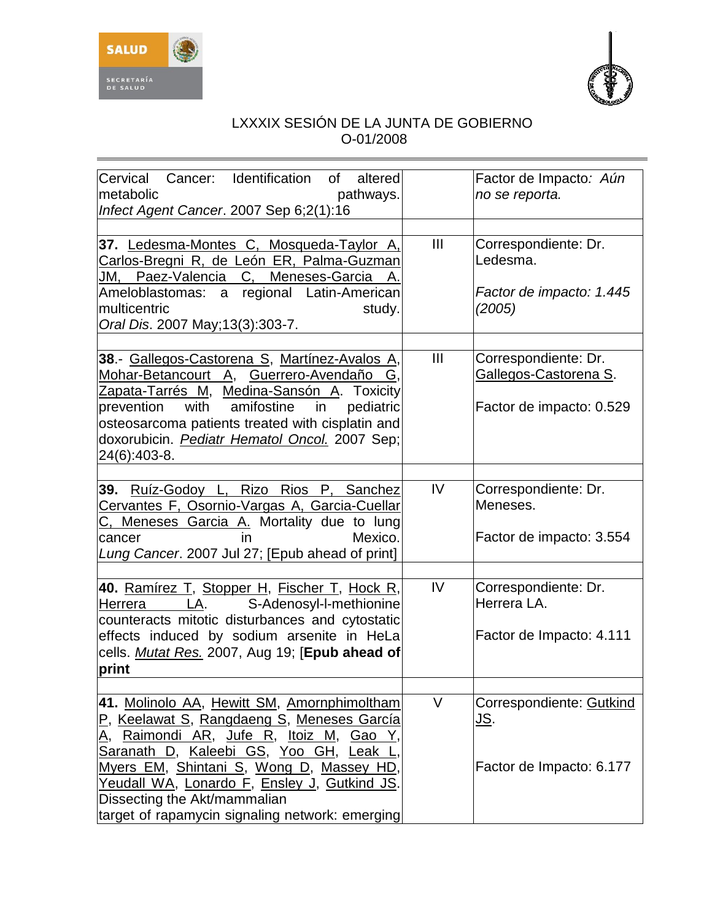LXXXIX SESIÓN DE LA JUNTA DE GOBIERNO
O-01/2008

| | | |
|---|---|---|
| Cervical Cancer: Identification of altered metabolic pathways. *Infect Agent Cancer*. 2007 Sep 6;2(1):16 | | Factor de Impacto*: Aún no se reporta.* |
| | | |
| **37.** Ledesma-Montes C, Mosqueda-Taylor A, Carlos-Bregni R, de León ER, Palma-Guzman JM, Paez-Valencia C, Meneses-Garcia A. Ameloblastomas: a regional Latin-American multicentric study. *Oral Dis*. 2007 May;13(3):303-7. | III | Correspondiente: Dr. Ledesma.<br><br>*Factor de impacto: 1.445 (2005)* |
| | | |
| **38**.- Gallegos-Castorena S, Martínez-Avalos A, Mohar-Betancourt A, Guerrero-Avendaño G, Zapata-Tarrés M, Medina-Sansón A. Toxicity prevention with amifostine in pediatric osteosarcoma patients treated with cisplatin and doxorubicin. *Pediatr Hematol Oncol.* 2007 Sep; 24(6):403-8. | III | Correspondiente: Dr. Gallegos-Castorena S.<br><br>Factor de impacto: 0.529 |
| | | |
| **39.** Ruíz-Godoy L, Rizo Rios P, Sanchez Cervantes F, Osornio-Vargas A, Garcia-Cuellar C, Meneses Garcia A. Mortality due to lung cancer in Mexico. *Lung Cancer*. 2007 Jul 27; [Epub ahead of print] | IV | Correspondiente: Dr. Meneses.<br><br>Factor de impacto: 3.554 |
| | | |
| **40.** Ramírez T, Stopper H, Fischer T, Hock R, Herrera LA. S-Adenosyl-l-methionine counteracts mitotic disturbances and cytostatic effects induced by sodium arsenite in HeLa cells. *Mutat Res.* 2007, Aug 19; [**Epub ahead of print** | IV | Correspondiente: Dr. Herrera LA.<br><br>Factor de Impacto: 4.111 |
| | | |
| **41.** Molinolo AA, Hewitt SM, Amornphimoltham P, Keelawat S, Rangdaeng S, Meneses García A, Raimondi AR, Jufe R, Itoiz M, Gao Y, Saranath D, Kaleebi GS, Yoo GH, Leak L, Myers EM, Shintani S, Wong D, Massey HD, Yeudall WA, Lonardo F, Ensley J, Gutkind JS. Dissecting the Akt/mammalian target of rapamycin signaling network: emerging | V | Correspondiente: Gutkind JS.<br><br>Factor de Impacto: 6.177 |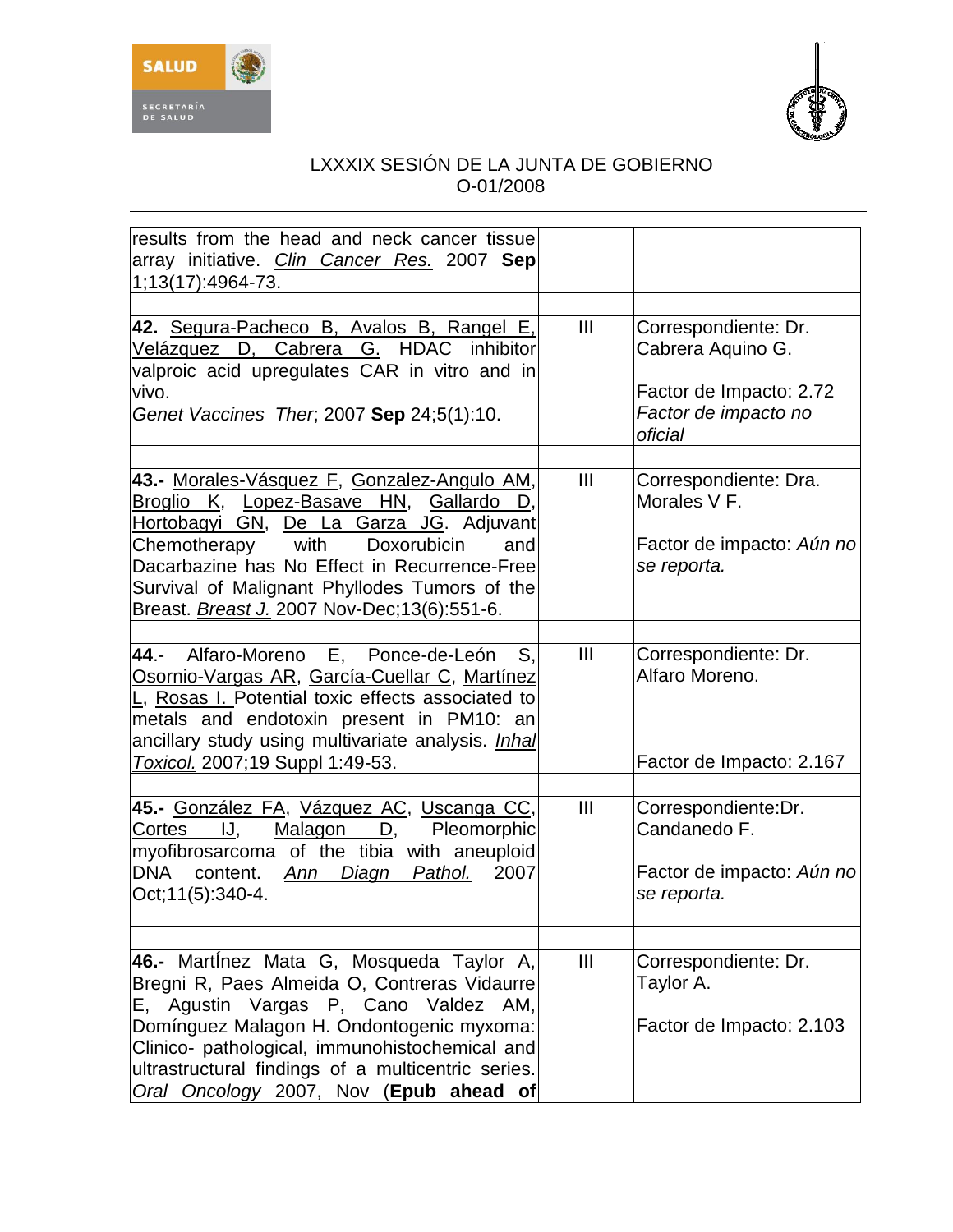LXXXIX SESIÓN DE LA JUNTA DE GOBIERNO
O-01/2008

| | | |
|---|---|---|
| results from the head and neck cancer tissue array initiative. *Clin Cancer Res.* 2007 **Sep** 1;13(17):4964-73. | | |
| | | |
| **42.** Segura-Pacheco B, Avalos B, Rangel E, Velázquez D, Cabrera G. HDAC inhibitor valproic acid upregulates CAR in vitro and in vivo. *Genet Vaccines Ther*; 2007 **Sep** 24;5(1):10. | III | Correspondiente: Dr. Cabrera Aquino G. <br><br> Factor de Impacto: 2.72 <br> *Factor de impacto no oficial* |
| | | |
| **43.-** Morales-Vásquez F, Gonzalez-Angulo AM, Broglio K, Lopez-Basave HN, Gallardo D, Hortobagyi GN, De La Garza JG. Adjuvant Chemotherapy with Doxorubicin and Dacarbazine has No Effect in Recurrence-Free Survival of Malignant Phyllodes Tumors of the Breast. *Breast J.* 2007 Nov-Dec;13(6):551-6. | III | Correspondiente: Dra. Morales V F. <br><br> Factor de impacto: *Aún no se reporta.* |
| | | |
| **44**.- Alfaro-Moreno E, Ponce-de-León S, Osornio-Vargas AR, García-Cuellar C, Martínez L, Rosas I. Potential toxic effects associated to metals and endotoxin present in PM10: an ancillary study using multivariate analysis. *Inhal Toxicol.* 2007;19 Suppl 1:49-53. | III | Correspondiente: Dr. Alfaro Moreno. <br><br> Factor de Impacto: 2.167 |
| | | |
| **45.-** González FA, Vázquez AC, Uscanga CC, Cortes IJ, Malagon D, Pleomorphic myofibrosarcoma of the tibia with aneuploid DNA content. *Ann Diagn Pathol.* 2007 Oct;11(5):340-4. | III | Correspondiente:Dr. Candanedo F. <br><br> Factor de impacto: *Aún no se reporta.* |
| | | |
| **46.-** MartÍnez Mata G, Mosqueda Taylor A, Bregni R, Paes Almeida O, Contreras Vidaurre E, Agustin Vargas P, Cano Valdez AM, Domínguez Malagon H. Ondontogenic myxoma: Clinico- pathological, immunohistochemical and ultrastructural findings of a multicentric series. *Oral Oncology* 2007, Nov (**Epub ahead of** | III | Correspondiente: Dr. Taylor A. <br><br> Factor de Impacto: 2.103 |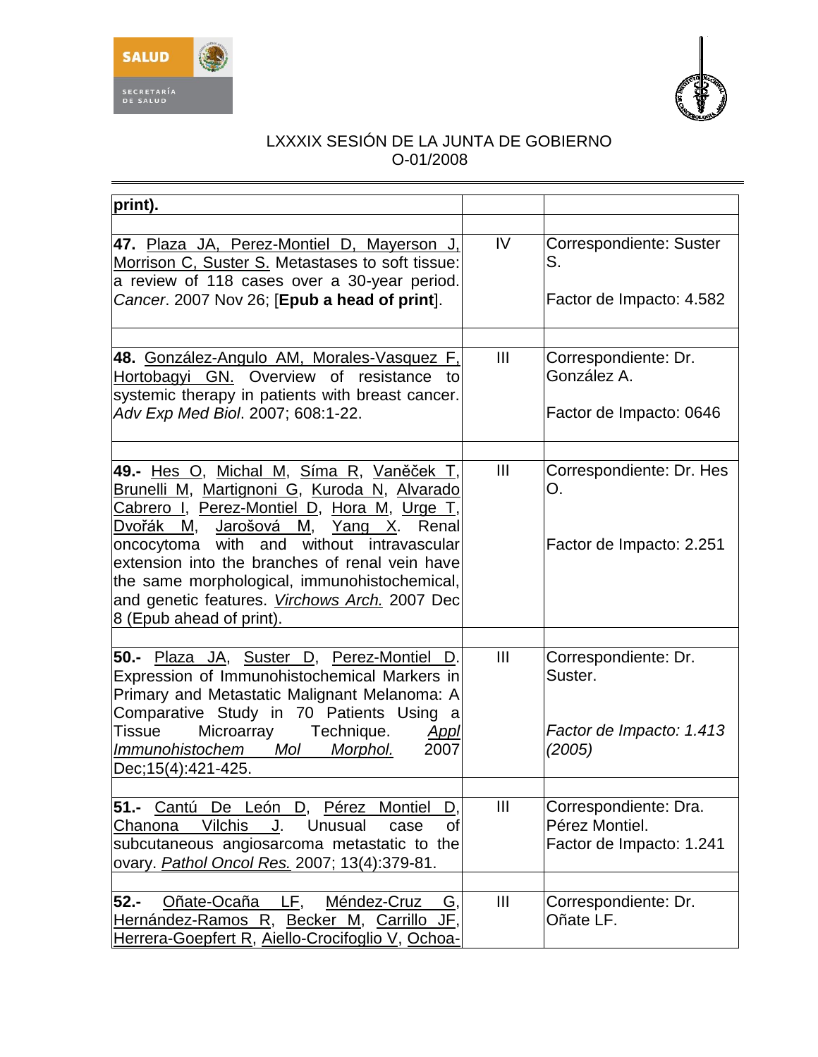| | | |
|---|---|---|
| **print).** | | |
| | | |
| **47.** Plaza JA, Perez-Montiel D, Mayerson J, Morrison C, Suster S. Metastases to soft tissue: a review of 118 cases over a 30-year period. *Cancer*. 2007 Nov 26; [**Epub a head of print**]. | IV | Correspondiente: Suster S.<br><br>Factor de Impacto: 4.582 |
| | | |
| **48.** González-Angulo AM, Morales-Vasquez F, Hortobagyi GN. Overview of resistance to systemic therapy in patients with breast cancer. *Adv Exp Med Biol*. 2007; 608:1-22. | III | Correspondiente: Dr. González A.<br><br>Factor de Impacto: 0646 |
| | | |
| **49.-** Hes O, Michal M, Síma R, Vaněček T, Brunelli M, Martignoni G, Kuroda N, Alvarado Cabrero I, Perez-Montiel D, Hora M, Urge T, Dvořák M, Jarošová M, Yang X. Renal oncocytoma with and without intravascular extension into the branches of renal vein have the same morphological, immunohistochemical, and genetic features. *Virchows Arch.* 2007 Dec 8 (Epub ahead of print). | III | Correspondiente: Dr. Hes O.<br><br>Factor de Impacto: 2.251 |
| | | |
| **50.-** Plaza JA, Suster D, Perez-Montiel D. Expression of Immunohistochemical Markers in Primary and Metastatic Malignant Melanoma: A Comparative Study in 70 Patients Using a Tissue Microarray Technique. *Appl Immunohistochem Mol Morphol.* 2007 Dec;15(4):421-425. | III | Correspondiente: Dr. Suster.<br><br>*Factor de Impacto: 1.413 (2005)* |
| | | |
| **51.-** Cantú De León D, Pérez Montiel D, Chanona Vilchis J. Unusual case of subcutaneous angiosarcoma metastatic to the ovary. *Pathol Oncol Res.* 2007; 13(4):379-81. | III | Correspondiente: Dra. Pérez Montiel.<br>Factor de Impacto: 1.241 |
| | | |
| **52.-** Oñate-Ocaña LF, Méndez-Cruz G, Hernández-Ramos R, Becker M, Carrillo JF, Herrera-Goepfert R, Aiello-Crocifoglio V, Ochoa- | III | Correspondiente: Dr. Oñate LF. |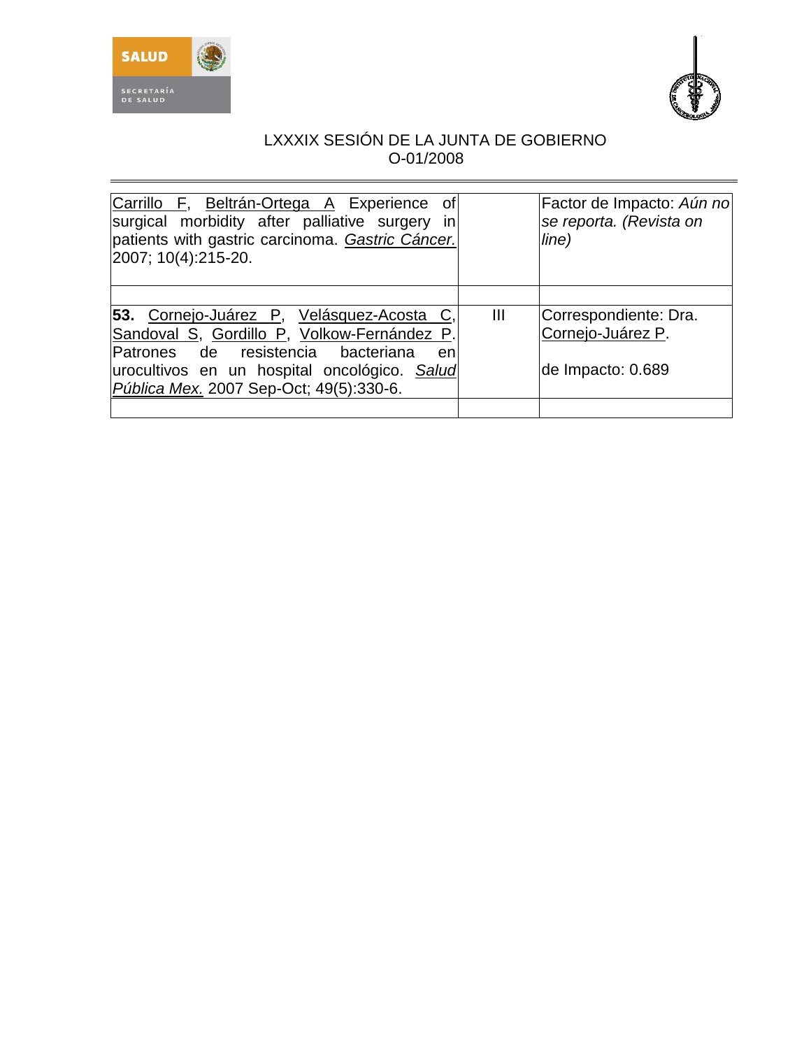| | | |
|---|---|---|
| Carrillo F, Beltrán-Ortega A Experience of surgical morbidity after palliative surgery in patients with gastric carcinoma. *Gastric Cáncer.* 2007; 10(4):215-20. | | Factor de Impacto: *Aún no se reporta. (Revista on line)* |
| | | |
| **53.** Cornejo-Juárez P, Velásquez-Acosta C, Sandoval S, Gordillo P, Volkow-Fernández P. Patrones de resistencia bacteriana en urocultivos en un hospital oncológico. *Salud Pública Mex.* 2007 Sep-Oct; 49(5):330-6. | III | Correspondiente: Dra. Cornejo-Juárez P.<br><br>de Impacto: 0.689 |
| | | |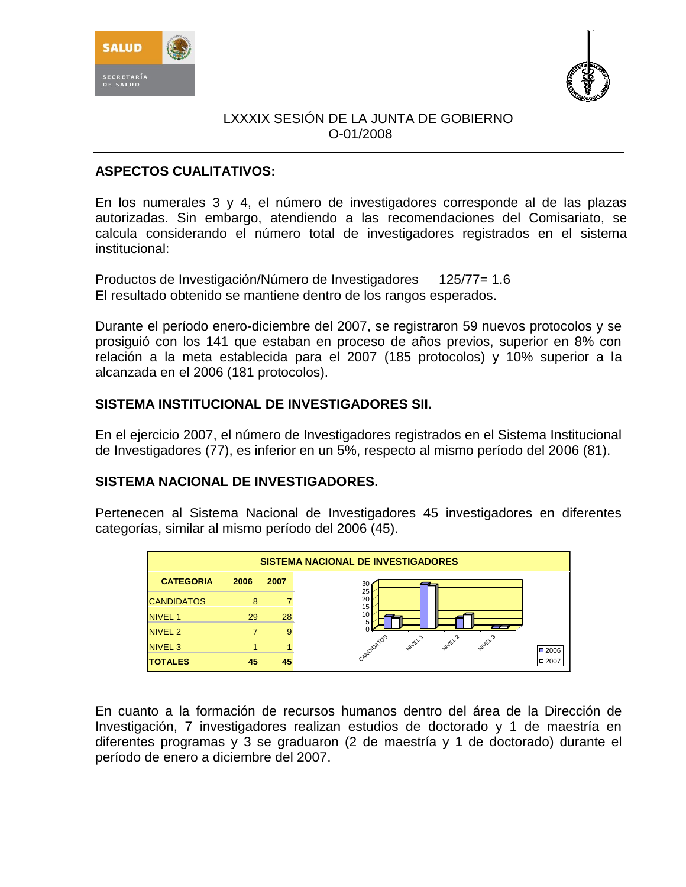LXXXIX SESIÓN DE LA JUNTA DE GOBIERNO
O-01/2008

## ASPECTOS CUALITATIVOS:

En los numerales 3 y 4, el número de investigadores corresponde al de las plazas autorizadas. Sin embargo, atendiendo a las recomendaciones del Comisariato, se calcula considerando el número total de investigadores registrados en el sistema institucional:

Productos de Investigación/Número de Investigadores 125/77= 1.6
El resultado obtenido se mantiene dentro de los rangos esperados.

Durante el período enero-diciembre del 2007, se registraron 59 nuevos protocolos y se prosiguió con los 141 que estaban en proceso de años previos, superior en 8% con relación a la meta establecida para el 2007 (185 protocolos) y 10% superior a la alcanzada en el 2006 (181 protocolos).

## SISTEMA INSTITUCIONAL DE INVESTIGADORES SII.

En el ejercicio 2007, el número de Investigadores registrados en el Sistema Institucional de Investigadores (77), es inferior en un 5%, respecto al mismo período del 2006 (81).

## SISTEMA NACIONAL DE INVESTIGADORES.

Pertenecen al Sistema Nacional de Investigadores 45 investigadores en diferentes categorías, similar al mismo período del 2006 (45).

**SISTEMA NACIONAL DE INVESTIGADORES**

| CATEGORIA | 2006 | 2007 |
|---|---|---|
| CANDIDATOS | 8 | 7 |
| NIVEL 1 | 29 | 28 |
| NIVEL 2 | 7 | 9 |
| NIVEL 3 | 1 | 1 |
| **TOTALES** | **45** | **45** |

En cuanto a la formación de recursos humanos dentro del área de la Dirección de Investigación, 7 investigadores realizan estudios de doctorado y 1 de maestría en diferentes programas y 3 se graduaron (2 de maestría y 1 de doctorado) durante el período de enero a diciembre del 2007.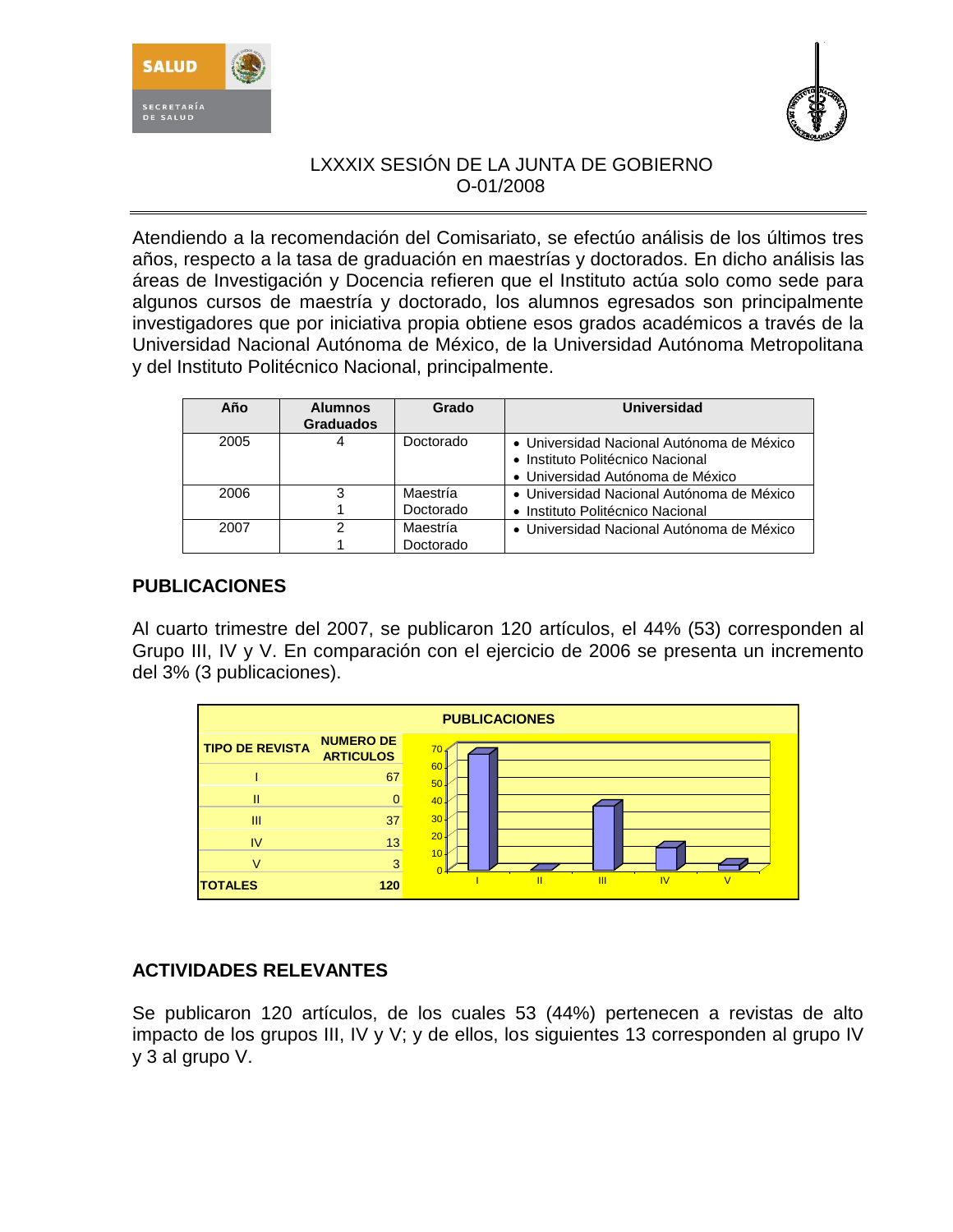LXXXIX SESIÓN DE LA JUNTA DE GOBIERNO
O-01/2008

Atendiendo a la recomendación del Comisariato, se efectúo análisis de los últimos tres años, respecto a la tasa de graduación en maestrías y doctorados. En dicho análisis las áreas de Investigación y Docencia refieren que el Instituto actúa solo como sede para algunos cursos de maestría y doctorado, los alumnos egresados son principalmente investigadores que por iniciativa propia obtiene esos grados académicos a través de la Universidad Nacional Autónoma de México, de la Universidad Autónoma Metropolitana y del Instituto Politécnico Nacional, principalmente.

| Año | Alumnos Graduados | Grado | Universidad |
|---|---|---|---|
| 2005 | 4 | Doctorado | • Universidad Nacional Autónoma de México<br>• Instituto Politécnico Nacional<br>• Universidad Autónoma de México |
| 2006 | 3<br>1 | Maestría<br>Doctorado | • Universidad Nacional Autónoma de México<br>• Instituto Politécnico Nacional |
| 2007 | 2<br>1 | Maestría<br>Doctorado | • Universidad Nacional Autónoma de México |

## PUBLICACIONES

Al cuarto trimestre del 2007, se publicaron 120 artículos, el 44% (53) corresponden al Grupo III, IV y V. En comparación con el ejercicio de 2006 se presenta un incremento del 3% (3 publicaciones).

**PUBLICACIONES**

| TIPO DE REVISTA | NUMERO DE ARTICULOS |
|---|---|
| I | 67 |
| II | 0 |
| III | 37 |
| IV | 13 |
| V | 3 |
| **TOTALES** | **120** |

## ACTIVIDADES RELEVANTES

Se publicaron 120 artículos, de los cuales 53 (44%) pertenecen a revistas de alto impacto de los grupos III, IV y V; y de ellos, los siguientes 13 corresponden al grupo IV y 3 al grupo V.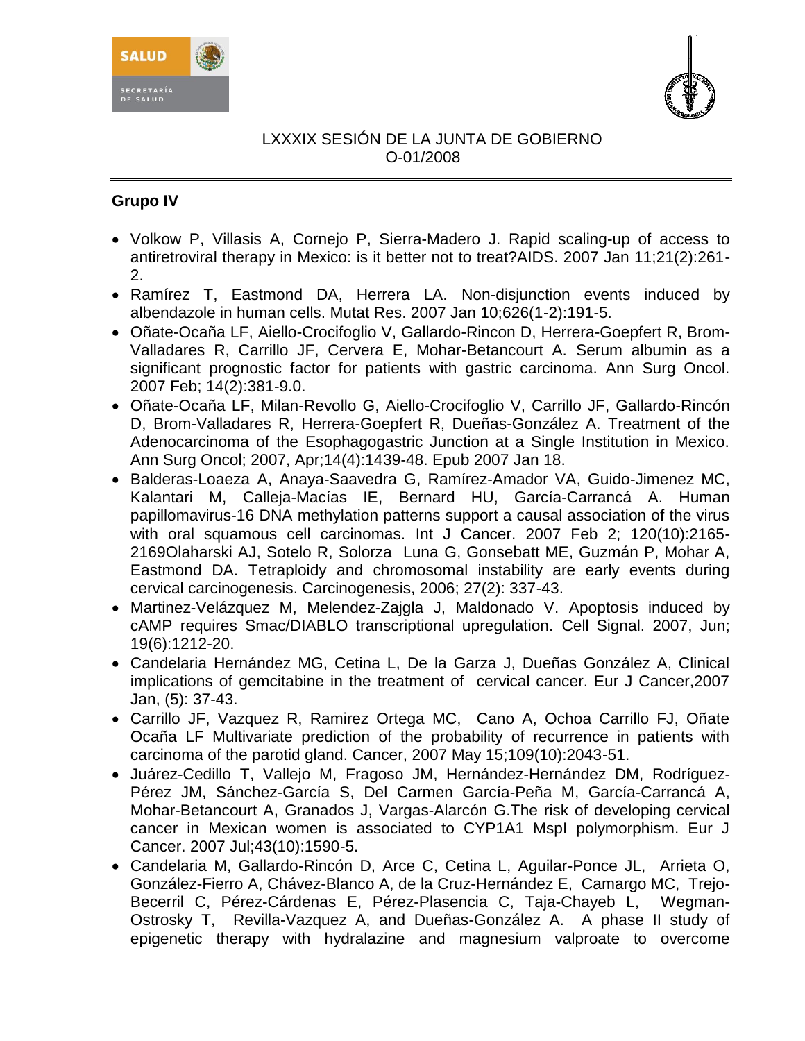LXXXIX SESIÓN DE LA JUNTA DE GOBIERNO
O-01/2008

**Grupo IV**

- Volkow P, Villasis A, Cornejo P, Sierra-Madero J. Rapid scaling-up of access to antiretroviral therapy in Mexico: is it better not to treat?AIDS. 2007 Jan 11;21(2):261-2.
- Ramírez T, Eastmond DA, Herrera LA. Non-disjunction events induced by albendazole in human cells. Mutat Res. 2007 Jan 10;626(1-2):191-5.
- Oñate-Ocaña LF, Aiello-Crocifoglio V, Gallardo-Rincon D, Herrera-Goepfert R, Brom-Valladares R, Carrillo JF, Cervera E, Mohar-Betancourt A. Serum albumin as a significant prognostic factor for patients with gastric carcinoma. Ann Surg Oncol. 2007 Feb; 14(2):381-9.0.
- Oñate-Ocaña LF, Milan-Revollo G, Aiello-Crocifoglio V, Carrillo JF, Gallardo-Rincón D, Brom-Valladares R, Herrera-Goepfert R, Dueñas-González A. Treatment of the Adenocarcinoma of the Esophagogastric Junction at a Single Institution in Mexico. Ann Surg Oncol; 2007, Apr;14(4):1439-48. Epub 2007 Jan 18.
- Balderas-Loaeza A, Anaya-Saavedra G, Ramírez-Amador VA, Guido-Jimenez MC, Kalantari M, Calleja-Macías IE, Bernard HU, García-Carrancá A. Human papillomavirus-16 DNA methylation patterns support a causal association of the virus with oral squamous cell carcinomas. Int J Cancer. 2007 Feb 2; 120(10):2165-2169Olaharski AJ, Sotelo R, Solorza Luna G, Gonsebatt ME, Guzmán P, Mohar A, Eastmond DA. Tetraploidy and chromosomal instability are early events during cervical carcinogenesis. Carcinogenesis, 2006; 27(2): 337-43.
- Martinez-Velázquez M, Melendez-Zajgla J, Maldonado V. Apoptosis induced by cAMP requires Smac/DIABLO transcriptional upregulation. Cell Signal. 2007, Jun; 19(6):1212-20.
- Candelaria Hernández MG, Cetina L, De la Garza J, Dueñas González A, Clinical implications of gemcitabine in the treatment of cervical cancer. Eur J Cancer,2007 Jan, (5): 37-43.
- Carrillo JF, Vazquez R, Ramirez Ortega MC, Cano A, Ochoa Carrillo FJ, Oñate Ocaña LF Multivariate prediction of the probability of recurrence in patients with carcinoma of the parotid gland. Cancer, 2007 May 15;109(10):2043-51.
- Juárez-Cedillo T, Vallejo M, Fragoso JM, Hernández-Hernández DM, Rodríguez-Pérez JM, Sánchez-García S, Del Carmen García-Peña M, García-Carrancá A, Mohar-Betancourt A, Granados J, Vargas-Alarcón G.The risk of developing cervical cancer in Mexican women is associated to CYP1A1 MspI polymorphism. Eur J Cancer. 2007 Jul;43(10):1590-5.
- Candelaria M, Gallardo-Rincón D, Arce C, Cetina L, Aguilar-Ponce JL, Arrieta O, González-Fierro A, Chávez-Blanco A, de la Cruz-Hernández E, Camargo MC, Trejo-Becerril C, Pérez-Cárdenas E, Pérez-Plasencia C, Taja-Chayeb L, Wegman-Ostrosky T, Revilla-Vazquez A, and Dueñas-González A. A phase II study of epigenetic therapy with hydralazine and magnesium valproate to overcome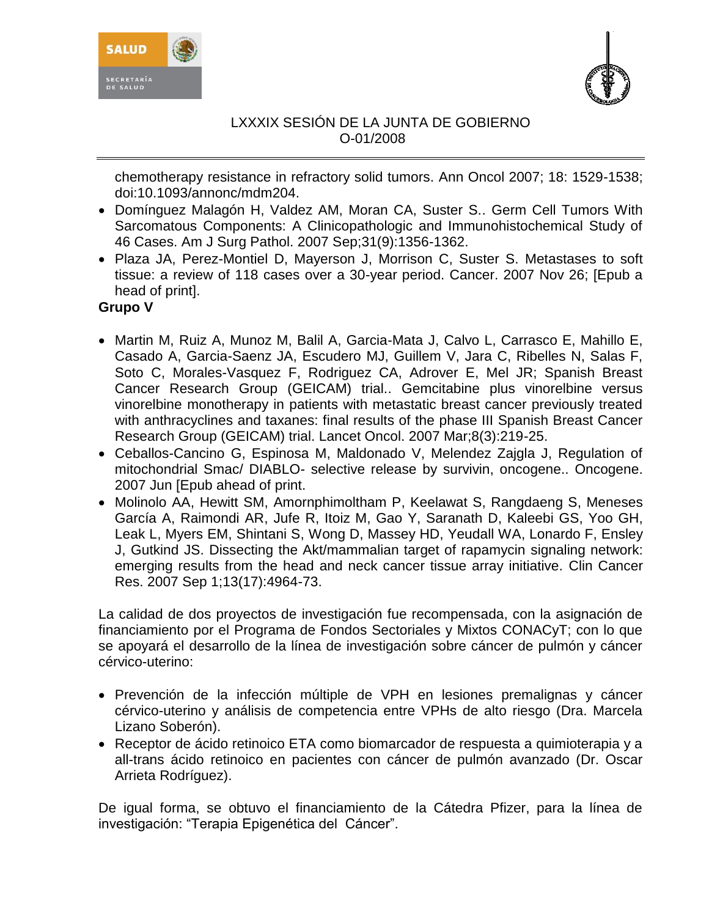chemotherapy resistance in refractory solid tumors. Ann Oncol 2007; 18: 1529-1538; doi:10.1093/annonc/mdm204.

- Domínguez Malagón H, Valdez AM, Moran CA, Suster S.. Germ Cell Tumors With Sarcomatous Components: A Clinicopathologic and Immunohistochemical Study of 46 Cases. Am J Surg Pathol. 2007 Sep;31(9):1356-1362.
- Plaza JA, Perez-Montiel D, Mayerson J, Morrison C, Suster S. Metastases to soft tissue: a review of 118 cases over a 30-year period. Cancer. 2007 Nov 26; [Epub a head of print].

**Grupo V**

- Martin M, Ruiz A, Munoz M, Balil A, Garcia-Mata J, Calvo L, Carrasco E, Mahillo E, Casado A, Garcia-Saenz JA, Escudero MJ, Guillem V, Jara C, Ribelles N, Salas F, Soto C, Morales-Vasquez F, Rodriguez CA, Adrover E, Mel JR; Spanish Breast Cancer Research Group (GEICAM) trial.. Gemcitabine plus vinorelbine versus vinorelbine monotherapy in patients with metastatic breast cancer previously treated with anthracyclines and taxanes: final results of the phase III Spanish Breast Cancer Research Group (GEICAM) trial. Lancet Oncol. 2007 Mar;8(3):219-25.
- Ceballos-Cancino G, Espinosa M, Maldonado V, Melendez Zajgla J, Regulation of mitochondrial Smac/ DIABLO- selective release by survivin, oncogene.. Oncogene. 2007 Jun [Epub ahead of print.
- Molinolo AA, Hewitt SM, Amornphimoltham P, Keelawat S, Rangdaeng S, Meneses García A, Raimondi AR, Jufe R, Itoiz M, Gao Y, Saranath D, Kaleebi GS, Yoo GH, Leak L, Myers EM, Shintani S, Wong D, Massey HD, Yeudall WA, Lonardo F, Ensley J, Gutkind JS. Dissecting the Akt/mammalian target of rapamycin signaling network: emerging results from the head and neck cancer tissue array initiative. Clin Cancer Res. 2007 Sep 1;13(17):4964-73.

La calidad de dos proyectos de investigación fue recompensada, con la asignación de financiamiento por el Programa de Fondos Sectoriales y Mixtos CONACyT; con lo que se apoyará el desarrollo de la línea de investigación sobre cáncer de pulmón y cáncer cérvico-uterino:

- Prevención de la infección múltiple de VPH en lesiones premalignas y cáncer cérvico-uterino y análisis de competencia entre VPHs de alto riesgo (Dra. Marcela Lizano Soberón).
- Receptor de ácido retinoico ETA como biomarcador de respuesta a quimioterapia y a all-trans ácido retinoico en pacientes con cáncer de pulmón avanzado (Dr. Oscar Arrieta Rodríguez).

De igual forma, se obtuvo el financiamiento de la Cátedra Pfizer, para la línea de investigación: "Terapia Epigenética del Cáncer".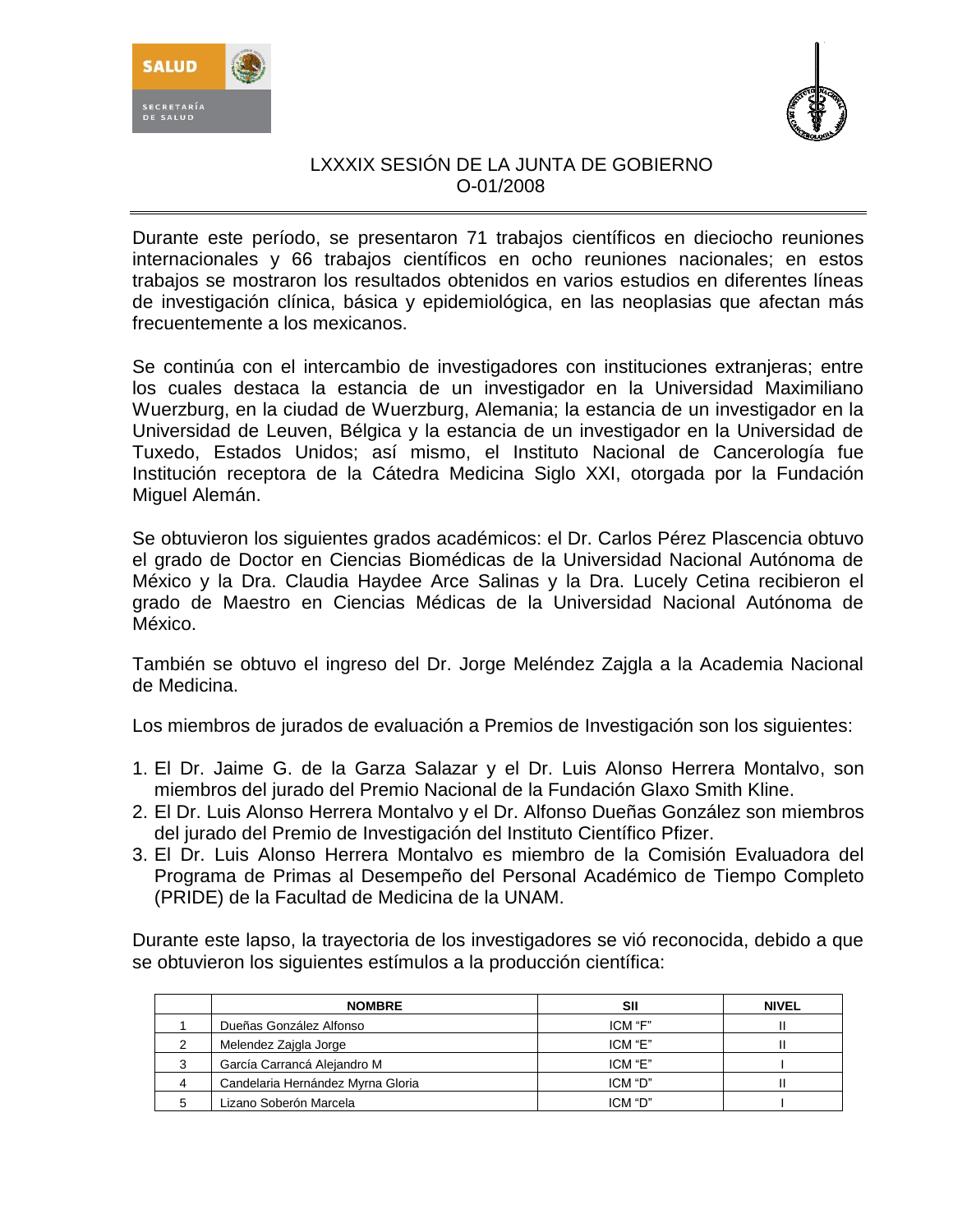Durante este período, se presentaron 71 trabajos científicos en dieciocho reuniones internacionales y 66 trabajos científicos en ocho reuniones nacionales; en estos trabajos se mostraron los resultados obtenidos en varios estudios en diferentes líneas de investigación clínica, básica y epidemiológica, en las neoplasias que afectan más frecuentemente a los mexicanos.

Se continúa con el intercambio de investigadores con instituciones extranjeras; entre los cuales destaca la estancia de un investigador en la Universidad Maximiliano Wuerzburg, en la ciudad de Wuerzburg, Alemania; la estancia de un investigador en la Universidad de Leuven, Bélgica y la estancia de un investigador en la Universidad de Tuxedo, Estados Unidos; así mismo, el Instituto Nacional de Cancerología fue Institución receptora de la Cátedra Medicina Siglo XXI, otorgada por la Fundación Miguel Alemán.

Se obtuvieron los siguientes grados académicos: el Dr. Carlos Pérez Plascencia obtuvo el grado de Doctor en Ciencias Biomédicas de la Universidad Nacional Autónoma de México y la Dra. Claudia Haydee Arce Salinas y la Dra. Lucely Cetina recibieron el grado de Maestro en Ciencias Médicas de la Universidad Nacional Autónoma de México.

También se obtuvo el ingreso del Dr. Jorge Meléndez Zajgla a la Academia Nacional de Medicina.

Los miembros de jurados de evaluación a Premios de Investigación son los siguientes:

1. El Dr. Jaime G. de la Garza Salazar y el Dr. Luis Alonso Herrera Montalvo, son miembros del jurado del Premio Nacional de la Fundación Glaxo Smith Kline.
2. El Dr. Luis Alonso Herrera Montalvo y el Dr. Alfonso Dueñas González son miembros del jurado del Premio de Investigación del Instituto Científico Pfizer.
3. El Dr. Luis Alonso Herrera Montalvo es miembro de la Comisión Evaluadora del Programa de Primas al Desempeño del Personal Académico de Tiempo Completo (PRIDE) de la Facultad de Medicina de la UNAM.

Durante este lapso, la trayectoria de los investigadores se vió reconocida, debido a que se obtuvieron los siguientes estímulos a la producción científica:

| | NOMBRE | SII | NIVEL |
|---|---|---|---|
| 1 | Dueñas González Alfonso | ICM "F" | II |
| 2 | Melendez Zajgla Jorge | ICM "E" | II |
| 3 | García Carrancá Alejandro M | ICM "E" | I |
| 4 | Candelaria Hernández Myrna Gloria | ICM "D" | II |
| 5 | Lizano Soberón Marcela | ICM "D" | I |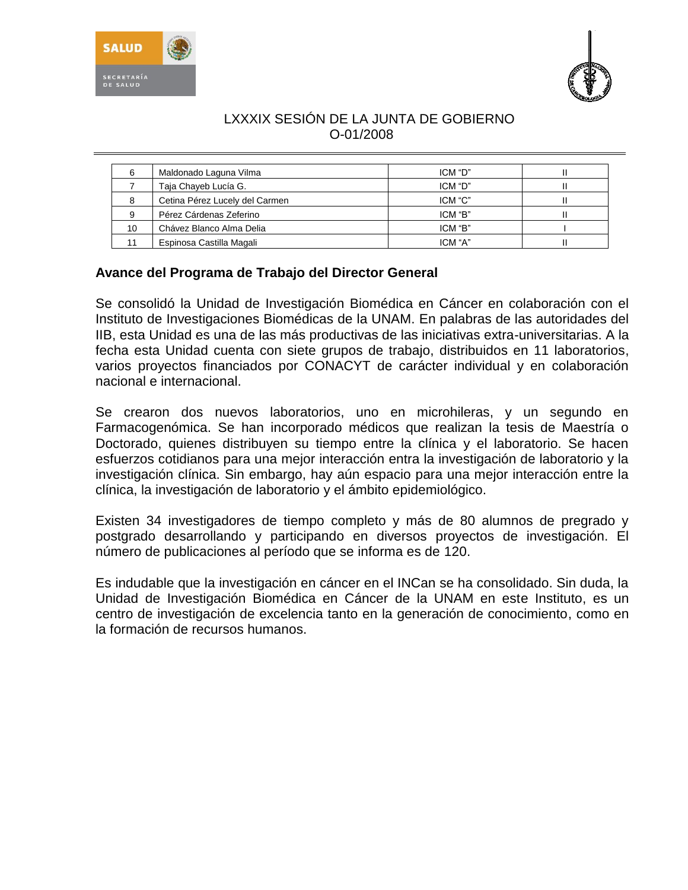| 6 | Maldonado Laguna Vilma | ICM “D” | II |
|---|---|---|---|
| 7 | Taja Chayeb Lucía G. | ICM “D” | II |
| 8 | Cetina Pérez Lucely del Carmen | ICM “C” | II |
| 9 | Pérez Cárdenas Zeferino | ICM “B” | II |
| 10 | Chávez Blanco Alma Delia | ICM “B” | I |
| 11 | Espinosa Castilla Magali | ICM “A” | II |

## Avance del Programa de Trabajo del Director General

Se consolidó la Unidad de Investigación Biomédica en Cáncer en colaboración con el Instituto de Investigaciones Biomédicas de la UNAM. En palabras de las autoridades del IIB, esta Unidad es una de las más productivas de las iniciativas extra-universitarias. A la fecha esta Unidad cuenta con siete grupos de trabajo, distribuidos en 11 laboratorios, varios proyectos financiados por CONACYT de carácter individual y en colaboración nacional e internacional.

Se crearon dos nuevos laboratorios, uno en microhileras, y un segundo en Farmacogenómica. Se han incorporado médicos que realizan la tesis de Maestría o Doctorado, quienes distribuyen su tiempo entre la clínica y el laboratorio. Se hacen esfuerzos cotidianos para una mejor interacción entra la investigación de laboratorio y la investigación clínica. Sin embargo, hay aún espacio para una mejor interacción entre la clínica, la investigación de laboratorio y el ámbito epidemiológico.

Existen 34 investigadores de tiempo completo y más de 80 alumnos de pregrado y postgrado desarrollando y participando en diversos proyectos de investigación. El número de publicaciones al período que se informa es de 120.

Es indudable que la investigación en cáncer en el INCan se ha consolidado. Sin duda, la Unidad de Investigación Biomédica en Cáncer de la UNAM en este Instituto, es un centro de investigación de excelencia tanto en la generación de conocimiento, como en la formación de recursos humanos.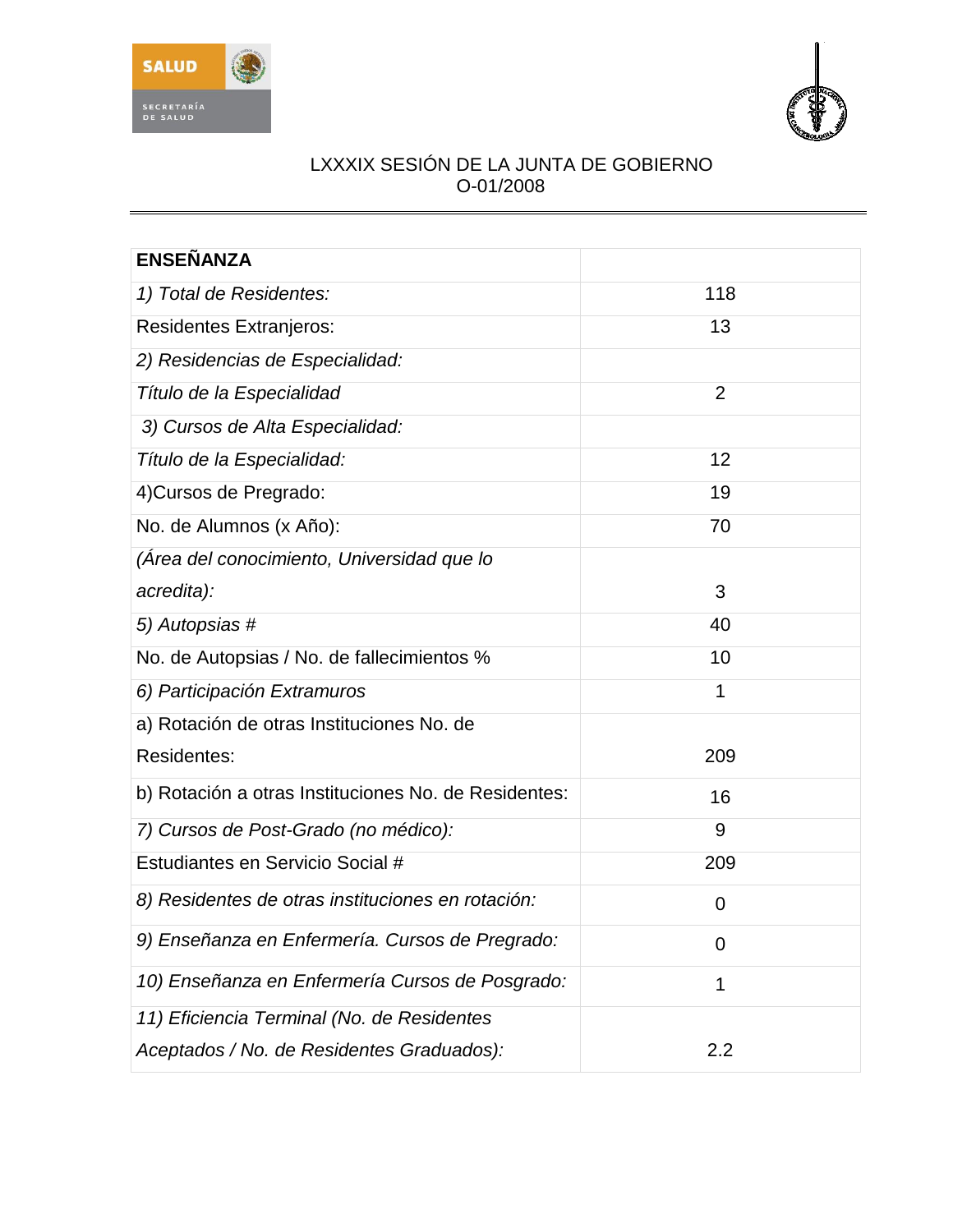LXXXIX SESIÓN DE LA JUNTA DE GOBIERNO
O-01/2008

| **ENSEÑANZA** | |
|---|---|
| *1) Total de Residentes:* | 118 |
| Residentes Extranjeros: | 13 |
| *2) Residencias de Especialidad:* | |
| *Título de la Especialidad* | 2 |
| *3) Cursos de Alta Especialidad:* | |
| *Título de la Especialidad:* | 12 |
| 4)Cursos de Pregrado: | 19 |
| No. de Alumnos (x Año): | 70 |
| *(Área del conocimiento, Universidad que lo acredita):* | 3 |
| *5) Autopsias #* | 40 |
| No. de Autopsias / No. de fallecimientos % | 10 |
| *6) Participación Extramuros* | 1 |
| a) Rotación de otras Instituciones No. de Residentes: | 209 |
| b) Rotación a otras Instituciones No. de Residentes: | 16 |
| *7) Cursos de Post-Grado (no médico):* | 9 |
| Estudiantes en Servicio Social # | 209 |
| *8) Residentes de otras instituciones en rotación:* | 0 |
| *9) Enseñanza en Enfermería. Cursos de Pregrado:* | 0 |
| *10) Enseñanza en Enfermería Cursos de Posgrado:* | 1 |
| *11) Eficiencia Terminal (No. de Residentes Aceptados / No. de Residentes Graduados):* | 2.2 |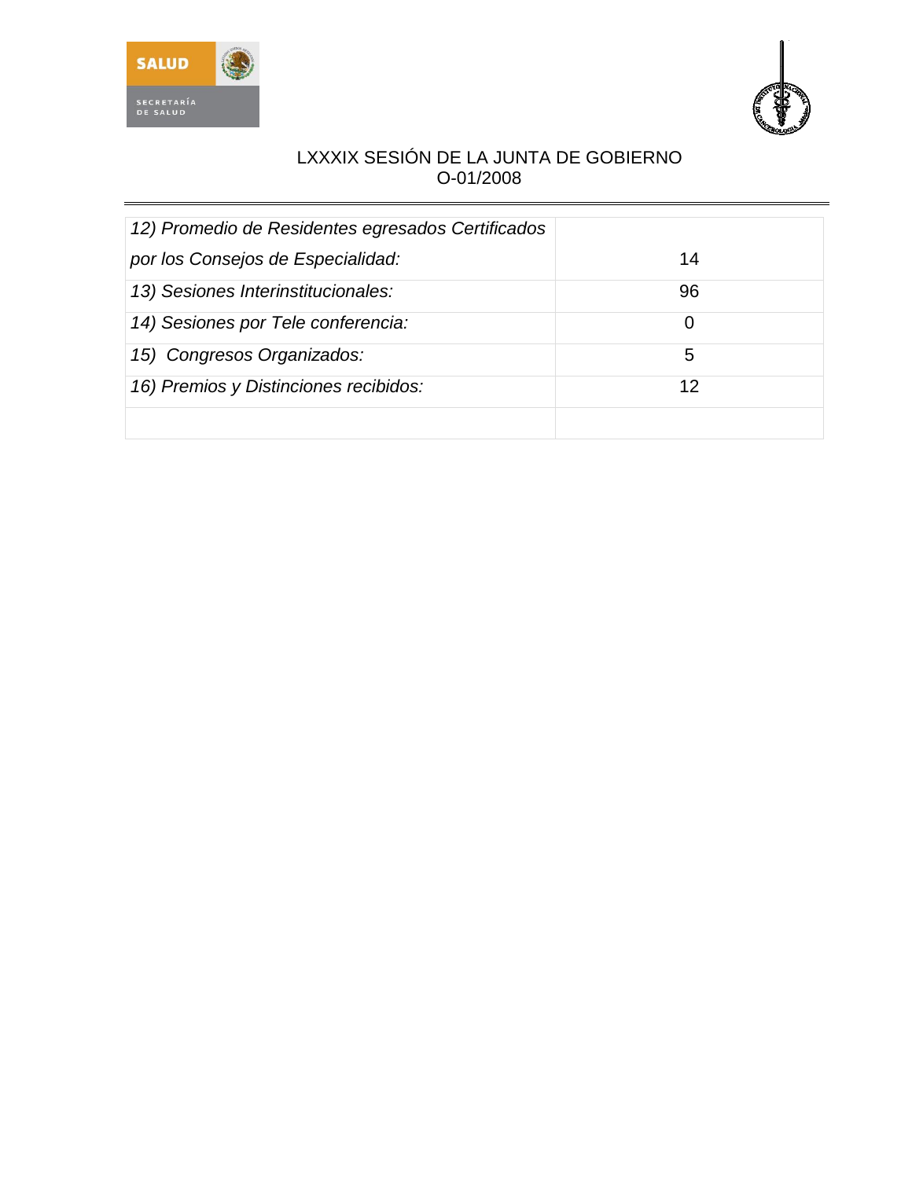| | |
|---|---|
| *12) Promedio de Residentes egresados Certificados por los Consejos de Especialidad:* | 14 |
| *13) Sesiones Interinstitucionales:* | 96 |
| *14) Sesiones por Tele conferencia:* | 0 |
| *15) Congresos Organizados:* | 5 |
| *16) Premios y Distinciones recibidos:* | 12 |
| | |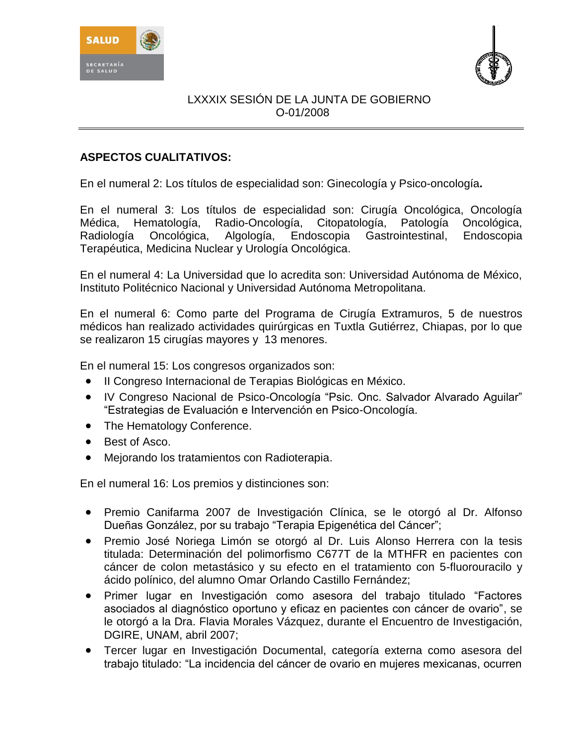LXXXIX SESIÓN DE LA JUNTA DE GOBIERNO
O-01/2008

## ASPECTOS CUALITATIVOS:

En el numeral 2: Los títulos de especialidad son: Ginecología y Psico-oncología.

En el numeral 3: Los títulos de especialidad son: Cirugía Oncológica, Oncología Médica, Hematología, Radio-Oncología, Citopatología, Patología Oncológica, Radiología Oncológica, Algología, Endoscopia Gastrointestinal, Endoscopia Terapéutica, Medicina Nuclear y Urología Oncológica.

En el numeral 4: La Universidad que lo acredita son: Universidad Autónoma de México, Instituto Politécnico Nacional y Universidad Autónoma Metropolitana.

En el numeral 6: Como parte del Programa de Cirugía Extramuros, 5 de nuestros médicos han realizado actividades quirúrgicas en Tuxtla Gutiérrez, Chiapas, por lo que se realizaron 15 cirugías mayores y 13 menores.

En el numeral 15: Los congresos organizados son:

- II Congreso Internacional de Terapias Biológicas en México.
- IV Congreso Nacional de Psico-Oncología "Psic. Onc. Salvador Alvarado Aguilar" "Estrategias de Evaluación e Intervención en Psico-Oncología.
- The Hematology Conference.
- Best of Asco.
- Mejorando los tratamientos con Radioterapia.

En el numeral 16: Los premios y distinciones son:

- Premio Canifarma 2007 de Investigación Clínica, se le otorgó al Dr. Alfonso Dueñas González, por su trabajo "Terapia Epigenética del Cáncer";
- Premio José Noriega Limón se otorgó al Dr. Luis Alonso Herrera con la tesis titulada: Determinación del polimorfismo C677T de la MTHFR en pacientes con cáncer de colon metastásico y su efecto en el tratamiento con 5-fluorouracilo y ácido polínico, del alumno Omar Orlando Castillo Fernández;
- Primer lugar en Investigación como asesora del trabajo titulado "Factores asociados al diagnóstico oportuno y eficaz en pacientes con cáncer de ovario", se le otorgó a la Dra. Flavia Morales Vázquez, durante el Encuentro de Investigación, DGIRE, UNAM, abril 2007;
- Tercer lugar en Investigación Documental, categoría externa como asesora del trabajo titulado: "La incidencia del cáncer de ovario en mujeres mexicanas, ocurren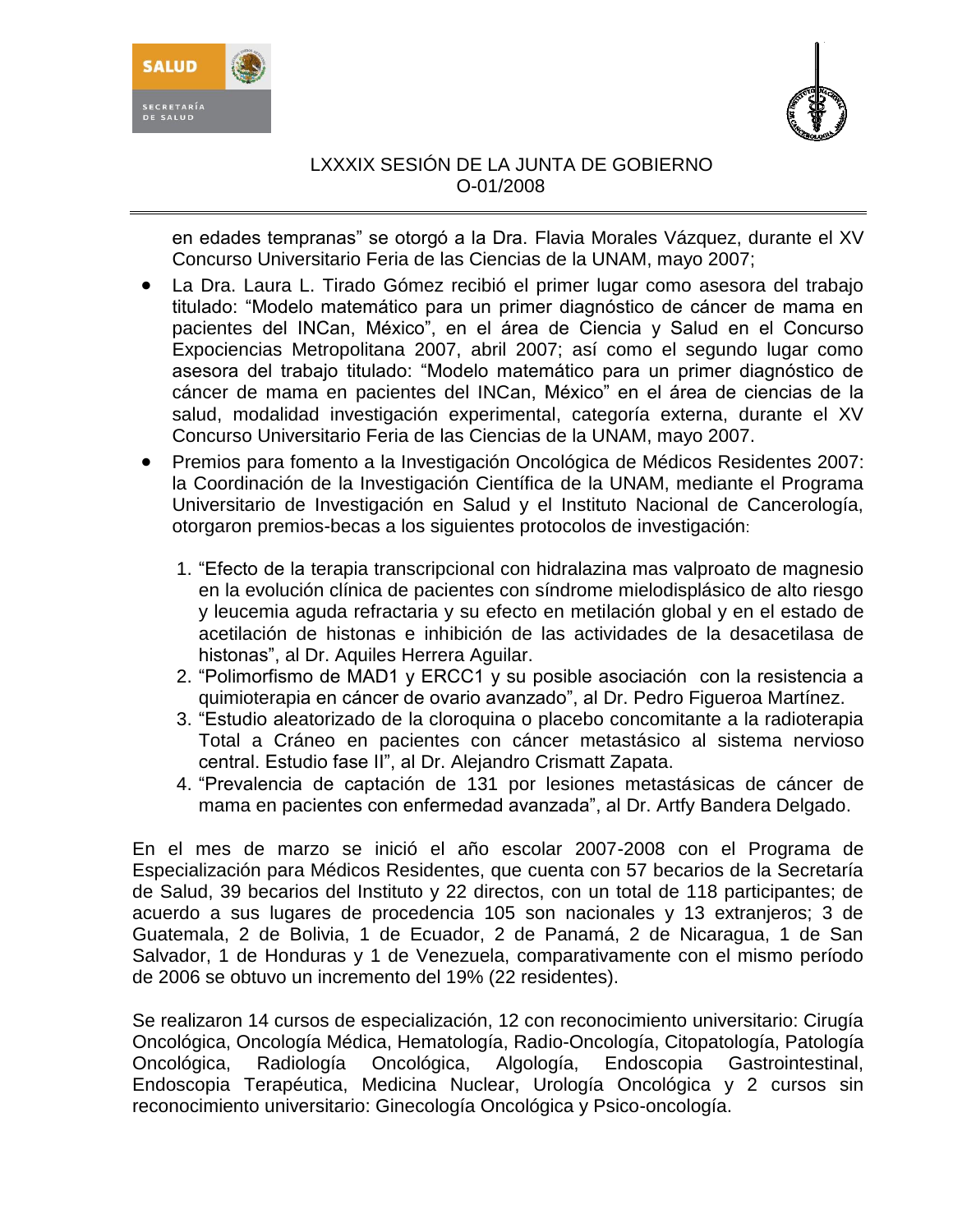en edades tempranas" se otorgó a la Dra. Flavia Morales Vázquez, durante el XV Concurso Universitario Feria de las Ciencias de la UNAM, mayo 2007;

- La Dra. Laura L. Tirado Gómez recibió el primer lugar como asesora del trabajo titulado: "Modelo matemático para un primer diagnóstico de cáncer de mama en pacientes del INCan, México", en el área de Ciencia y Salud en el Concurso Expociencias Metropolitana 2007, abril 2007; así como el segundo lugar como asesora del trabajo titulado: "Modelo matemático para un primer diagnóstico de cáncer de mama en pacientes del INCan, México" en el área de ciencias de la salud, modalidad investigación experimental, categoría externa, durante el XV Concurso Universitario Feria de las Ciencias de la UNAM, mayo 2007.
- Premios para fomento a la Investigación Oncológica de Médicos Residentes 2007: la Coordinación de la Investigación Científica de la UNAM, mediante el Programa Universitario de Investigación en Salud y el Instituto Nacional de Cancerología, otorgaron premios-becas a los siguientes protocolos de investigación:

  1. "Efecto de la terapia transcripcional con hidralazina mas valproato de magnesio en la evolución clínica de pacientes con síndrome mielodisplásico de alto riesgo y leucemia aguda refractaria y su efecto en metilación global y en el estado de acetilación de histonas e inhibición de las actividades de la desacetilasa de histonas", al Dr. Aquiles Herrera Aguilar.
  2. "Polimorfismo de MAD1 y ERCC1 y su posible asociación con la resistencia a quimioterapia en cáncer de ovario avanzado", al Dr. Pedro Figueroa Martínez.
  3. "Estudio aleatorizado de la cloroquina o placebo concomitante a la radioterapia Total a Cráneo en pacientes con cáncer metastásico al sistema nervioso central. Estudio fase II", al Dr. Alejandro Crismatt Zapata.
  4. "Prevalencia de captación de 131 por lesiones metastásicas de cáncer de mama en pacientes con enfermedad avanzada", al Dr. Artfy Bandera Delgado.

En el mes de marzo se inició el año escolar 2007-2008 con el Programa de Especialización para Médicos Residentes, que cuenta con 57 becarios de la Secretaría de Salud, 39 becarios del Instituto y 22 directos, con un total de 118 participantes; de acuerdo a sus lugares de procedencia 105 son nacionales y 13 extranjeros; 3 de Guatemala, 2 de Bolivia, 1 de Ecuador, 2 de Panamá, 2 de Nicaragua, 1 de San Salvador, 1 de Honduras y 1 de Venezuela, comparativamente con el mismo período de 2006 se obtuvo un incremento del 19% (22 residentes).

Se realizaron 14 cursos de especialización, 12 con reconocimiento universitario: Cirugía Oncológica, Oncología Médica, Hematología, Radio-Oncología, Citopatología, Patología Oncológica, Radiología Oncológica, Algología, Endoscopia Gastrointestinal, Endoscopia Terapéutica, Medicina Nuclear, Urología Oncológica y 2 cursos sin reconocimiento universitario: Ginecología Oncológica y Psico-oncología.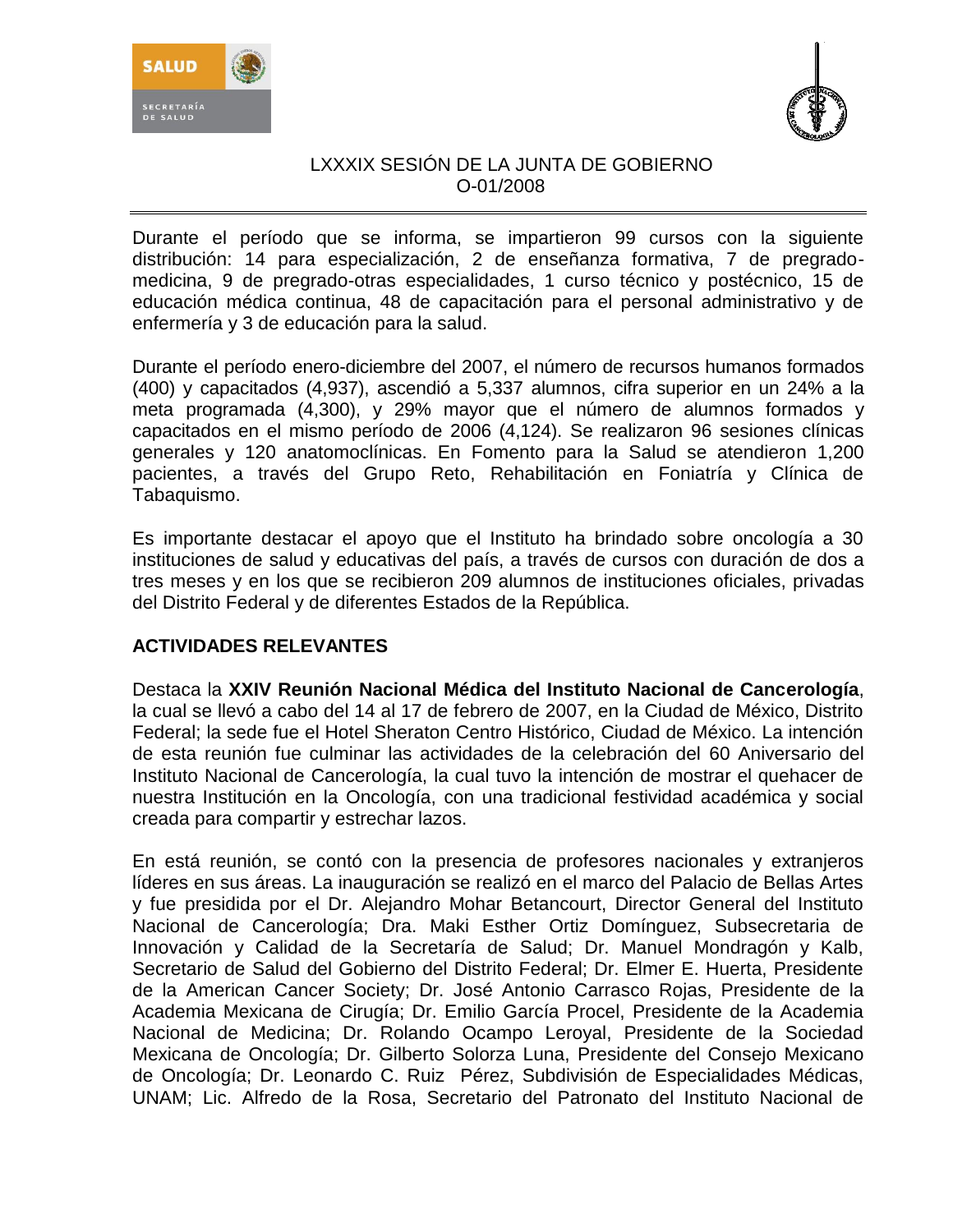Durante el período que se informa, se impartieron 99 cursos con la siguiente distribución: 14 para especialización, 2 de enseñanza formativa, 7 de pregrado-medicina, 9 de pregrado-otras especialidades, 1 curso técnico y postécnico, 15 de educación médica continua, 48 de capacitación para el personal administrativo y de enfermería y 3 de educación para la salud.

Durante el período enero-diciembre del 2007, el número de recursos humanos formados (400) y capacitados (4,937), ascendió a 5,337 alumnos, cifra superior en un 24% a la meta programada (4,300), y 29% mayor que el número de alumnos formados y capacitados en el mismo período de 2006 (4,124). Se realizaron 96 sesiones clínicas generales y 120 anatomoclínicas. En Fomento para la Salud se atendieron 1,200 pacientes, a través del Grupo Reto, Rehabilitación en Foniatría y Clínica de Tabaquismo.

Es importante destacar el apoyo que el Instituto ha brindado sobre oncología a 30 instituciones de salud y educativas del país, a través de cursos con duración de dos a tres meses y en los que se recibieron 209 alumnos de instituciones oficiales, privadas del Distrito Federal y de diferentes Estados de la República.

**ACTIVIDADES RELEVANTES**

Destaca la **XXIV Reunión Nacional Médica del Instituto Nacional de Cancerología**, la cual se llevó a cabo del 14 al 17 de febrero de 2007, en la Ciudad de México, Distrito Federal; la sede fue el Hotel Sheraton Centro Histórico, Ciudad de México. La intención de esta reunión fue culminar las actividades de la celebración del 60 Aniversario del Instituto Nacional de Cancerología, la cual tuvo la intención de mostrar el quehacer de nuestra Institución en la Oncología, con una tradicional festividad académica y social creada para compartir y estrechar lazos.

En está reunión, se contó con la presencia de profesores nacionales y extranjeros líderes en sus áreas. La inauguración se realizó en el marco del Palacio de Bellas Artes y fue presidida por el Dr. Alejandro Mohar Betancourt, Director General del Instituto Nacional de Cancerología; Dra. Maki Esther Ortiz Domínguez, Subsecretaria de Innovación y Calidad de la Secretaría de Salud; Dr. Manuel Mondragón y Kalb, Secretario de Salud del Gobierno del Distrito Federal; Dr. Elmer E. Huerta, Presidente de la American Cancer Society; Dr. José Antonio Carrasco Rojas, Presidente de la Academia Mexicana de Cirugía; Dr. Emilio García Procel, Presidente de la Academia Nacional de Medicina; Dr. Rolando Ocampo Leroyal, Presidente de la Sociedad Mexicana de Oncología; Dr. Gilberto Solorza Luna, Presidente del Consejo Mexicano de Oncología; Dr. Leonardo C. Ruiz Pérez, Subdivisión de Especialidades Médicas, UNAM; Lic. Alfredo de la Rosa, Secretario del Patronato del Instituto Nacional de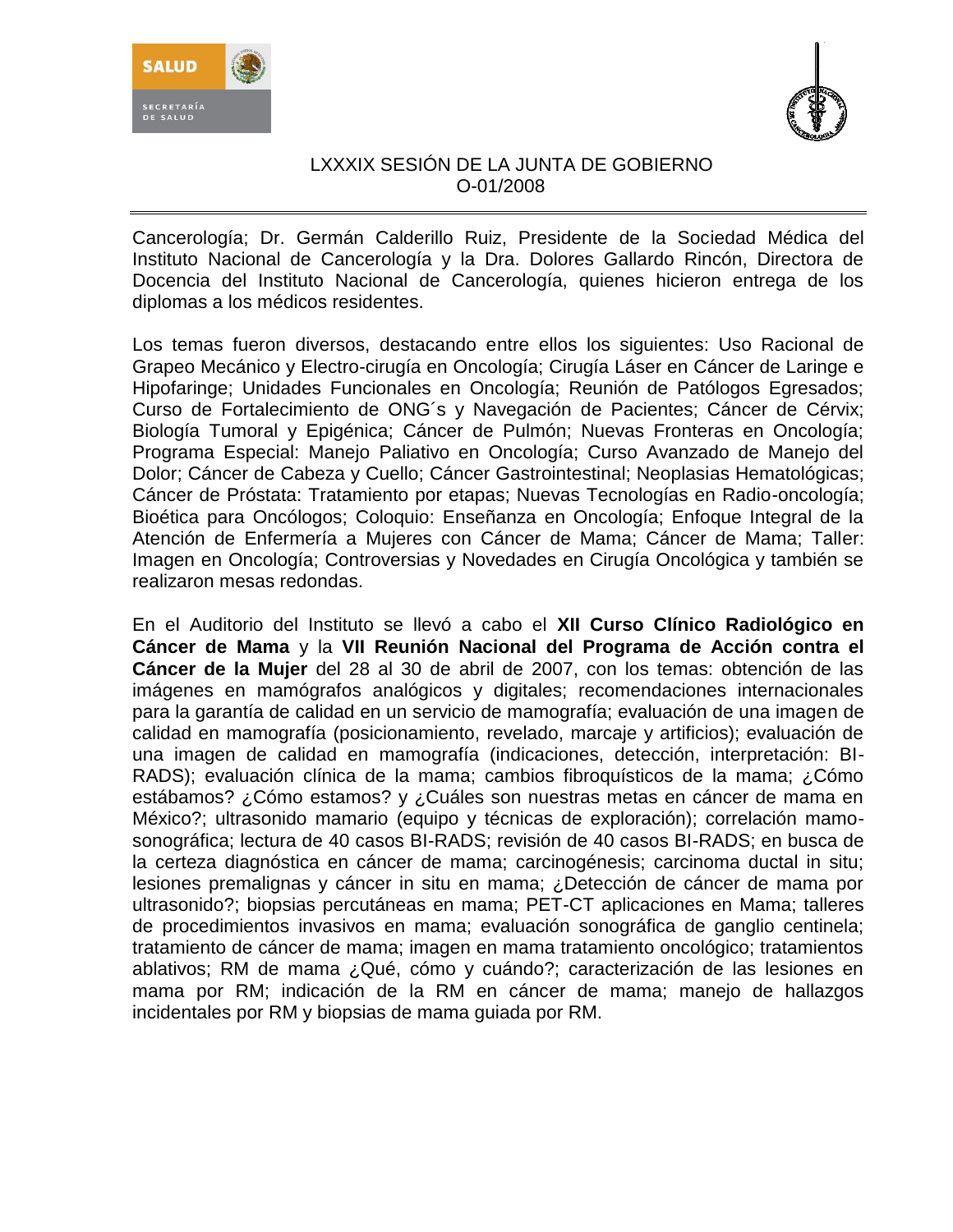Cancerología; Dr. Germán Calderillo Ruiz, Presidente de la Sociedad Médica del Instituto Nacional de Cancerología y la Dra. Dolores Gallardo Rincón, Directora de Docencia del Instituto Nacional de Cancerología, quienes hicieron entrega de los diplomas a los médicos residentes.

Los temas fueron diversos, destacando entre ellos los siguientes: Uso Racional de Grapeo Mecánico y Electro-cirugía en Oncología; Cirugía Láser en Cáncer de Laringe e Hipofaringe; Unidades Funcionales en Oncología; Reunión de Patólogos Egresados; Curso de Fortalecimiento de ONG´s y Navegación de Pacientes; Cáncer de Cérvix; Biología Tumoral y Epigénica; Cáncer de Pulmón; Nuevas Fronteras en Oncología; Programa Especial: Manejo Paliativo en Oncología; Curso Avanzado de Manejo del Dolor; Cáncer de Cabeza y Cuello; Cáncer Gastrointestinal; Neoplasias Hematológicas; Cáncer de Próstata: Tratamiento por etapas; Nuevas Tecnologías en Radio-oncología; Bioética para Oncólogos; Coloquio: Enseñanza en Oncología; Enfoque Integral de la Atención de Enfermería a Mujeres con Cáncer de Mama; Cáncer de Mama; Taller: Imagen en Oncología; Controversias y Novedades en Cirugía Oncológica y también se realizaron mesas redondas.

En el Auditorio del Instituto se llevó a cabo el **XII Curso Clínico Radiológico en Cáncer de Mama** y la **VII Reunión Nacional del Programa de Acción contra el Cáncer de la Mujer** del 28 al 30 de abril de 2007, con los temas: obtención de las imágenes en mamógrafos analógicos y digitales; recomendaciones internacionales para la garantía de calidad en un servicio de mamografía; evaluación de una imagen de calidad en mamografía (posicionamiento, revelado, marcaje y artificios); evaluación de una imagen de calidad en mamografía (indicaciones, detección, interpretación: BI-RADS); evaluación clínica de la mama; cambios fibroquísticos de la mama; ¿Cómo estábamos? ¿Cómo estamos? y ¿Cuáles son nuestras metas en cáncer de mama en México?; ultrasonido mamario (equipo y técnicas de exploración); correlación mamo-sonográfica; lectura de 40 casos BI-RADS; revisión de 40 casos BI-RADS; en busca de la certeza diagnóstica en cáncer de mama; carcinogénesis; carcinoma ductal in situ; lesiones premalignas y cáncer in situ en mama; ¿Detección de cáncer de mama por ultrasonido?; biopsias percutáneas en mama; PET-CT aplicaciones en Mama; talleres de procedimientos invasivos en mama; evaluación sonográfica de ganglio centinela; tratamiento de cáncer de mama; imagen en mama tratamiento oncológico; tratamientos ablativos; RM de mama ¿Qué, cómo y cuándo?; caracterización de las lesiones en mama por RM; indicación de la RM en cáncer de mama; manejo de hallazgos incidentales por RM y biopsias de mama guiada por RM.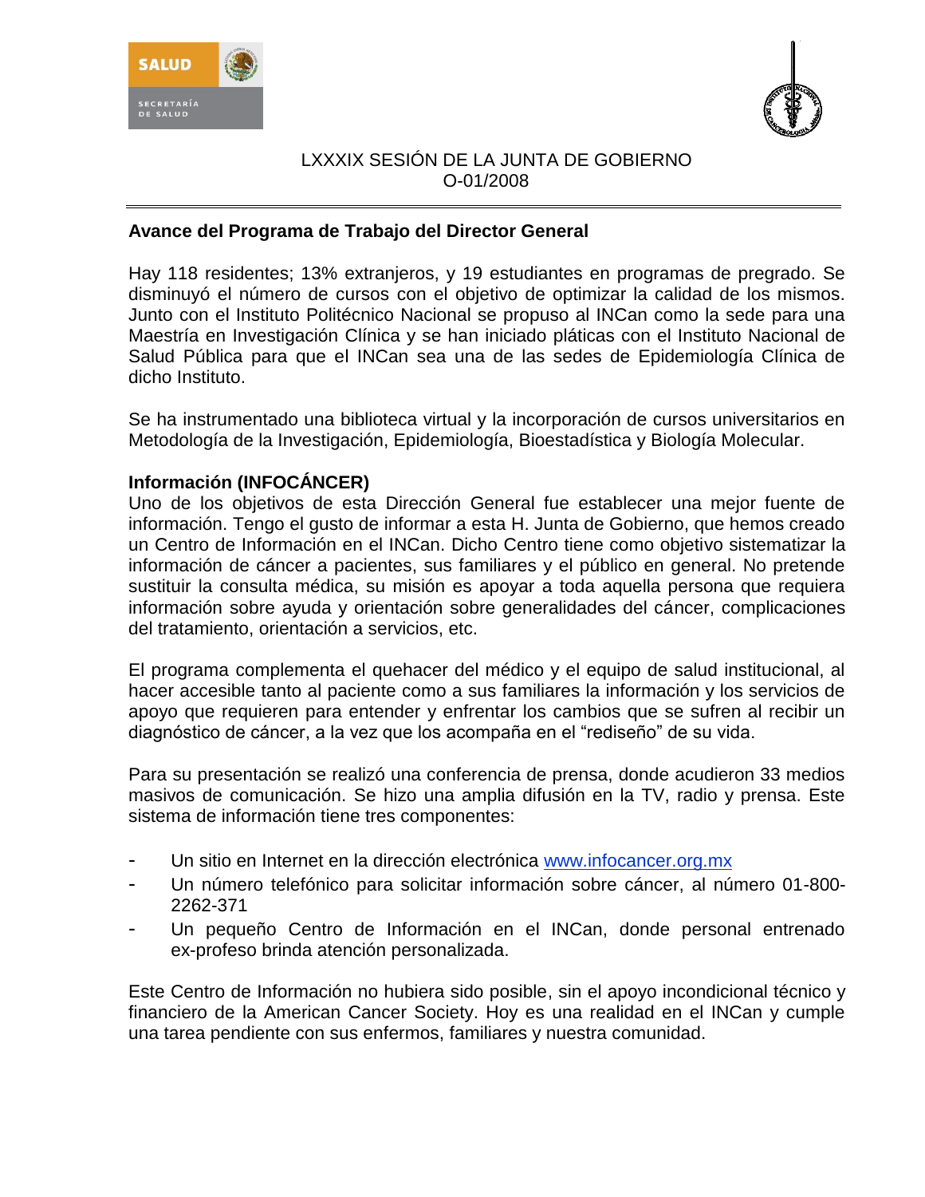LXXXIX SESIÓN DE LA JUNTA DE GOBIERNO
O-01/2008

## Avance del Programa de Trabajo del Director General

Hay 118 residentes; 13% extranjeros, y 19 estudiantes en programas de pregrado. Se disminuyó el número de cursos con el objetivo de optimizar la calidad de los mismos. Junto con el Instituto Politécnico Nacional se propuso al INCan como la sede para una Maestría en Investigación Clínica y se han iniciado pláticas con el Instituto Nacional de Salud Pública para que el INCan sea una de las sedes de Epidemiología Clínica de dicho Instituto.

Se ha instrumentado una biblioteca virtual y la incorporación de cursos universitarios en Metodología de la Investigación, Epidemiología, Bioestadística y Biología Molecular.

### Información (INFOCÁNCER)

Uno de los objetivos de esta Dirección General fue establecer una mejor fuente de información. Tengo el gusto de informar a esta H. Junta de Gobierno, que hemos creado un Centro de Información en el INCan. Dicho Centro tiene como objetivo sistematizar la información de cáncer a pacientes, sus familiares y el público en general. No pretende sustituir la consulta médica, su misión es apoyar a toda aquella persona que requiera información sobre ayuda y orientación sobre generalidades del cáncer, complicaciones del tratamiento, orientación a servicios, etc.

El programa complementa el quehacer del médico y el equipo de salud institucional, al hacer accesible tanto al paciente como a sus familiares la información y los servicios de apoyo que requieren para entender y enfrentar los cambios que se sufren al recibir un diagnóstico de cáncer, a la vez que los acompaña en el "rediseño" de su vida.

Para su presentación se realizó una conferencia de prensa, donde acudieron 33 medios masivos de comunicación. Se hizo una amplia difusión en la TV, radio y prensa. Este sistema de información tiene tres componentes:

- Un sitio en Internet en la dirección electrónica www.infocancer.org.mx
- Un número telefónico para solicitar información sobre cáncer, al número 01-800-2262-371
- Un pequeño Centro de Información en el INCan, donde personal entrenado ex-profeso brinda atención personalizada.

Este Centro de Información no hubiera sido posible, sin el apoyo incondicional técnico y financiero de la American Cancer Society. Hoy es una realidad en el INCan y cumple una tarea pendiente con sus enfermos, familiares y nuestra comunidad.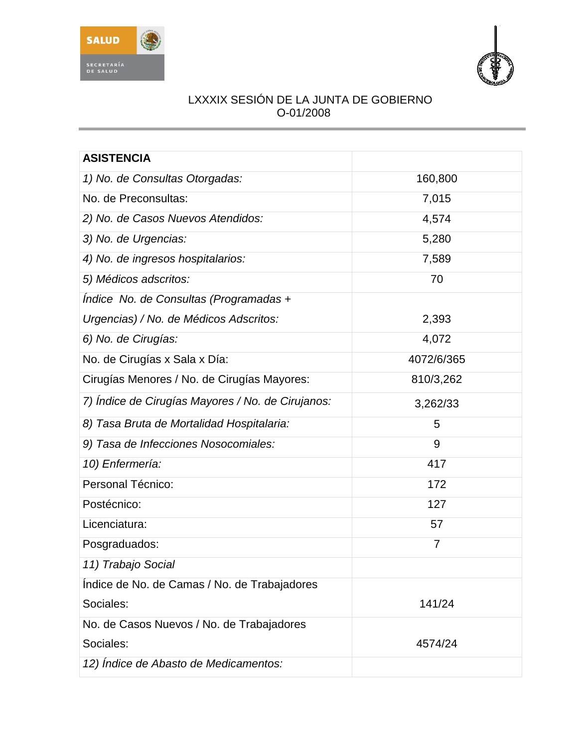LXXXIX SESIÓN DE LA JUNTA DE GOBIERNO
O-01/2008

| **ASISTENCIA** | |
|---|---|
| *1) No. de Consultas Otorgadas:* | 160,800 |
| No. de Preconsultas: | 7,015 |
| *2) No. de Casos Nuevos Atendidos:* | 4,574 |
| *3) No. de Urgencias:* | 5,280 |
| *4) No. de ingresos hospitalarios:* | 7,589 |
| *5) Médicos adscritos:* | 70 |
| *Índice No. de Consultas (Programadas + Urgencias) / No. de Médicos Adscritos:* | 2,393 |
| *6) No. de Cirugías:* | 4,072 |
| No. de Cirugías x Sala x Día: | 4072/6/365 |
| Cirugías Menores / No. de Cirugías Mayores: | 810/3,262 |
| *7) Índice de Cirugías Mayores / No. de Cirujanos:* | 3,262/33 |
| *8) Tasa Bruta de Mortalidad Hospitalaria:* | 5 |
| *9) Tasa de Infecciones Nosocomiales:* | 9 |
| *10) Enfermería:* | 417 |
| Personal Técnico: | 172 |
| Postécnico: | 127 |
| Licenciatura: | 57 |
| Posgraduados: | 7 |
| *11) Trabajo Social* | |
| Índice de No. de Camas / No. de Trabajadores Sociales: | 141/24 |
| No. de Casos Nuevos / No. de Trabajadores Sociales: | 4574/24 |
| *12) Índice de Abasto de Medicamentos:* | |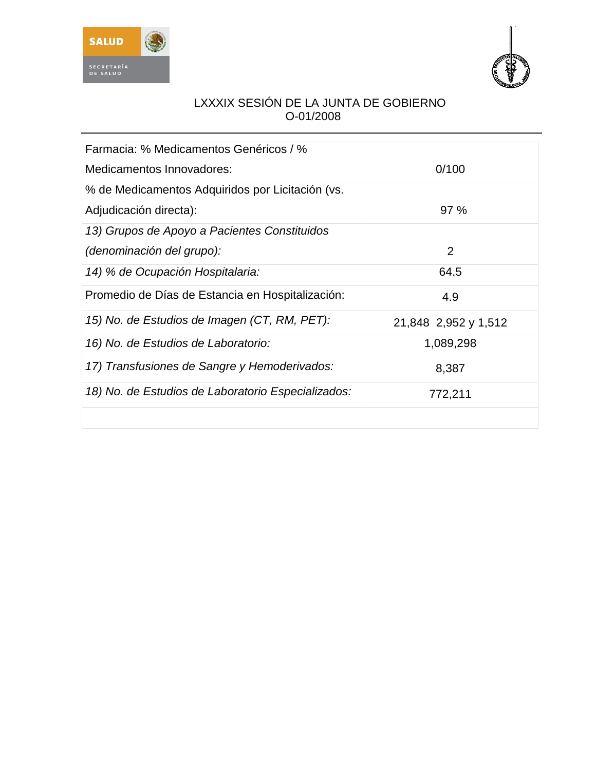LXXXIX SESIÓN DE LA JUNTA DE GOBIERNO
O-01/2008

| | |
|---|---|
| Farmacia: % Medicamentos Genéricos / % Medicamentos Innovadores: | 0/100 |
| % de Medicamentos Adquiridos por Licitación (vs. Adjudicación directa): | 97 % |
| *13) Grupos de Apoyo a Pacientes Constituidos (denominación del grupo):* | 2 |
| *14) % de Ocupación Hospitalaria:* | 64.5 |
| Promedio de Días de Estancia en Hospitalización: | 4.9 |
| *15) No. de Estudios de Imagen (CT, RM, PET):* | 21,848 2,952 y 1,512 |
| *16) No. de Estudios de Laboratorio:* | 1,089,298 |
| *17) Transfusiones de Sangre y Hemoderivados:* | 8,387 |
| *18) No. de Estudios de Laboratorio Especializados:* | 772,211 |
| | |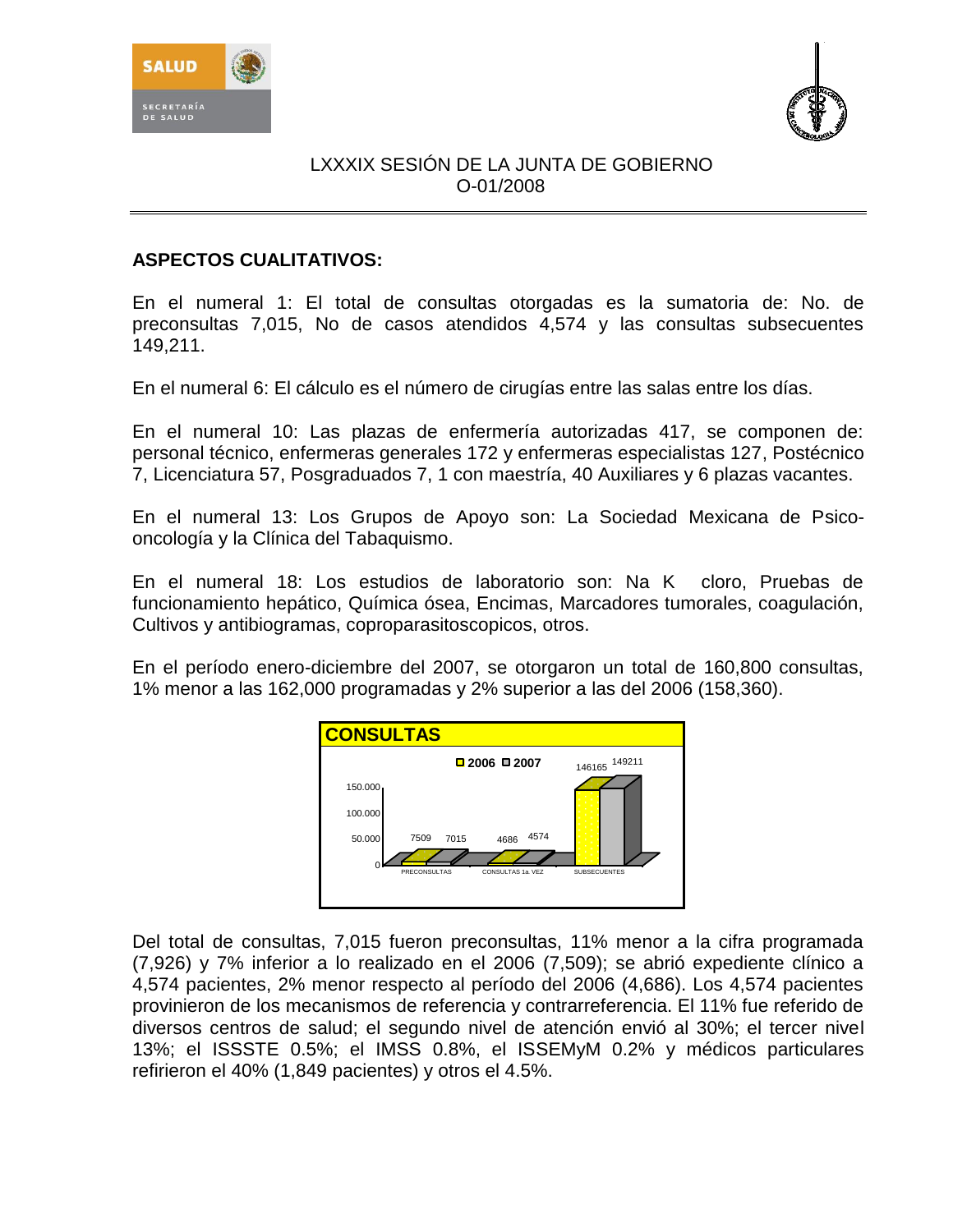**ASPECTOS CUALITATIVOS:**

En el numeral 1: El total de consultas otorgadas es la sumatoria de: No. de preconsultas 7,015, No de casos atendidos 4,574 y las consultas subsecuentes 149,211.

En el numeral 6: El cálculo es el número de cirugías entre las salas entre los días.

En el numeral 10: Las plazas de enfermería autorizadas 417, se componen de: personal técnico, enfermeras generales 172 y enfermeras especialistas 127, Postécnico 7, Licenciatura 57, Posgraduados 7, 1 con maestría, 40 Auxiliares y 6 plazas vacantes.

En el numeral 13: Los Grupos de Apoyo son: La Sociedad Mexicana de Psico-oncología y la Clínica del Tabaquismo.

En el numeral 18: Los estudios de laboratorio son: Na K  cloro, Pruebas de funcionamiento hepático, Química ósea, Encimas, Marcadores tumorales, coagulación, Cultivos y antibiogramas, coproparasitoscopicos, otros.

En el período enero-diciembre del 2007, se otorgaron un total de 160,800 consultas, 1% menor a las 162,000 programadas y 2% superior a las del 2006 (158,360).

**CONSULTAS**

| | 2006 | 2007 |
|---|---|---|
| PRECONSULTAS | 7509 | 7015 |
| CONSULTAS 1a. VEZ | 4686 | 4574 |
| SUBSECUENTES | 146165 | 149211 |

Del total de consultas, 7,015 fueron preconsultas, 11% menor a la cifra programada (7,926) y 7% inferior a lo realizado en el 2006 (7,509); se abrió expediente clínico a 4,574 pacientes, 2% menor respecto al período del 2006 (4,686). Los 4,574 pacientes provinieron de los mecanismos de referencia y contrarreferencia. El 11% fue referido de diversos centros de salud; el segundo nivel de atención envió al 30%; el tercer nivel 13%; el ISSSTE 0.5%; el IMSS 0.8%, el ISSEMyM 0.2% y médicos particulares refirieron el 40% (1,849 pacientes) y otros el 4.5%.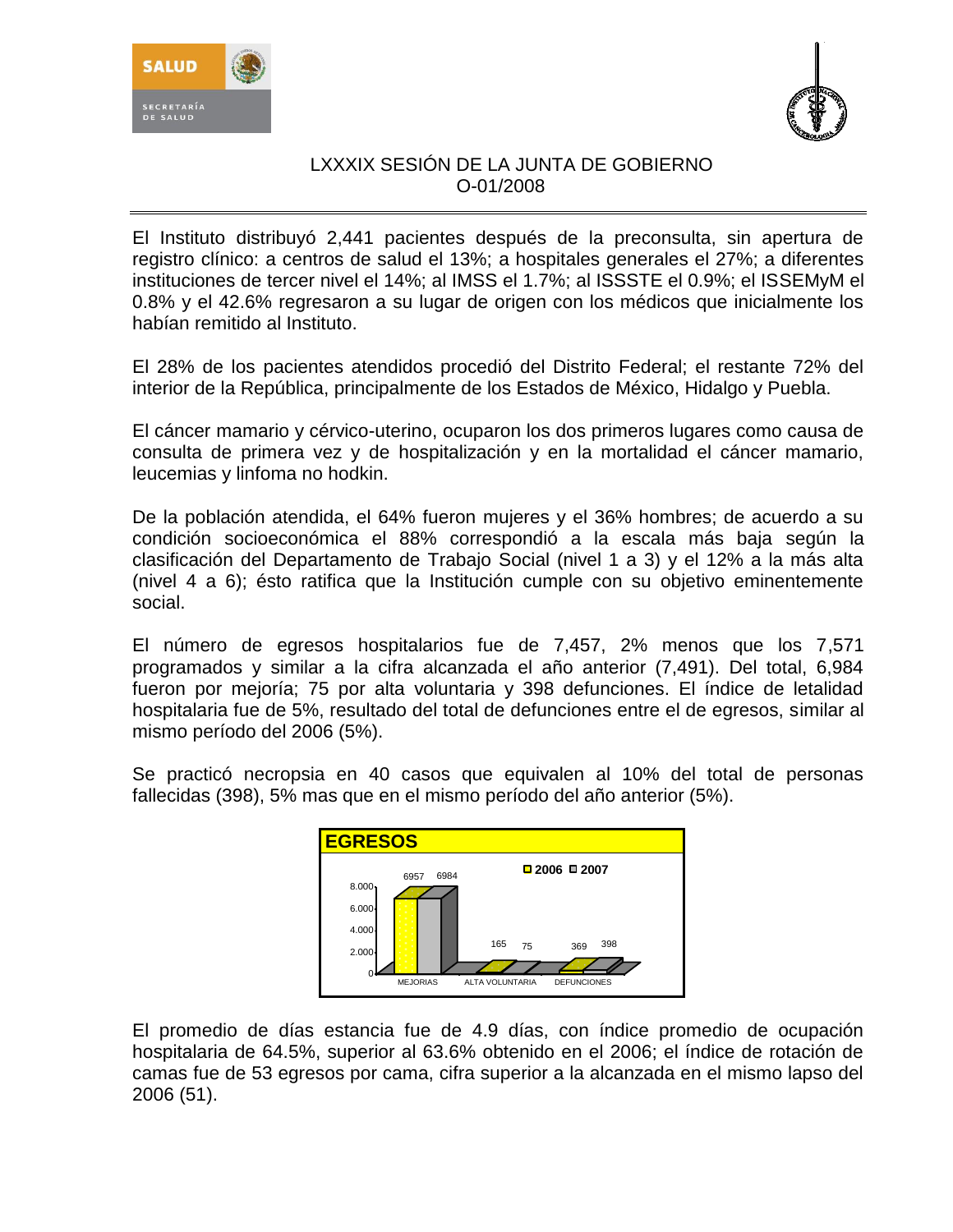El Instituto distribuyó 2,441 pacientes después de la preconsulta, sin apertura de registro clínico: a centros de salud el 13%; a hospitales generales el 27%; a diferentes instituciones de tercer nivel el 14%; al IMSS el 1.7%; al ISSSTE el 0.9%; al ISSEMyM el 0.8% y el 42.6% regresaron a su lugar de origen con los médicos que inicialmente los habían remitido al Instituto.

El 28% de los pacientes atendidos procedió del Distrito Federal; el restante 72% del interior de la República, principalmente de los Estados de México, Hidalgo y Puebla.

El cáncer mamario y cérvico-uterino, ocuparon los dos primeros lugares como causa de consulta de primera vez y de hospitalización y en la mortalidad el cáncer mamario, leucemias y linfoma no hodkin.

De la población atendida, el 64% fueron mujeres y el 36% hombres; de acuerdo a su condición socioeconómica el 88% correspondió a la escala más baja según la clasificación del Departamento de Trabajo Social (nivel 1 a 3) y el 12% a la más alta (nivel 4 a 6); ésto ratifica que la Institución cumple con su objetivo eminentemente social.

El número de egresos hospitalarios fue de 7,457, 2% menos que los 7,571 programados y similar a la cifra alcanzada el año anterior (7,491). Del total, 6,984 fueron por mejoría; 75 por alta voluntaria y 398 defunciones. El índice de letalidad hospitalaria fue de 5%, resultado del total de defunciones entre el de egresos, similar al mismo período del 2006 (5%).

Se practicó necropsia en 40 casos que equivalen al 10% del total de personas fallecidas (398), 5% mas que en el mismo período del año anterior (5%).

**EGRESOS**

| | 2006 | 2007 |
|---|---|---|
| MEJORIAS | 6957 | 6984 |
| ALTA VOLUNTARIA | 165 | 75 |
| DEFUNCIONES | 369 | 398 |

El promedio de días estancia fue de 4.9 días, con índice promedio de ocupación hospitalaria de 64.5%, superior al 63.6% obtenido en el 2006; el índice de rotación de camas fue de 53 egresos por cama, cifra superior a la alcanzada en el mismo lapso del 2006 (51).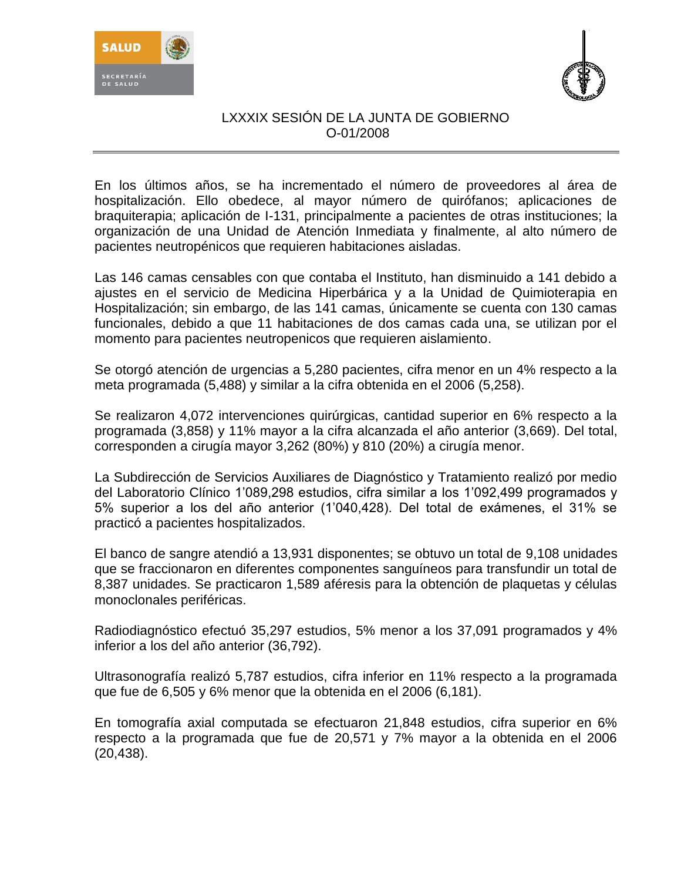En los últimos años, se ha incrementado el número de proveedores al área de hospitalización. Ello obedece, al mayor número de quirófanos; aplicaciones de braquiterapia; aplicación de I-131, principalmente a pacientes de otras instituciones; la organización de una Unidad de Atención Inmediata y finalmente, al alto número de pacientes neutropénicos que requieren habitaciones aisladas.

Las 146 camas censables con que contaba el Instituto, han disminuido a 141 debido a ajustes en el servicio de Medicina Hiperbárica y a la Unidad de Quimioterapia en Hospitalización; sin embargo, de las 141 camas, únicamente se cuenta con 130 camas funcionales, debido a que 11 habitaciones de dos camas cada una, se utilizan por el momento para pacientes neutropenicos que requieren aislamiento.

Se otorgó atención de urgencias a 5,280 pacientes, cifra menor en un 4% respecto a la meta programada (5,488) y similar a la cifra obtenida en el 2006 (5,258).

Se realizaron 4,072 intervenciones quirúrgicas, cantidad superior en 6% respecto a la programada (3,858) y 11% mayor a la cifra alcanzada el año anterior (3,669). Del total, corresponden a cirugía mayor 3,262 (80%) y 810 (20%) a cirugía menor.

La Subdirección de Servicios Auxiliares de Diagnóstico y Tratamiento realizó por medio del Laboratorio Clínico 1'089,298 estudios, cifra similar a los 1'092,499 programados y 5% superior a los del año anterior (1'040,428). Del total de exámenes, el 31% se practicó a pacientes hospitalizados.

El banco de sangre atendió a 13,931 disponentes; se obtuvo un total de 9,108 unidades que se fraccionaron en diferentes componentes sanguíneos para transfundir un total de 8,387 unidades. Se practicaron 1,589 aféresis para la obtención de plaquetas y células monoclonales periféricas.

Radiodiagnóstico efectuó 35,297 estudios, 5% menor a los 37,091 programados y 4% inferior a los del año anterior (36,792).

Ultrasonografía realizó 5,787 estudios, cifra inferior en 11% respecto a la programada que fue de 6,505 y 6% menor que la obtenida en el 2006 (6,181).

En tomografía axial computada se efectuaron 21,848 estudios, cifra superior en 6% respecto a la programada que fue de 20,571 y 7% mayor a la obtenida en el 2006 (20,438).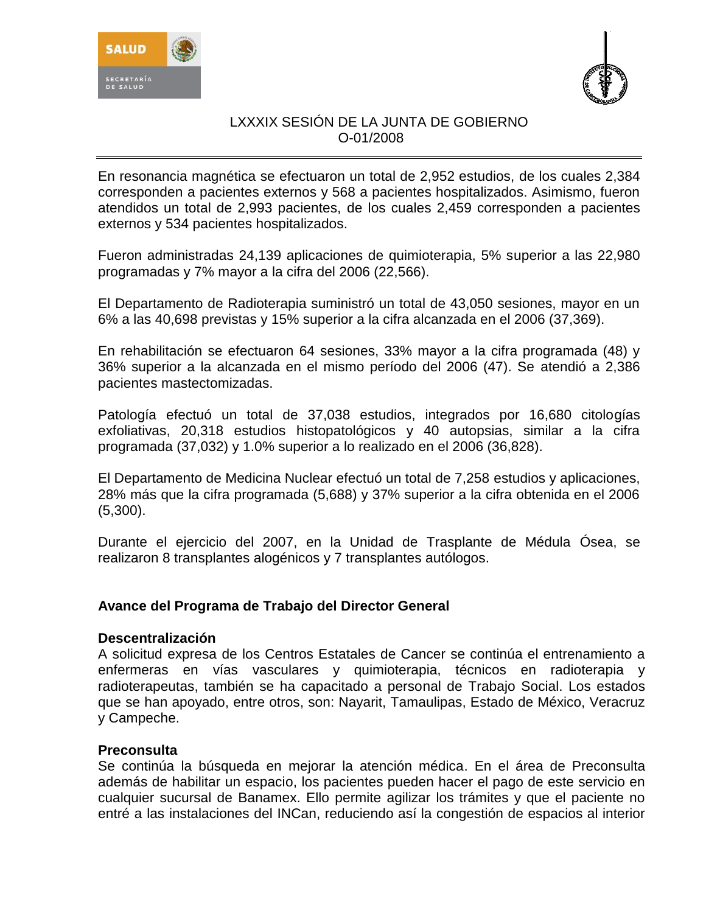En resonancia magnética se efectuaron un total de 2,952 estudios, de los cuales 2,384 corresponden a pacientes externos y 568 a pacientes hospitalizados. Asimismo, fueron atendidos un total de 2,993 pacientes, de los cuales 2,459 corresponden a pacientes externos y 534 pacientes hospitalizados.

Fueron administradas 24,139 aplicaciones de quimioterapia, 5% superior a las 22,980 programadas y 7% mayor a la cifra del 2006 (22,566).

El Departamento de Radioterapia suministró un total de 43,050 sesiones, mayor en un 6% a las 40,698 previstas y 15% superior a la cifra alcanzada en el 2006 (37,369).

En rehabilitación se efectuaron 64 sesiones, 33% mayor a la cifra programada (48) y 36% superior a la alcanzada en el mismo período del 2006 (47). Se atendió a 2,386 pacientes mastectomizadas.

Patología efectuó un total de 37,038 estudios, integrados por 16,680 citologías exfoliativas, 20,318 estudios histopatológicos y 40 autopsias, similar a la cifra programada (37,032) y 1.0% superior a lo realizado en el 2006 (36,828).

El Departamento de Medicina Nuclear efectuó un total de 7,258 estudios y aplicaciones, 28% más que la cifra programada (5,688) y 37% superior a la cifra obtenida en el 2006 (5,300).

Durante el ejercicio del 2007, en la Unidad de Trasplante de Médula Ósea, se realizaron 8 transplantes alogénicos y 7 transplantes autólogos.

## Avance del Programa de Trabajo del Director General

### Descentralización

A solicitud expresa de los Centros Estatales de Cancer se continúa el entrenamiento a enfermeras en vías vasculares y quimioterapia, técnicos en radioterapia y radioterapeutas, también se ha capacitado a personal de Trabajo Social. Los estados que se han apoyado, entre otros, son: Nayarit, Tamaulipas, Estado de México, Veracruz y Campeche.

### Preconsulta

Se continúa la búsqueda en mejorar la atención médica. En el área de Preconsulta además de habilitar un espacio, los pacientes pueden hacer el pago de este servicio en cualquier sucursal de Banamex. Ello permite agilizar los trámites y que el paciente no entré a las instalaciones del INCan, reduciendo así la congestión de espacios al interior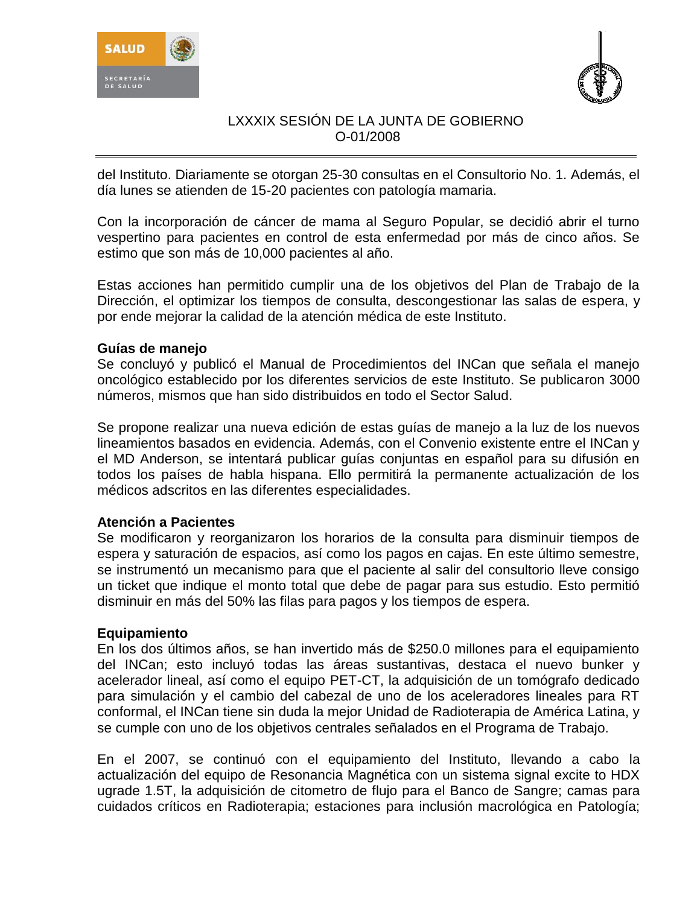del Instituto. Diariamente se otorgan 25-30 consultas en el Consultorio No. 1. Además, el día lunes se atienden de 15-20 pacientes con patología mamaria.

Con la incorporación de cáncer de mama al Seguro Popular, se decidió abrir el turno vespertino para pacientes en control de esta enfermedad por más de cinco años. Se estimo que son más de 10,000 pacientes al año.

Estas acciones han permitido cumplir una de los objetivos del Plan de Trabajo de la Dirección, el optimizar los tiempos de consulta, descongestionar las salas de espera, y por ende mejorar la calidad de la atención médica de este Instituto.

**Guías de manejo**

Se concluyó y publicó el Manual de Procedimientos del INCan que señala el manejo oncológico establecido por los diferentes servicios de este Instituto. Se publicaron 3000 números, mismos que han sido distribuidos en todo el Sector Salud.

Se propone realizar una nueva edición de estas guías de manejo a la luz de los nuevos lineamientos basados en evidencia. Además, con el Convenio existente entre el INCan y el MD Anderson, se intentará publicar guías conjuntas en español para su difusión en todos los países de habla hispana. Ello permitirá la permanente actualización de los médicos adscritos en las diferentes especialidades.

**Atención a Pacientes**

Se modificaron y reorganizaron los horarios de la consulta para disminuir tiempos de espera y saturación de espacios, así como los pagos en cajas. En este último semestre, se instrumentó un mecanismo para que el paciente al salir del consultorio lleve consigo un ticket que indique el monto total que debe de pagar para sus estudio. Esto permitió disminuir en más del 50% las filas para pagos y los tiempos de espera.

**Equipamiento**

En los dos últimos años, se han invertido más de $250.0 millones para el equipamiento del INCan; esto incluyó todas las áreas sustantivas, destaca el nuevo bunker y acelerador lineal, así como el equipo PET-CT, la adquisición de un tomógrafo dedicado para simulación y el cambio del cabezal de uno de los aceleradores lineales para RT conformal, el INCan tiene sin duda la mejor Unidad de Radioterapia de América Latina, y se cumple con uno de los objetivos centrales señalados en el Programa de Trabajo.

En el 2007, se continuó con el equipamiento del Instituto, llevando a cabo la actualización del equipo de Resonancia Magnética con un sistema signal excite to HDX ugrade 1.5T, la adquisición de citometro de flujo para el Banco de Sangre; camas para cuidados críticos en Radioterapia; estaciones para inclusión macrológica en Patología;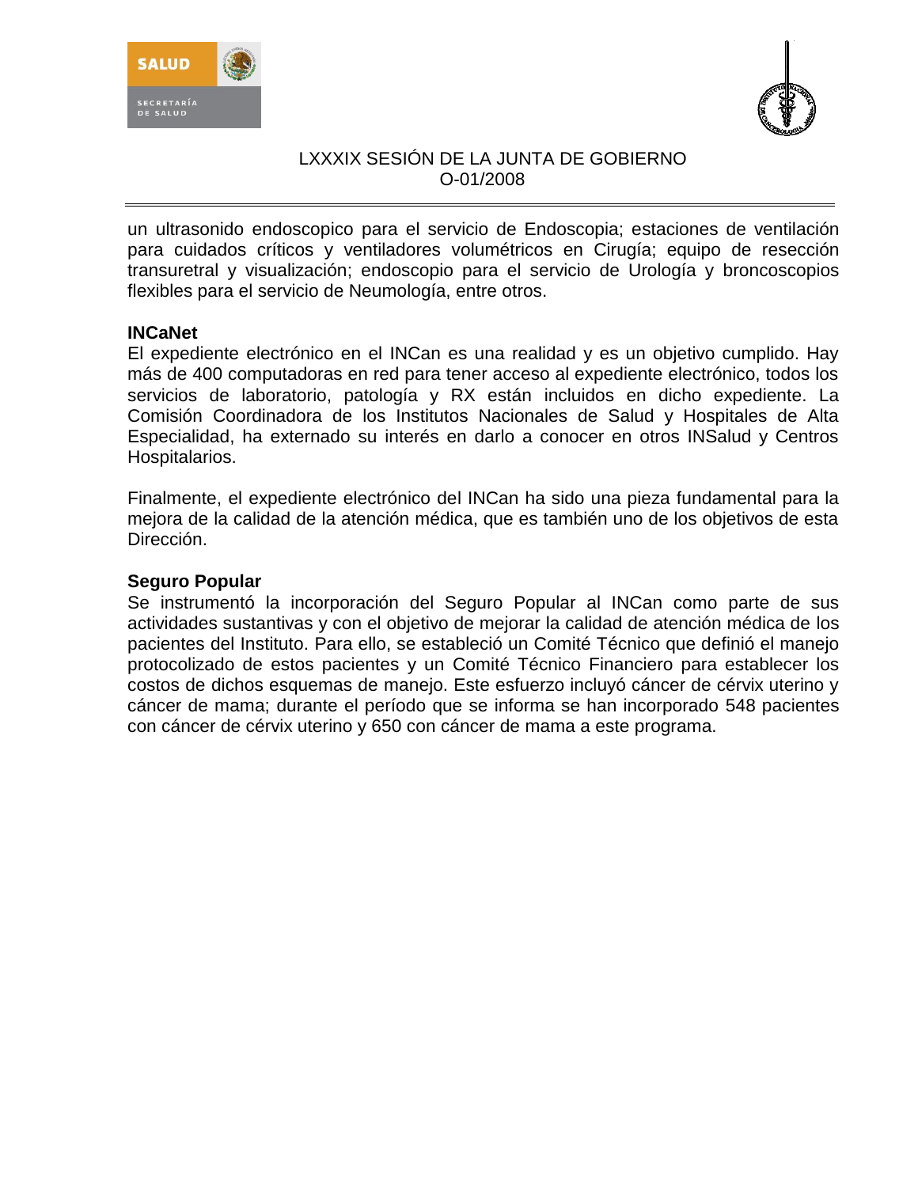un ultrasonido endoscopico para el servicio de Endoscopia; estaciones de ventilación para cuidados críticos y ventiladores volumétricos en Cirugía; equipo de resección transuretral y visualización; endoscopio para el servicio de Urología y broncoscopios flexibles para el servicio de Neumología, entre otros.

**INCaNet**

El expediente electrónico en el INCan es una realidad y es un objetivo cumplido. Hay más de 400 computadoras en red para tener acceso al expediente electrónico, todos los servicios de laboratorio, patología y RX están incluidos en dicho expediente. La Comisión Coordinadora de los Institutos Nacionales de Salud y Hospitales de Alta Especialidad, ha externado su interés en darlo a conocer en otros INSalud y Centros Hospitalarios.

Finalmente, el expediente electrónico del INCan ha sido una pieza fundamental para la mejora de la calidad de la atención médica, que es también uno de los objetivos de esta Dirección.

**Seguro Popular**

Se instrumentó la incorporación del Seguro Popular al INCan como parte de sus actividades sustantivas y con el objetivo de mejorar la calidad de atención médica de los pacientes del Instituto. Para ello, se estableció un Comité Técnico que definió el manejo protocolizado de estos pacientes y un Comité Técnico Financiero para establecer los costos de dichos esquemas de manejo. Este esfuerzo incluyó cáncer de cérvix uterino y cáncer de mama; durante el período que se informa se han incorporado 548 pacientes con cáncer de cérvix uterino y 650 con cáncer de mama a este programa.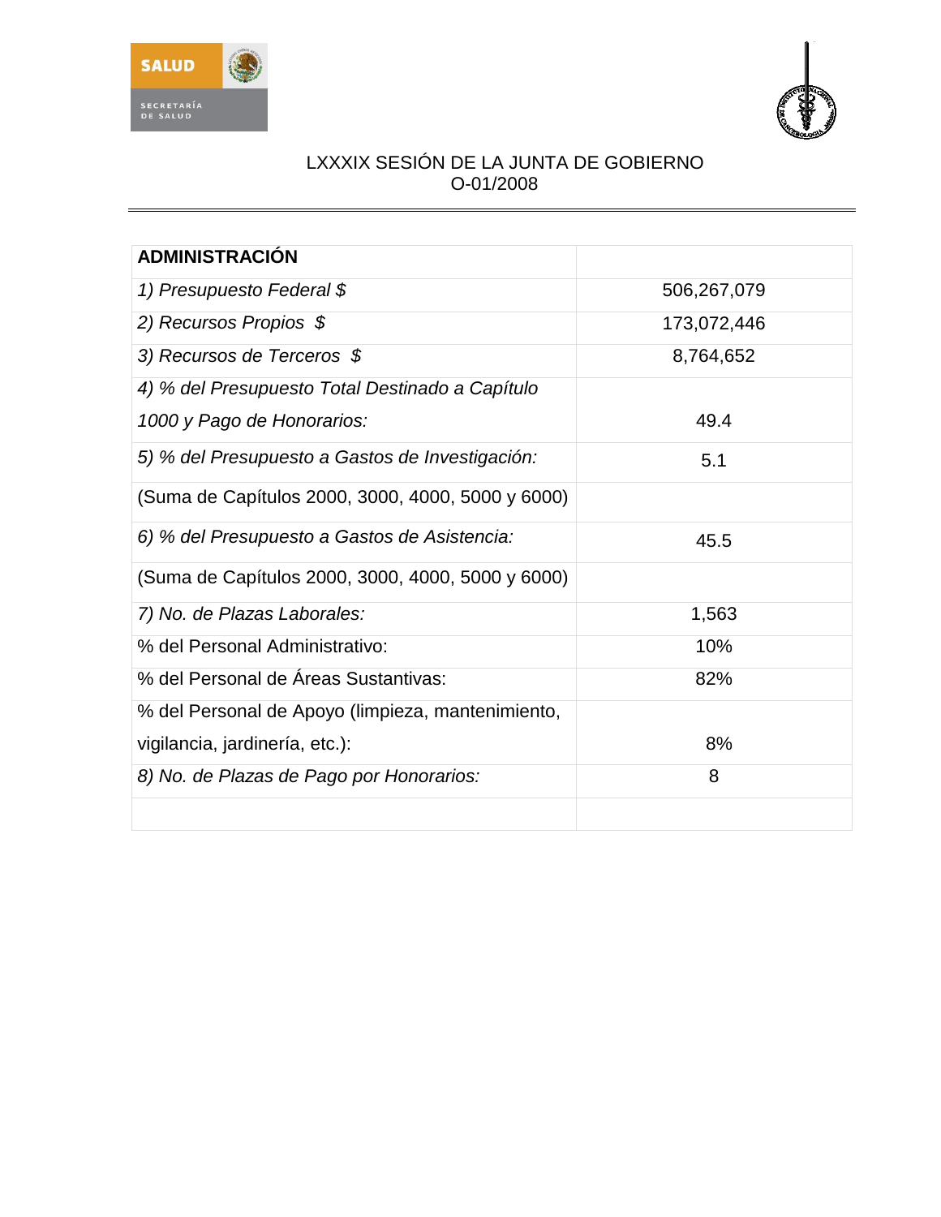LXXXIX SESIÓN DE LA JUNTA DE GOBIERNO
O-01/2008

| **ADMINISTRACIÓN** | |
|---|---|
| *1) Presupuesto Federal $* | 506,267,079 |
| *2) Recursos Propios $* | 173,072,446 |
| *3) Recursos de Terceros $* | 8,764,652 |
| *4) % del Presupuesto Total Destinado a Capítulo 1000 y Pago de Honorarios:* | 49.4 |
| *5) % del Presupuesto a Gastos de Investigación:* | 5.1 |
| (Suma de Capítulos 2000, 3000, 4000, 5000 y 6000) | |
| *6) % del Presupuesto a Gastos de Asistencia:* | 45.5 |
| (Suma de Capítulos 2000, 3000, 4000, 5000 y 6000) | |
| *7) No. de Plazas Laborales:* | 1,563 |
| % del Personal Administrativo: | 10% |
| % del Personal de Áreas Sustantivas: | 82% |
| % del Personal de Apoyo (limpieza, mantenimiento, vigilancia, jardinería, etc.): | 8% |
| *8) No. de Plazas de Pago por Honorarios:* | 8 |
| | |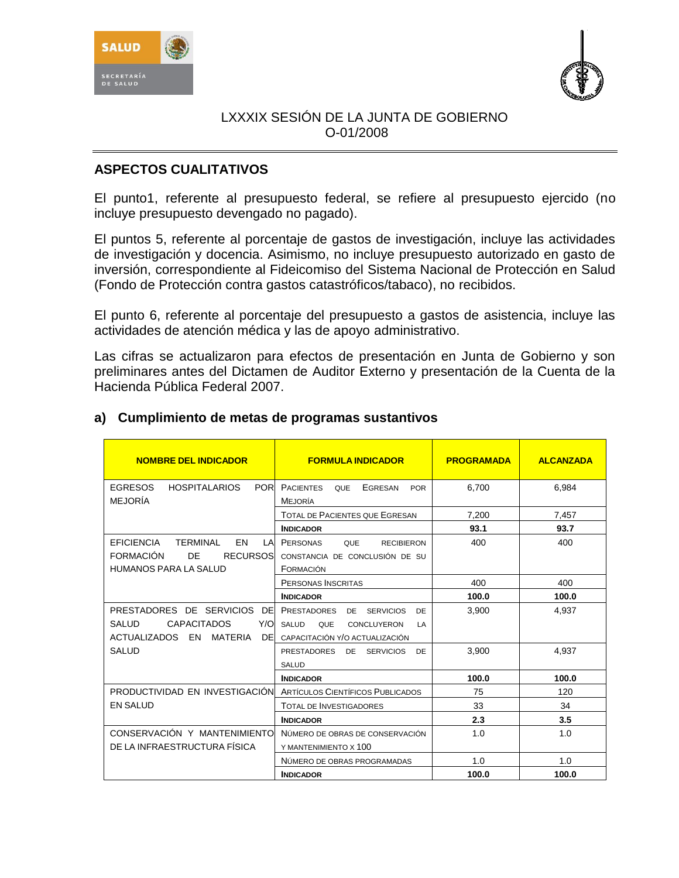LXXXIX SESIÓN DE LA JUNTA DE GOBIERNO
O-01/2008

## ASPECTOS CUALITATIVOS

El punto1, referente al presupuesto federal, se refiere al presupuesto ejercido (no incluye presupuesto devengado no pagado).

El puntos 5, referente al porcentaje de gastos de investigación, incluye las actividades de investigación y docencia. Asimismo, no incluye presupuesto autorizado en gasto de inversión, correspondiente al Fideicomiso del Sistema Nacional de Protección en Salud (Fondo de Protección contra gastos catastróficos/tabaco), no recibidos.

El punto 6, referente al porcentaje del presupuesto a gastos de asistencia, incluye las actividades de atención médica y las de apoyo administrativo.

Las cifras se actualizaron para efectos de presentación en Junta de Gobierno y son preliminares antes del Dictamen de Auditor Externo y presentación de la Cuenta de la Hacienda Pública Federal 2007.

### a) Cumplimiento de metas de programas sustantivos

| NOMBRE DEL INDICADOR | FORMULA INDICADOR | PROGRAMADA | ALCANZADA |
|---|---|---|---|
| EGRESOS HOSPITALARIOS POR MEJORÍA | PACIENTES QUE EGRESAN POR MEJORÍA | 6,700 | 6,984 |
| | TOTAL DE PACIENTES QUE EGRESAN | 7,200 | 7,457 |
| | **INDICADOR** | **93.1** | **93.7** |
| EFICIENCIA TERMINAL EN LA FORMACIÓN DE RECURSOS HUMANOS PARA LA SALUD | PERSONAS QUE RECIBIERON CONSTANCIA DE CONCLUSIÓN DE SU FORMACIÓN | 400 | 400 |
| | PERSONAS INSCRITAS | 400 | 400 |
| | **INDICADOR** | **100.0** | **100.0** |
| PRESTADORES DE SERVICIOS DE SALUD CAPACITADOS Y/O ACTUALIZADOS EN MATERIA DE SALUD | PRESTADORES DE SERVICIOS DE SALUD QUE CONCLUYERON LA CAPACITACIÓN Y/O ACTUALIZACIÓN | 3,900 | 4,937 |
| | PRESTADORES DE SERVICIOS DE SALUD | 3,900 | 4,937 |
| | **INDICADOR** | **100.0** | **100.0** |
| PRODUCTIVIDAD EN INVESTIGACIÓN EN SALUD | ARTÍCULOS CIENTÍFICOS PUBLICADOS | 75 | 120 |
| | TOTAL DE INVESTIGADORES | 33 | 34 |
| | **INDICADOR** | **2.3** | **3.5** |
| CONSERVACIÓN Y MANTENIMIENTO DE LA INFRAESTRUCTURA FÍSICA | NÚMERO DE OBRAS DE CONSERVACIÓN Y MANTENIMIENTO X 100 | 1.0 | 1.0 |
| | NÚMERO DE OBRAS PROGRAMADAS | 1.0 | 1.0 |
| | **INDICADOR** | **100.0** | **100.0** |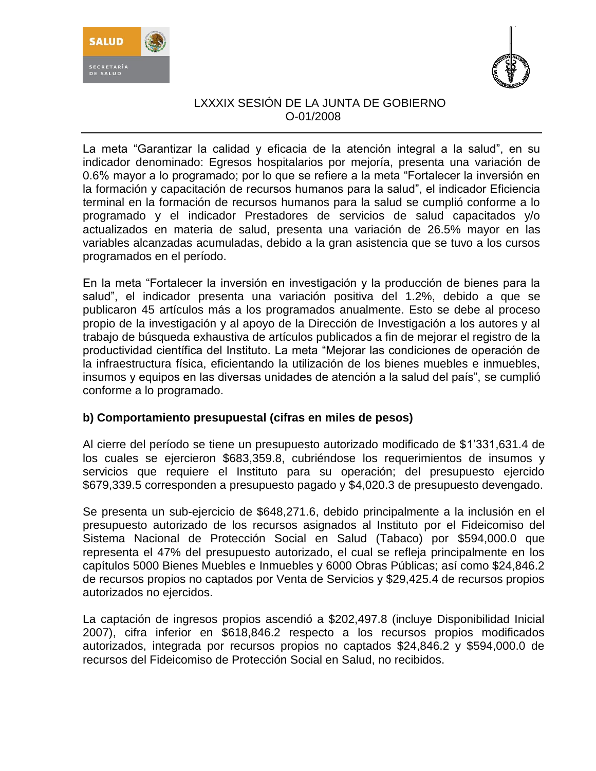La meta “Garantizar la calidad y eficacia de la atención integral a la salud”, en su indicador denominado: Egresos hospitalarios por mejoría, presenta una variación de 0.6% mayor a lo programado; por lo que se refiere a la meta “Fortalecer la inversión en la formación y capacitación de recursos humanos para la salud”, el indicador Eficiencia terminal en la formación de recursos humanos para la salud se cumplió conforme a lo programado y el indicador Prestadores de servicios de salud capacitados y/o actualizados en materia de salud, presenta una variación de 26.5% mayor en las variables alcanzadas acumuladas, debido a la gran asistencia que se tuvo a los cursos programados en el período.

En la meta “Fortalecer la inversión en investigación y la producción de bienes para la salud”, el indicador presenta una variación positiva del 1.2%, debido a que se publicaron 45 artículos más a los programados anualmente. Esto se debe al proceso propio de la investigación y al apoyo de la Dirección de Investigación a los autores y al trabajo de búsqueda exhaustiva de artículos publicados a fin de mejorar el registro de la productividad científica del Instituto. La meta “Mejorar las condiciones de operación de la infraestructura física, eficientando la utilización de los bienes muebles e inmuebles, insumos y equipos en las diversas unidades de atención a la salud del país”, se cumplió conforme a lo programado.

**b) Comportamiento presupuestal (cifras en miles de pesos)**

Al cierre del período se tiene un presupuesto autorizado modificado de $1’331,631.4 de los cuales se ejercieron $683,359.8, cubriéndose los requerimientos de insumos y servicios que requiere el Instituto para su operación; del presupuesto ejercido $679,339.5 corresponden a presupuesto pagado y $4,020.3 de presupuesto devengado.

Se presenta un sub-ejercicio de $648,271.6, debido principalmente a la inclusión en el presupuesto autorizado de los recursos asignados al Instituto por el Fideicomiso del Sistema Nacional de Protección Social en Salud (Tabaco) por $594,000.0 que representa el 47% del presupuesto autorizado, el cual se refleja principalmente en los capítulos 5000 Bienes Muebles e Inmuebles y 6000 Obras Públicas; así como $24,846.2 de recursos propios no captados por Venta de Servicios y $29,425.4 de recursos propios autorizados no ejercidos.

La captación de ingresos propios ascendió a $202,497.8 (incluye Disponibilidad Inicial 2007), cifra inferior en $618,846.2 respecto a los recursos propios modificados autorizados, integrada por recursos propios no captados $24,846.2 y $594,000.0 de recursos del Fideicomiso de Protección Social en Salud, no recibidos.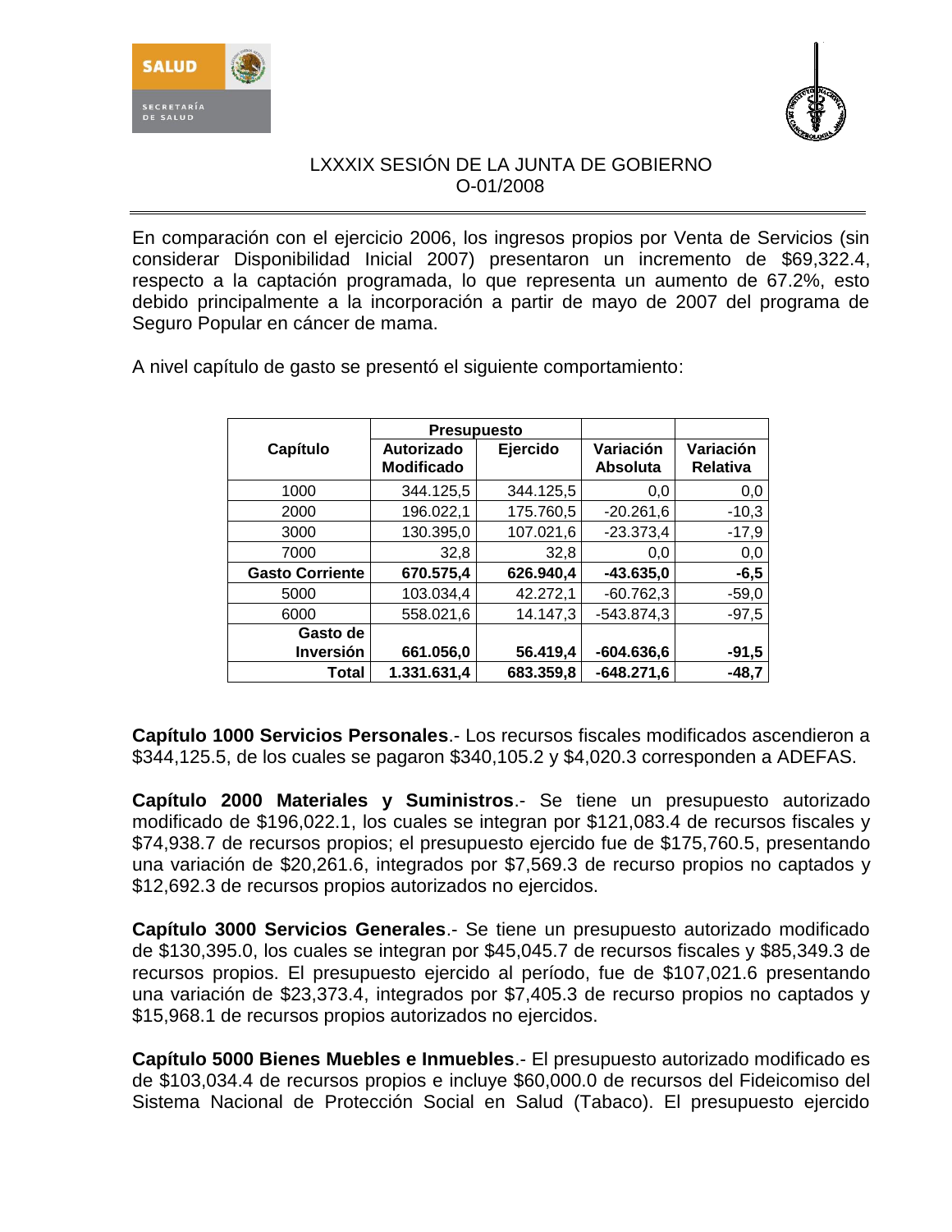En comparación con el ejercicio 2006, los ingresos propios por Venta de Servicios (sin considerar Disponibilidad Inicial 2007) presentaron un incremento de $69,322.4, respecto a la captación programada, lo que representa un aumento de 67.2%, esto debido principalmente a la incorporación a partir de mayo de 2007 del programa de Seguro Popular en cáncer de mama.

A nivel capítulo de gasto se presentó el siguiente comportamiento:

| Capítulo | Presupuesto | | Variación Absoluta | Variación Relativa |
|---|---|---|---|---|
| | Autorizado Modificado | Ejercido | | |
| 1000 | 344.125,5 | 344.125,5 | 0,0 | 0,0 |
| 2000 | 196.022,1 | 175.760,5 | -20.261,6 | -10,3 |
| 3000 | 130.395,0 | 107.021,6 | -23.373,4 | -17,9 |
| 7000 | 32,8 | 32,8 | 0,0 | 0,0 |
| **Gasto Corriente** | **670.575,4** | **626.940,4** | **-43.635,0** | **-6,5** |
| 5000 | 103.034,4 | 42.272,1 | -60.762,3 | -59,0 |
| 6000 | 558.021,6 | 14.147,3 | -543.874,3 | -97,5 |
| **Gasto de Inversión** | **661.056,0** | **56.419,4** | **-604.636,6** | **-91,5** |
| **Total** | **1.331.631,4** | **683.359,8** | **-648.271,6** | **-48,7** |

**Capítulo 1000 Servicios Personales**.- Los recursos fiscales modificados ascendieron a $344,125.5, de los cuales se pagaron $340,105.2 y $4,020.3 corresponden a ADEFAS.

**Capítulo 2000 Materiales y Suministros**.- Se tiene un presupuesto autorizado modificado de $196,022.1, los cuales se integran por $121,083.4 de recursos fiscales y $74,938.7 de recursos propios; el presupuesto ejercido fue de $175,760.5, presentando una variación de $20,261.6, integrados por $7,569.3 de recurso propios no captados y $12,692.3 de recursos propios autorizados no ejercidos.

**Capítulo 3000 Servicios Generales**.- Se tiene un presupuesto autorizado modificado de $130,395.0, los cuales se integran por $45,045.7 de recursos fiscales y $85,349.3 de recursos propios. El presupuesto ejercido al período, fue de $107,021.6 presentando una variación de $23,373.4, integrados por $7,405.3 de recurso propios no captados y $15,968.1 de recursos propios autorizados no ejercidos.

**Capítulo 5000 Bienes Muebles e Inmuebles**.- El presupuesto autorizado modificado es de $103,034.4 de recursos propios e incluye $60,000.0 de recursos del Fideicomiso del Sistema Nacional de Protección Social en Salud (Tabaco). El presupuesto ejercido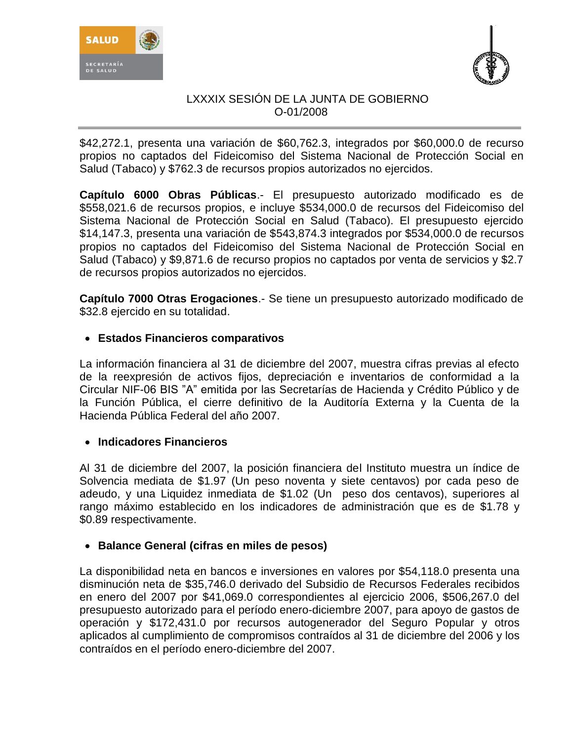$42,272.1, presenta una variación de $60,762.3, integrados por $60,000.0 de recurso propios no captados del Fideicomiso del Sistema Nacional de Protección Social en Salud (Tabaco) y $762.3 de recursos propios autorizados no ejercidos.

**Capítulo 6000 Obras Públicas**.- El presupuesto autorizado modificado es de $558,021.6 de recursos propios, e incluye $534,000.0 de recursos del Fideicomiso del Sistema Nacional de Protección Social en Salud (Tabaco). El presupuesto ejercido $14,147.3, presenta una variación de $543,874.3 integrados por $534,000.0 de recursos propios no captados del Fideicomiso del Sistema Nacional de Protección Social en Salud (Tabaco) y $9,871.6 de recurso propios no captados por venta de servicios y $2.7 de recursos propios autorizados no ejercidos.

**Capítulo 7000 Otras Erogaciones**.- Se tiene un presupuesto autorizado modificado de $32.8 ejercido en su totalidad.

- **Estados Financieros comparativos**

La información financiera al 31 de diciembre del 2007, muestra cifras previas al efecto de la reexpresión de activos fijos, depreciación e inventarios de conformidad a la Circular NIF-06 BIS "A" emitida por las Secretarías de Hacienda y Crédito Público y de la Función Pública, el cierre definitivo de la Auditoría Externa y la Cuenta de la Hacienda Pública Federal del año 2007.

- **Indicadores Financieros**

Al 31 de diciembre del 2007, la posición financiera del Instituto muestra un índice de Solvencia mediata de $1.97 (Un peso noventa y siete centavos) por cada peso de adeudo, y una Liquidez inmediata de $1.02 (Un peso dos centavos), superiores al rango máximo establecido en los indicadores de administración que es de $1.78 y $0.89 respectivamente.

- **Balance General (cifras en miles de pesos)**

La disponibilidad neta en bancos e inversiones en valores por $54,118.0 presenta una disminución neta de $35,746.0 derivado del Subsidio de Recursos Federales recibidos en enero del 2007 por $41,069.0 correspondientes al ejercicio 2006, $506,267.0 del presupuesto autorizado para el período enero-diciembre 2007, para apoyo de gastos de operación y $172,431.0 por recursos autogenerador del Seguro Popular y otros aplicados al cumplimiento de compromisos contraídos al 31 de diciembre del 2006 y los contraídos en el período enero-diciembre del 2007.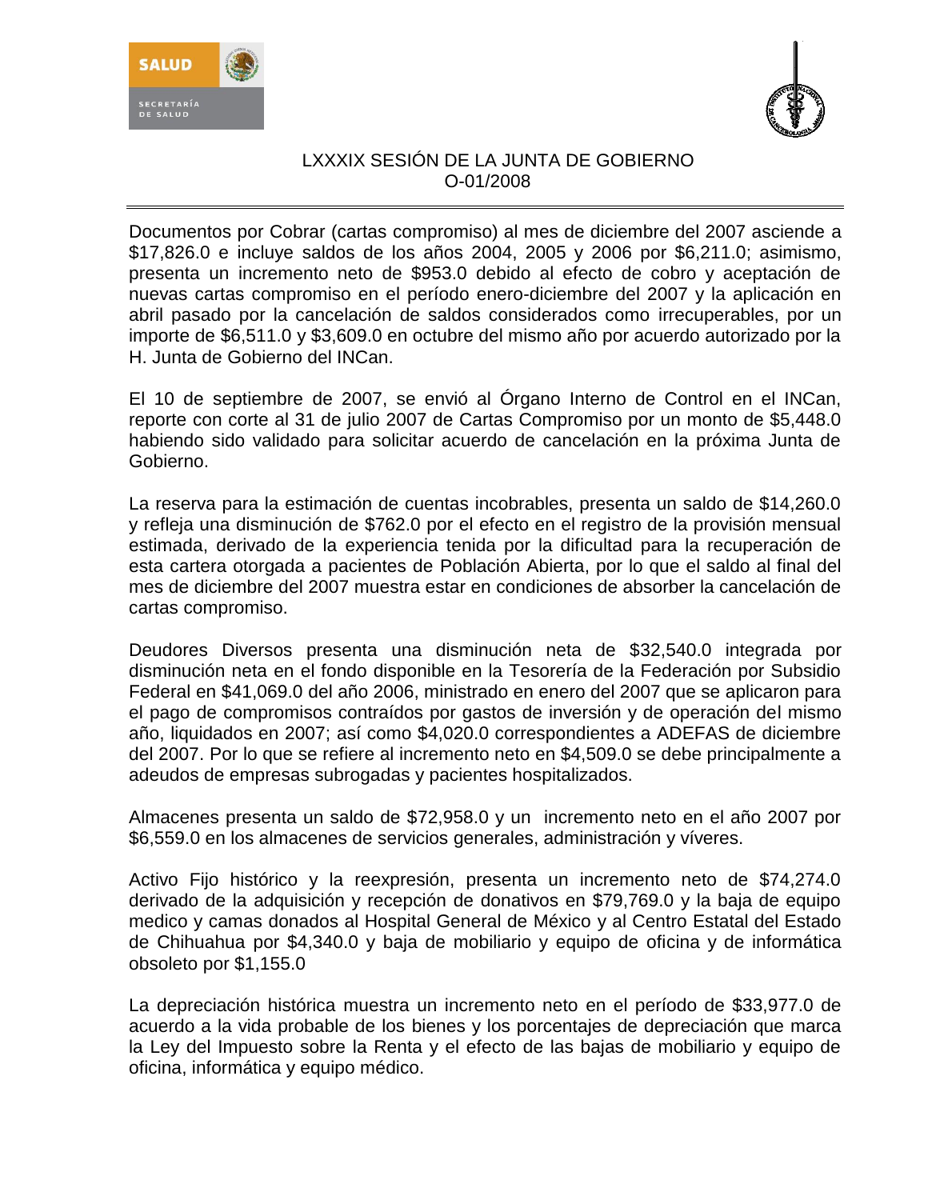Documentos por Cobrar (cartas compromiso) al mes de diciembre del 2007 asciende a $17,826.0 e incluye saldos de los años 2004, 2005 y 2006 por $6,211.0; asimismo, presenta un incremento neto de $953.0 debido al efecto de cobro y aceptación de nuevas cartas compromiso en el período enero-diciembre del 2007 y la aplicación en abril pasado por la cancelación de saldos considerados como irrecuperables, por un importe de $6,511.0 y $3,609.0 en octubre del mismo año por acuerdo autorizado por la H. Junta de Gobierno del INCan.

El 10 de septiembre de 2007, se envió al Órgano Interno de Control en el INCan, reporte con corte al 31 de julio 2007 de Cartas Compromiso por un monto de $5,448.0 habiendo sido validado para solicitar acuerdo de cancelación en la próxima Junta de Gobierno.

La reserva para la estimación de cuentas incobrables, presenta un saldo de $14,260.0 y refleja una disminución de $762.0 por el efecto en el registro de la provisión mensual estimada, derivado de la experiencia tenida por la dificultad para la recuperación de esta cartera otorgada a pacientes de Población Abierta, por lo que el saldo al final del mes de diciembre del 2007 muestra estar en condiciones de absorber la cancelación de cartas compromiso.

Deudores Diversos presenta una disminución neta de $32,540.0 integrada por disminución neta en el fondo disponible en la Tesorería de la Federación por Subsidio Federal en $41,069.0 del año 2006, ministrado en enero del 2007 que se aplicaron para el pago de compromisos contraídos por gastos de inversión y de operación del mismo año, liquidados en 2007; así como $4,020.0 correspondientes a ADEFAS de diciembre del 2007. Por lo que se refiere al incremento neto en $4,509.0 se debe principalmente a adeudos de empresas subrogadas y pacientes hospitalizados.

Almacenes presenta un saldo de $72,958.0 y un incremento neto en el año 2007 por $6,559.0 en los almacenes de servicios generales, administración y víveres.

Activo Fijo histórico y la reexpresión, presenta un incremento neto de $74,274.0 derivado de la adquisición y recepción de donativos en $79,769.0 y la baja de equipo medico y camas donados al Hospital General de México y al Centro Estatal del Estado de Chihuahua por $4,340.0 y baja de mobiliario y equipo de oficina y de informática obsoleto por $1,155.0

La depreciación histórica muestra un incremento neto en el período de $33,977.0 de acuerdo a la vida probable de los bienes y los porcentajes de depreciación que marca la Ley del Impuesto sobre la Renta y el efecto de las bajas de mobiliario y equipo de oficina, informática y equipo médico.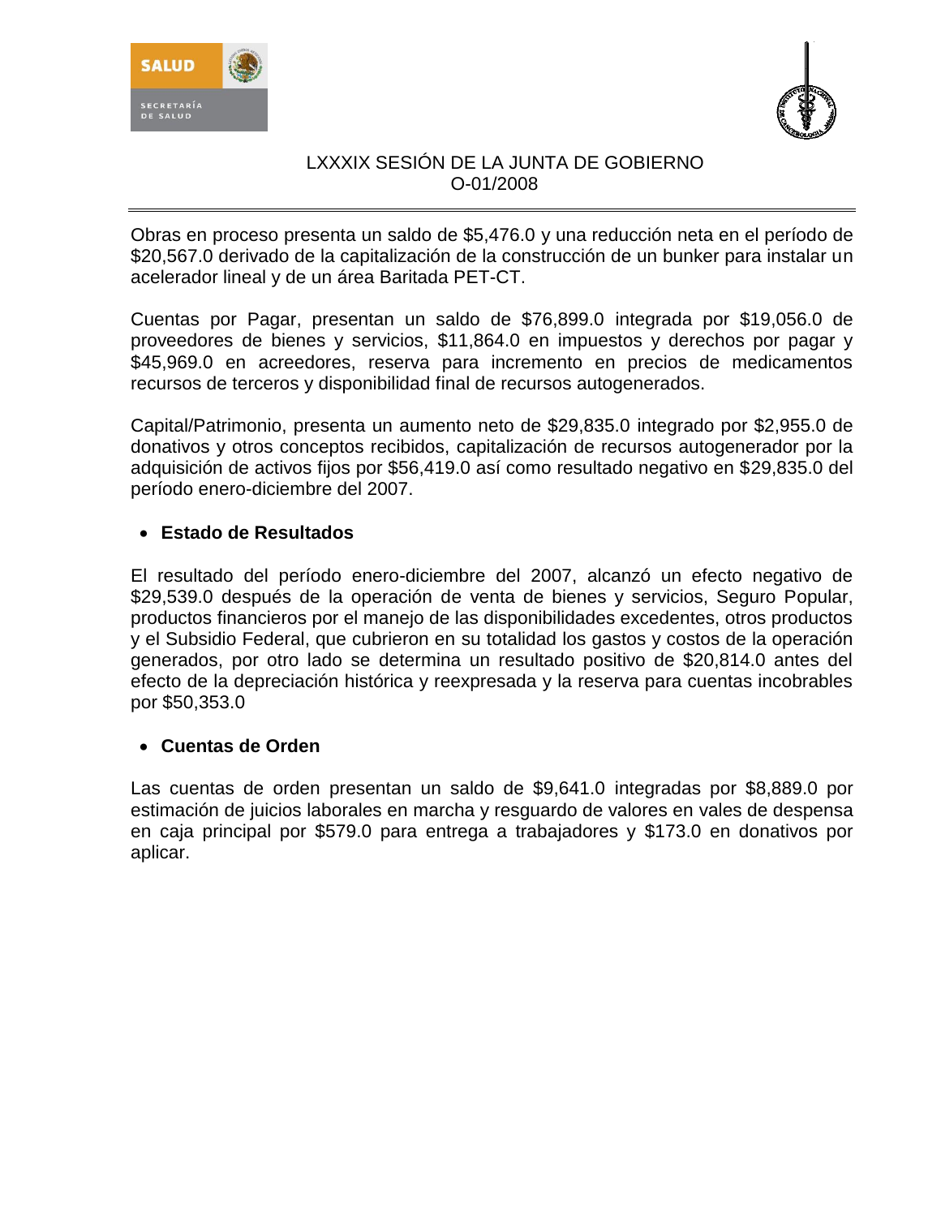Obras en proceso presenta un saldo de $5,476.0 y una reducción neta en el período de $20,567.0 derivado de la capitalización de la construcción de un bunker para instalar un acelerador lineal y de un área Baritada PET-CT.

Cuentas por Pagar, presentan un saldo de $76,899.0 integrada por $19,056.0 de proveedores de bienes y servicios, $11,864.0 en impuestos y derechos por pagar y $45,969.0 en acreedores, reserva para incremento en precios de medicamentos recursos de terceros y disponibilidad final de recursos autogenerados.

Capital/Patrimonio, presenta un aumento neto de $29,835.0 integrado por $2,955.0 de donativos y otros conceptos recibidos, capitalización de recursos autogenerador por la adquisición de activos fijos por $56,419.0 así como resultado negativo en $29,835.0 del período enero-diciembre del 2007.

- **Estado de Resultados**

El resultado del período enero-diciembre del 2007, alcanzó un efecto negativo de $29,539.0 después de la operación de venta de bienes y servicios, Seguro Popular, productos financieros por el manejo de las disponibilidades excedentes, otros productos y el Subsidio Federal, que cubrieron en su totalidad los gastos y costos de la operación generados, por otro lado se determina un resultado positivo de $20,814.0 antes del efecto de la depreciación histórica y reexpresada y la reserva para cuentas incobrables por $50,353.0

- **Cuentas de Orden**

Las cuentas de orden presentan un saldo de $9,641.0 integradas por $8,889.0 por estimación de juicios laborales en marcha y resguardo de valores en vales de despensa en caja principal por $579.0 para entrega a trabajadores y $173.0 en donativos por aplicar.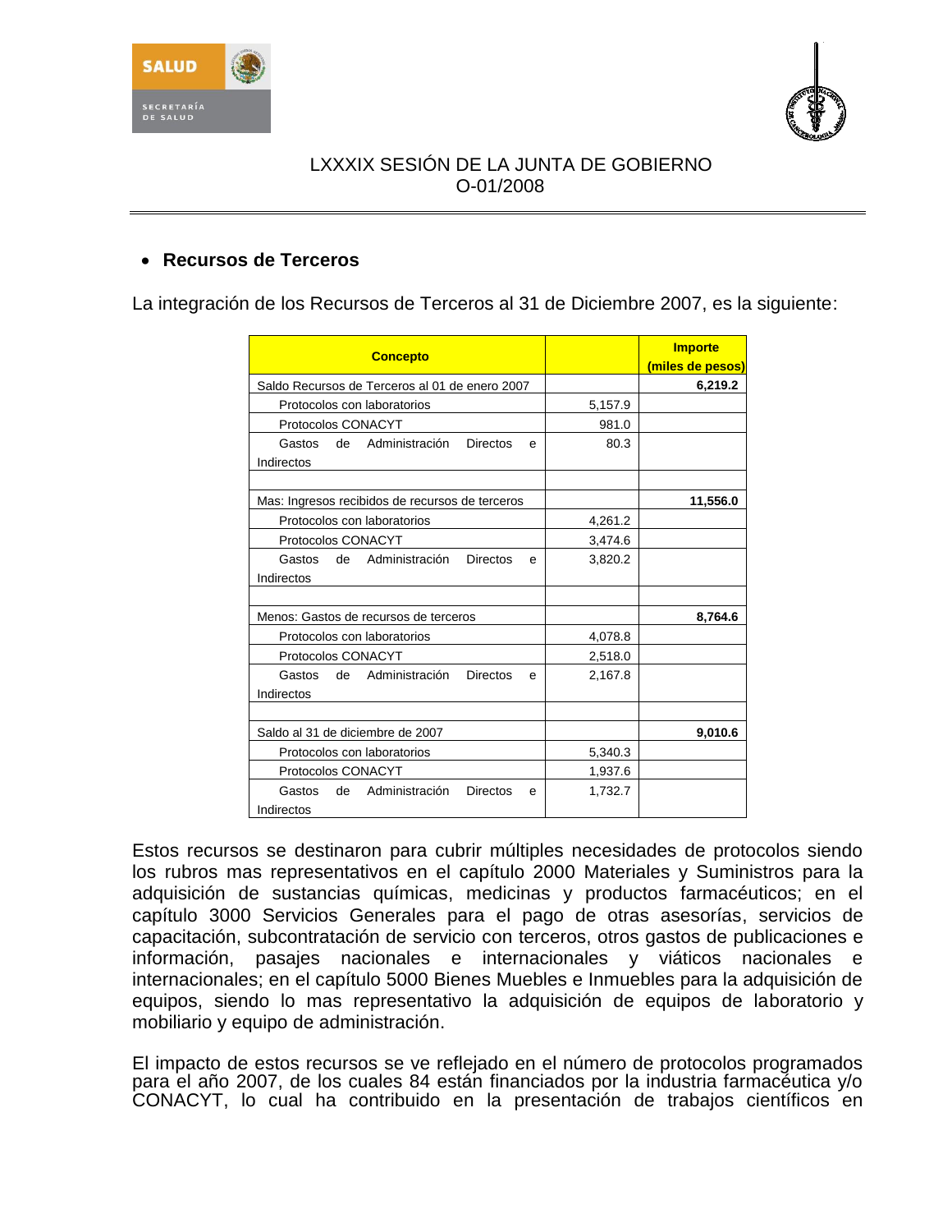- **Recursos de Terceros**

La integración de los Recursos de Terceros al 31 de Diciembre 2007, es la siguiente:

| Concepto | | Importe (miles de pesos) |
|---|---|---|
| Saldo Recursos de Terceros al 01 de enero 2007 | | 6,219.2 |
| Protocolos con laboratorios | 5,157.9 | |
| Protocolos CONACYT | 981.0 | |
| Gastos de Administración Directos e Indirectos | 80.3 | |
| | | |
| Mas: Ingresos recibidos de recursos de terceros | | 11,556.0 |
| Protocolos con laboratorios | 4,261.2 | |
| Protocolos CONACYT | 3,474.6 | |
| Gastos de Administración Directos e Indirectos | 3,820.2 | |
| | | |
| Menos: Gastos de recursos de terceros | | 8,764.6 |
| Protocolos con laboratorios | 4,078.8 | |
| Protocolos CONACYT | 2,518.0 | |
| Gastos de Administración Directos e Indirectos | 2,167.8 | |
| | | |
| Saldo al 31 de diciembre de 2007 | | 9,010.6 |
| Protocolos con laboratorios | 5,340.3 | |
| Protocolos CONACYT | 1,937.6 | |
| Gastos de Administración Directos e Indirectos | 1,732.7 | |

Estos recursos se destinaron para cubrir múltiples necesidades de protocolos siendo los rubros mas representativos en el capítulo 2000 Materiales y Suministros para la adquisición de sustancias químicas, medicinas y productos farmacéuticos; en el capítulo 3000 Servicios Generales para el pago de otras asesorías, servicios de capacitación, subcontratación de servicio con terceros, otros gastos de publicaciones e información, pasajes nacionales e internacionales y viáticos nacionales e internacionales; en el capítulo 5000 Bienes Muebles e Inmuebles para la adquisición de equipos, siendo lo mas representativo la adquisición de equipos de laboratorio y mobiliario y equipo de administración.

El impacto de estos recursos se ve reflejado en el número de protocolos programados para el año 2007, de los cuales 84 están financiados por la industria farmacéutica y/o CONACYT, lo cual ha contribuido en la presentación de trabajos científicos en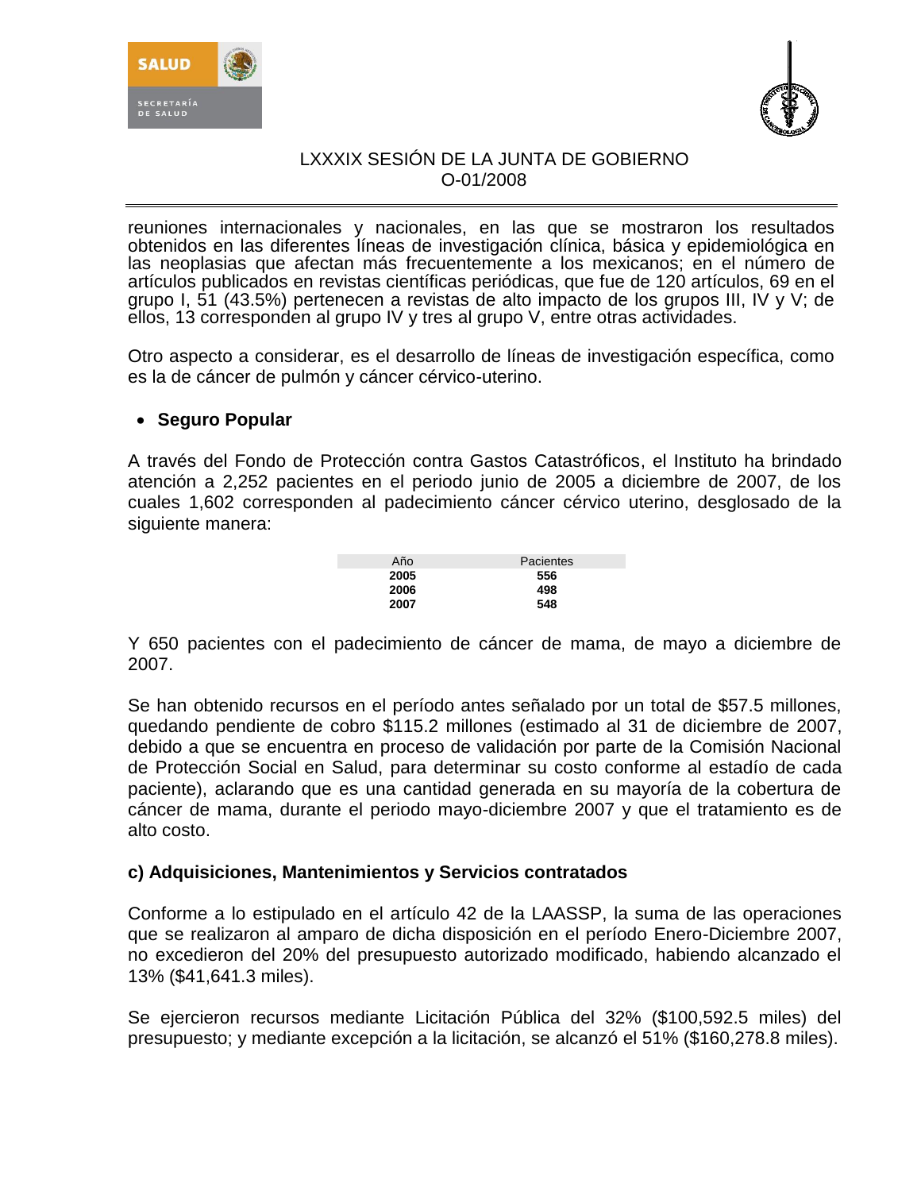reuniones internacionales y nacionales, en las que se mostraron los resultados obtenidos en las diferentes líneas de investigación clínica, básica y epidemiológica en las neoplasias que afectan más frecuentemente a los mexicanos; en el número de artículos publicados en revistas científicas periódicas, que fue de 120 artículos, 69 en el grupo I, 51 (43.5%) pertenecen a revistas de alto impacto de los grupos III, IV y V; de ellos, 13 corresponden al grupo IV y tres al grupo V, entre otras actividades.

Otro aspecto a considerar, es el desarrollo de líneas de investigación específica, como es la de cáncer de pulmón y cáncer cérvico-uterino.

- **Seguro Popular**

A través del Fondo de Protección contra Gastos Catastróficos, el Instituto ha brindado atención a 2,252 pacientes en el periodo junio de 2005 a diciembre de 2007, de los cuales 1,602 corresponden al padecimiento cáncer cérvico uterino, desglosado de la siguiente manera:

| Año | Pacientes |
|---|---|
| **2005** | **556** |
| **2006** | **498** |
| **2007** | **548** |

Y 650 pacientes con el padecimiento de cáncer de mama, de mayo a diciembre de 2007.

Se han obtenido recursos en el período antes señalado por un total de $57.5 millones, quedando pendiente de cobro $115.2 millones (estimado al 31 de diciembre de 2007, debido a que se encuentra en proceso de validación por parte de la Comisión Nacional de Protección Social en Salud, para determinar su costo conforme al estadío de cada paciente), aclarando que es una cantidad generada en su mayoría de la cobertura de cáncer de mama, durante el periodo mayo-diciembre 2007 y que el tratamiento es de alto costo.

**c) Adquisiciones, Mantenimientos y Servicios contratados**

Conforme a lo estipulado en el artículo 42 de la LAASSP, la suma de las operaciones que se realizaron al amparo de dicha disposición en el período Enero-Diciembre 2007, no excedieron del 20% del presupuesto autorizado modificado, habiendo alcanzado el 13% ($41,641.3 miles).

Se ejercieron recursos mediante Licitación Pública del 32% ($100,592.5 miles) del presupuesto; y mediante excepción a la licitación, se alcanzó el 51% ($160,278.8 miles).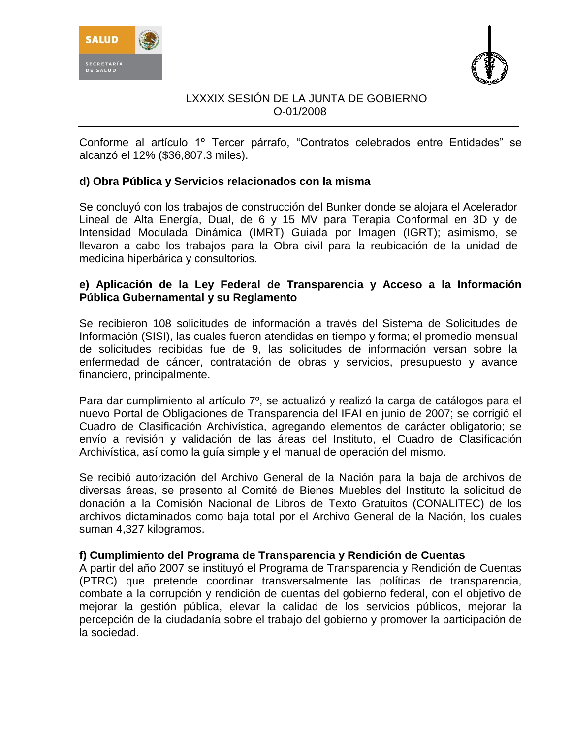Conforme al artículo 1º Tercer párrafo, “Contratos celebrados entre Entidades” se alcanzó el 12% ($36,807.3 miles).

**d) Obra Pública y Servicios relacionados con la misma**

Se concluyó con los trabajos de construcción del Bunker donde se alojara el Acelerador Lineal de Alta Energía, Dual, de 6 y 15 MV para Terapia Conformal en 3D y de Intensidad Modulada Dinámica (IMRT) Guiada por Imagen (IGRT); asimismo, se llevaron a cabo los trabajos para la Obra civil para la reubicación de la unidad de medicina hiperbárica y consultorios.

**e) Aplicación de la Ley Federal de Transparencia y Acceso a la Información Pública Gubernamental y su Reglamento**

Se recibieron 108 solicitudes de información a través del Sistema de Solicitudes de Información (SISI), las cuales fueron atendidas en tiempo y forma; el promedio mensual de solicitudes recibidas fue de 9, las solicitudes de información versan sobre la enfermedad de cáncer, contratación de obras y servicios, presupuesto y avance financiero, principalmente.

Para dar cumplimiento al artículo 7º, se actualizó y realizó la carga de catálogos para el nuevo Portal de Obligaciones de Transparencia del IFAI en junio de 2007; se corrigió el Cuadro de Clasificación Archivística, agregando elementos de carácter obligatorio; se envío a revisión y validación de las áreas del Instituto, el Cuadro de Clasificación Archivística, así como la guía simple y el manual de operación del mismo.

Se recibió autorización del Archivo General de la Nación para la baja de archivos de diversas áreas, se presento al Comité de Bienes Muebles del Instituto la solicitud de donación a la Comisión Nacional de Libros de Texto Gratuitos (CONALITEC) de los archivos dictaminados como baja total por el Archivo General de la Nación, los cuales suman 4,327 kilogramos.

**f) Cumplimiento del Programa de Transparencia y Rendición de Cuentas**

A partir del año 2007 se instituyó el Programa de Transparencia y Rendición de Cuentas (PTRC) que pretende coordinar transversalmente las políticas de transparencia, combate a la corrupción y rendición de cuentas del gobierno federal, con el objetivo de mejorar la gestión pública, elevar la calidad de los servicios públicos, mejorar la percepción de la ciudadanía sobre el trabajo del gobierno y promover la participación de la sociedad.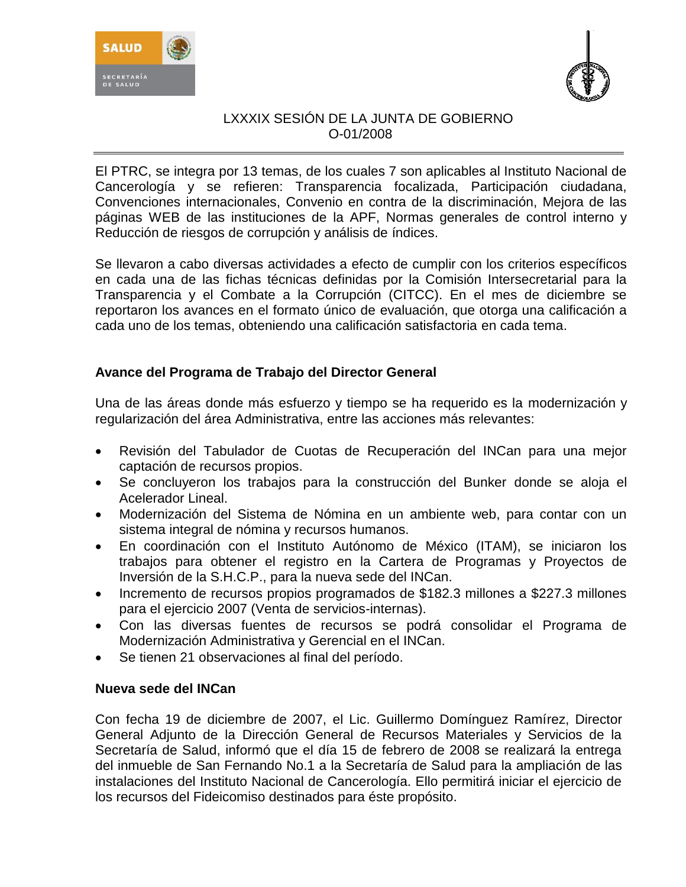El PTRC, se integra por 13 temas, de los cuales 7 son aplicables al Instituto Nacional de Cancerología y se refieren: Transparencia focalizada, Participación ciudadana, Convenciones internacionales, Convenio en contra de la discriminación, Mejora de las páginas WEB de las instituciones de la APF, Normas generales de control interno y Reducción de riesgos de corrupción y análisis de índices.

Se llevaron a cabo diversas actividades a efecto de cumplir con los criterios específicos en cada una de las fichas técnicas definidas por la Comisión Intersecretarial para la Transparencia y el Combate a la Corrupción (CITCC). En el mes de diciembre se reportaron los avances en el formato único de evaluación, que otorga una calificación a cada uno de los temas, obteniendo una calificación satisfactoria en cada tema.

**Avance del Programa de Trabajo del Director General**

Una de las áreas donde más esfuerzo y tiempo se ha requerido es la modernización y regularización del área Administrativa, entre las acciones más relevantes:

- Revisión del Tabulador de Cuotas de Recuperación del INCan para una mejor captación de recursos propios.
- Se concluyeron los trabajos para la construcción del Bunker donde se aloja el Acelerador Lineal.
- Modernización del Sistema de Nómina en un ambiente web, para contar con un sistema integral de nómina y recursos humanos.
- En coordinación con el Instituto Autónomo de México (ITAM), se iniciaron los trabajos para obtener el registro en la Cartera de Programas y Proyectos de Inversión de la S.H.C.P., para la nueva sede del INCan.
- Incremento de recursos propios programados de $182.3 millones a $227.3 millones para el ejercicio 2007 (Venta de servicios-internas).
- Con las diversas fuentes de recursos se podrá consolidar el Programa de Modernización Administrativa y Gerencial en el INCan.
- Se tienen 21 observaciones al final del período.

**Nueva sede del INCan**

Con fecha 19 de diciembre de 2007, el Lic. Guillermo Domínguez Ramírez, Director General Adjunto de la Dirección General de Recursos Materiales y Servicios de la Secretaría de Salud, informó que el día 15 de febrero de 2008 se realizará la entrega del inmueble de San Fernando No.1 a la Secretaría de Salud para la ampliación de las instalaciones del Instituto Nacional de Cancerología. Ello permitirá iniciar el ejercicio de los recursos del Fideicomiso destinados para éste propósito.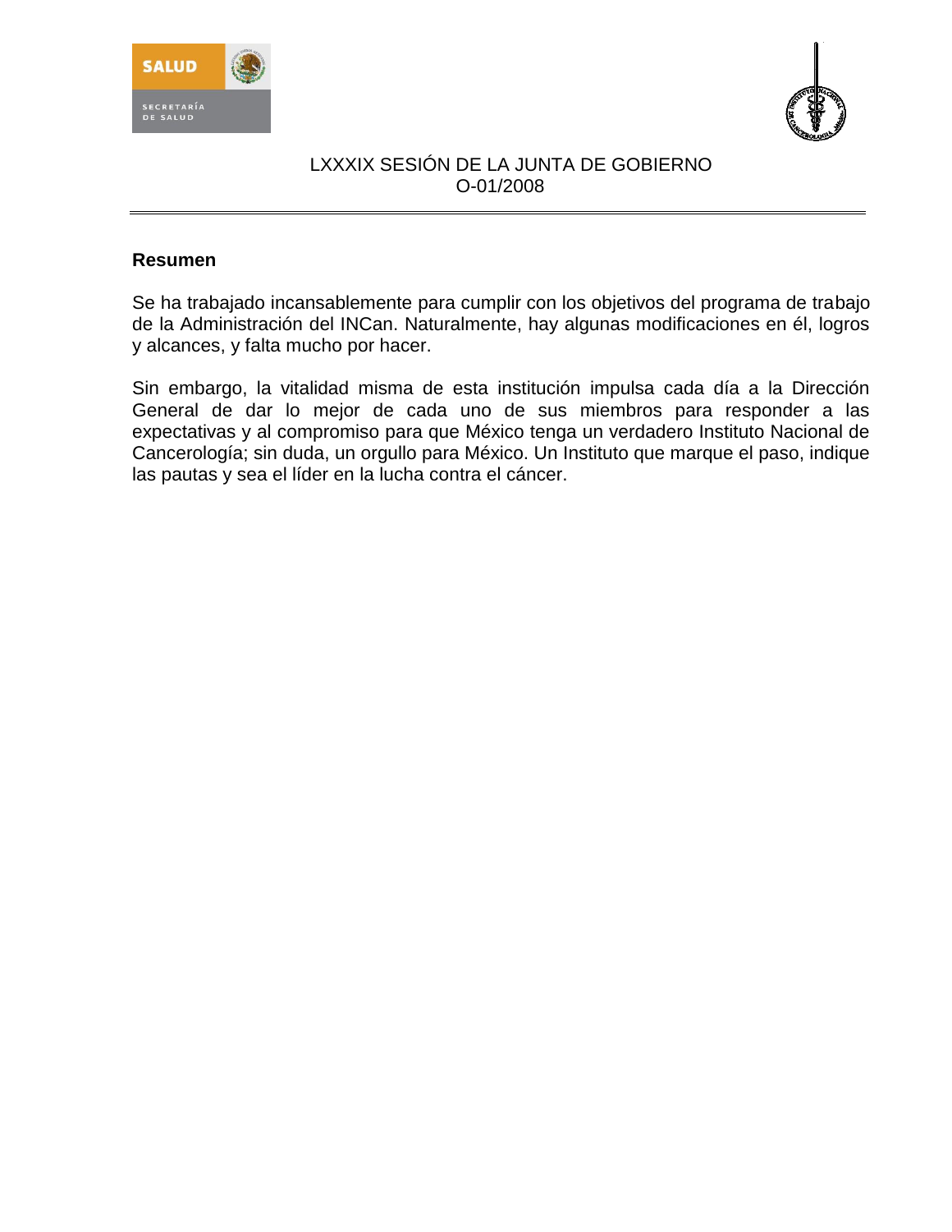LXXXIX SESIÓN DE LA JUNTA DE GOBIERNO
O-01/2008

## Resumen

Se ha trabajado incansablemente para cumplir con los objetivos del programa de trabajo de la Administración del INCan. Naturalmente, hay algunas modificaciones en él, logros y alcances, y falta mucho por hacer.

Sin embargo, la vitalidad misma de esta institución impulsa cada día a la Dirección General de dar lo mejor de cada uno de sus miembros para responder a las expectativas y al compromiso para que México tenga un verdadero Instituto Nacional de Cancerología; sin duda, un orgullo para México. Un Instituto que marque el paso, indique las pautas y sea el líder en la lucha contra el cáncer.